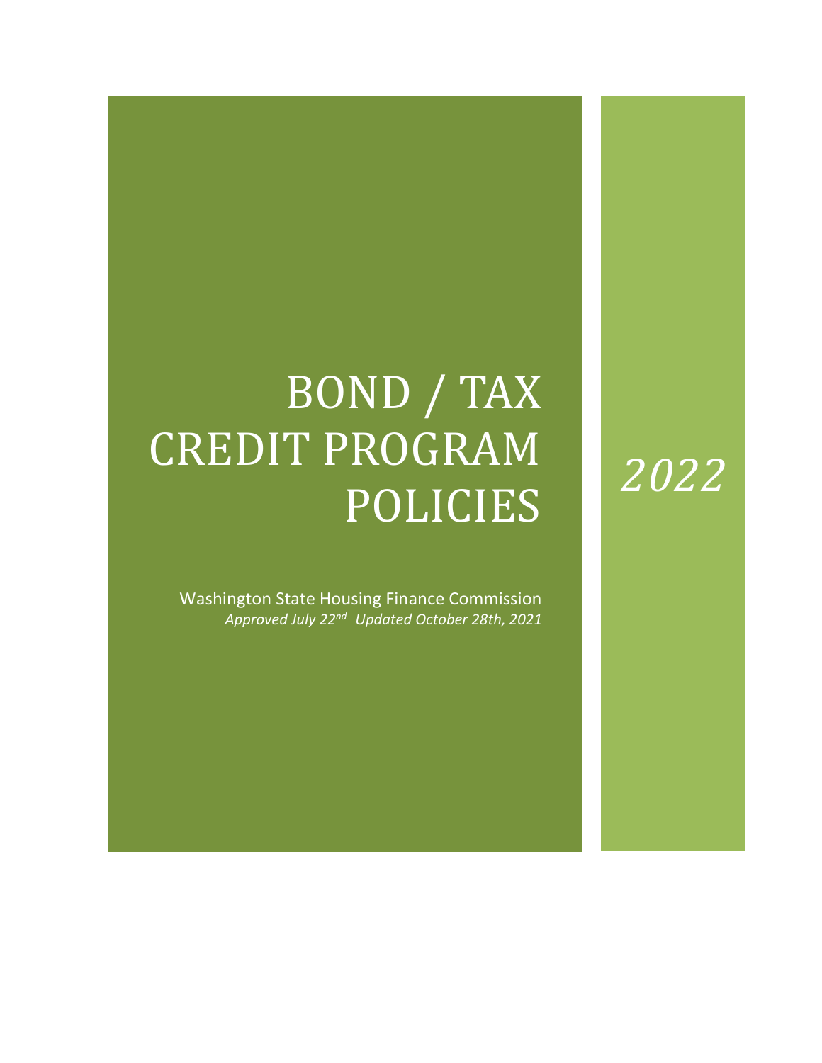# BOND / TAX CREDIT PROGRAM POLICIES

*2022*

Washington State Housing Finance Commission

*Approved July 22nd Updated October 28th, 2021*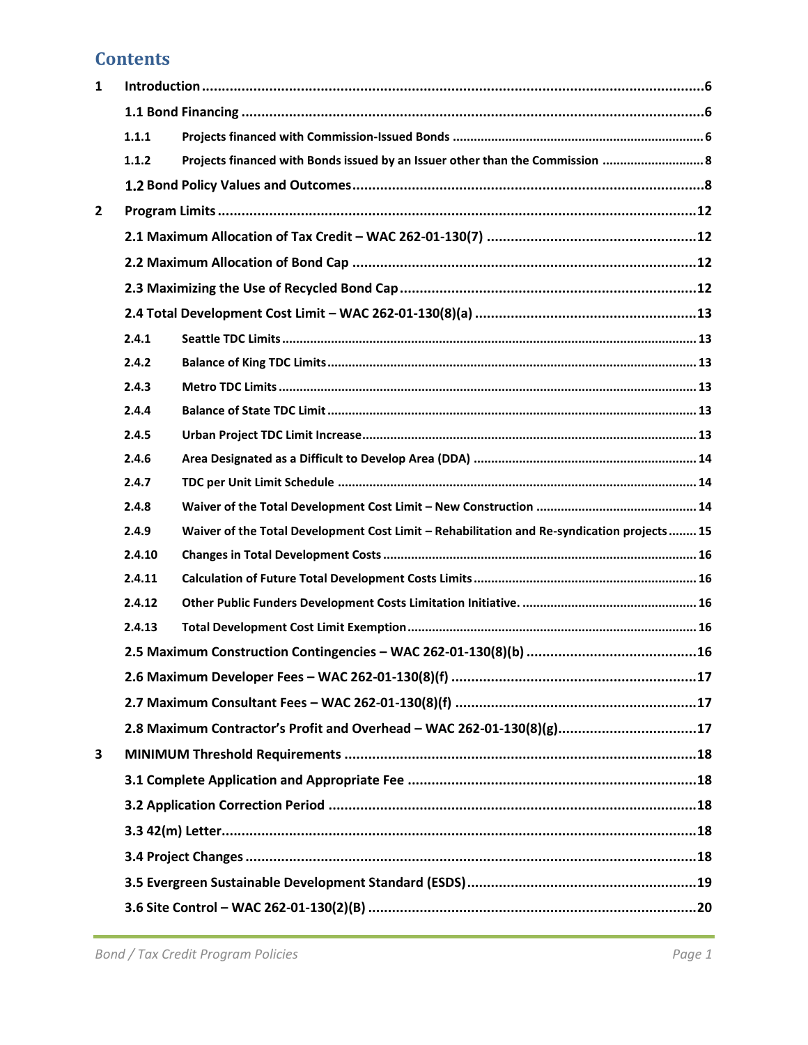# Contents

1 Introduction ....................................................................................................................6

1.1 Bond Financing ............................................................................................................6

1.1.1 Projects financed with Commission-Issued Bonds ........................................................6

1.1.2 Projects financed with Bonds issued by an Issuer other than the Commission ..........8

1.2 Bond Policy Values and Outcomes ...............................................................................8

2 Program Limits ..............................................................................................................12

2.1 Maximum Allocation of Tax Credit – WAC 262-01-130(7) ...........................................12

2.2 Maximum Allocation of Bond Cap ...............................................................................12

2.3 Maximizing the Use of Recycled Bond Cap ..................................................................12

2.4 Total Development Cost Limit – WAC 262-01-130(8)(a) ..............................................13

2.4.1 Seattle TDC Limits ....................................................................................................13

2.4.2 Balance of King TDC Limits .......................................................................................13

2.4.3 Metro TDC Limits .....................................................................................................13

2.4.4 Balance of State TDC Limit ........................................................................................13

2.4.5 Urban Project TDC Limit Increase ..............................................................................13

2.4.6 Area Designated as a Difficult to Develop Area (DDA) ..............................................14

2.4.7 TDC per Unit Limit Schedule ....................................................................................14

2.4.8 Waiver of the Total Development Cost Limit – New Construction ............................14

2.4.9 Waiver of the Total Development Cost Limit – Rehabilitation and Re-syndication projects ........15

2.4.10 Changes in Total Development Costs .......................................................................16

2.4.11 Calculation of Future Total Development Costs Limits ..............................................16

2.4.12 Other Public Funders Development Costs Limitation Initiative. ................................16

2.4.13 Total Development Cost Limit Exemption .................................................................16

2.5 Maximum Construction Contingencies – WAC 262-01-130(8)(b) ..................................16

2.6 Maximum Developer Fees – WAC 262-01-130(8)(f) .....................................................17

2.7 Maximum Consultant Fees – WAC 262-01-130(8)(f) ....................................................17

2.8 Maximum Contractor's Profit and Overhead – WAC 262-01-130(8)(g) ..........................17

3 MINIMUM Threshold Requirements ...............................................................................18

3.1 Complete Application and Appropriate Fee ................................................................18

3.2 Application Correction Period ....................................................................................18

3.3 42(m) Letter ...............................................................................................................18

3.4 Project Changes .........................................................................................................18

3.5 Evergreen Sustainable Development Standard (ESDS) .................................................19

3.6 Site Control – WAC 262-01-130(2)(B) ..........................................................................20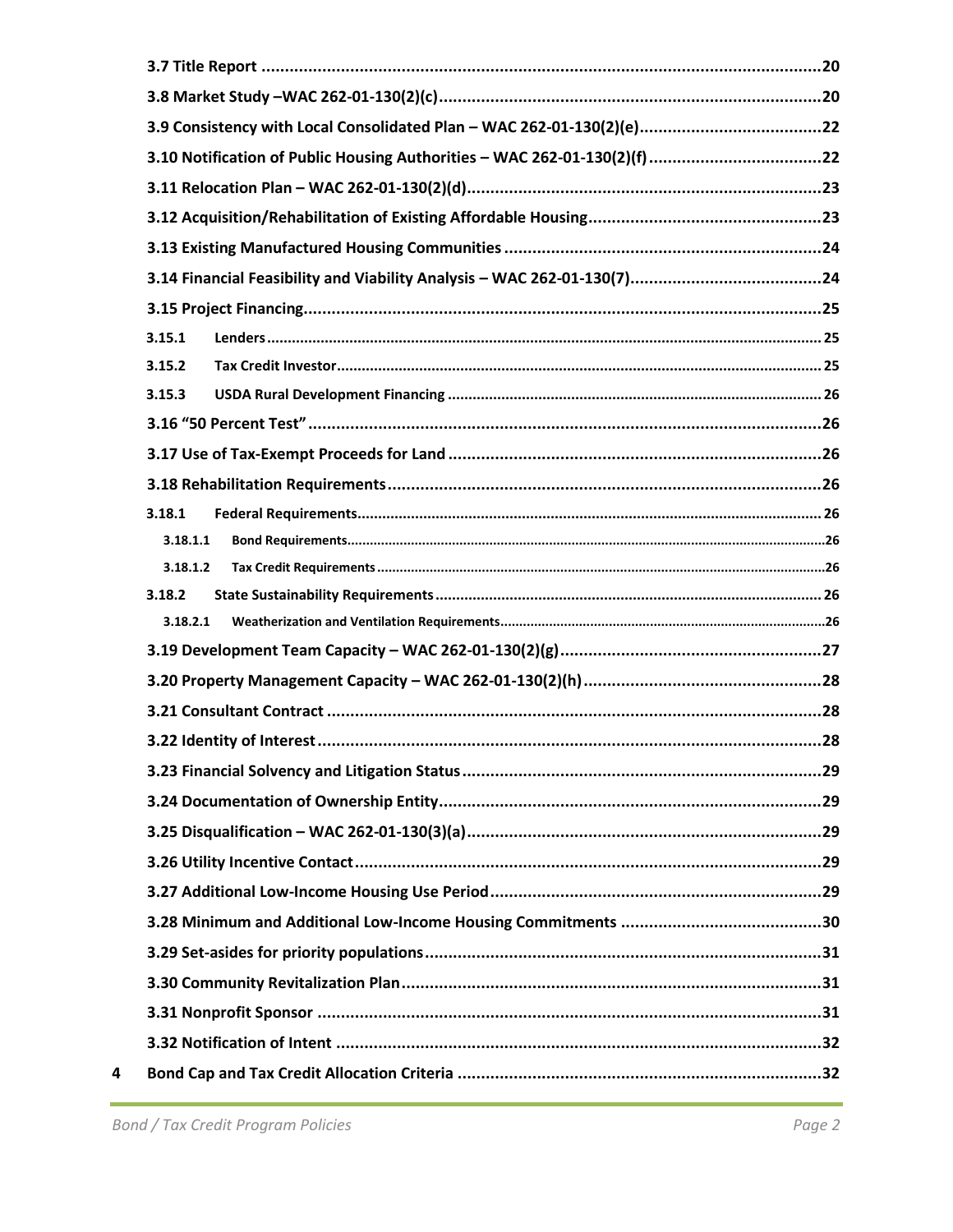3.7 Title Report ..... 20

3.8 Market Study –WAC 262-01-130(2)(c) ..... 20

3.9 Consistency with Local Consolidated Plan – WAC 262-01-130(2)(e) ..... 22

3.10 Notification of Public Housing Authorities – WAC 262-01-130(2)(f) ..... 22

3.11 Relocation Plan – WAC 262-01-130(2)(d) ..... 23

3.12 Acquisition/Rehabilitation of Existing Affordable Housing ..... 23

3.13 Existing Manufactured Housing Communities ..... 24

3.14 Financial Feasibility and Viability Analysis – WAC 262-01-130(7) ..... 24

3.15 Project Financing ..... 25

- 3.15.1 Lenders ..... 25
- 3.15.2 Tax Credit Investor ..... 25
- 3.15.3 USDA Rural Development Financing ..... 26

3.16 "50 Percent Test" ..... 26

3.17 Use of Tax-Exempt Proceeds for Land ..... 26

3.18 Rehabilitation Requirements ..... 26

- 3.18.1 Federal Requirements ..... 26
  - 3.18.1.1 Bond Requirements ..... 26
  - 3.18.1.2 Tax Credit Requirements ..... 26
- 3.18.2 State Sustainability Requirements ..... 26
  - 3.18.2.1 Weatherization and Ventilation Requirements ..... 26

3.19 Development Team Capacity – WAC 262-01-130(2)(g) ..... 27

3.20 Property Management Capacity – WAC 262-01-130(2)(h) ..... 28

3.21 Consultant Contract ..... 28

3.22 Identity of Interest ..... 28

3.23 Financial Solvency and Litigation Status ..... 29

3.24 Documentation of Ownership Entity ..... 29

3.25 Disqualification – WAC 262-01-130(3)(a) ..... 29

3.26 Utility Incentive Contact ..... 29

3.27 Additional Low-Income Housing Use Period ..... 29

3.28 Minimum and Additional Low-Income Housing Commitments ..... 30

3.29 Set-asides for priority populations ..... 31

3.30 Community Revitalization Plan ..... 31

3.31 Nonprofit Sponsor ..... 31

3.32 Notification of Intent ..... 32

4 Bond Cap and Tax Credit Allocation Criteria ..... 32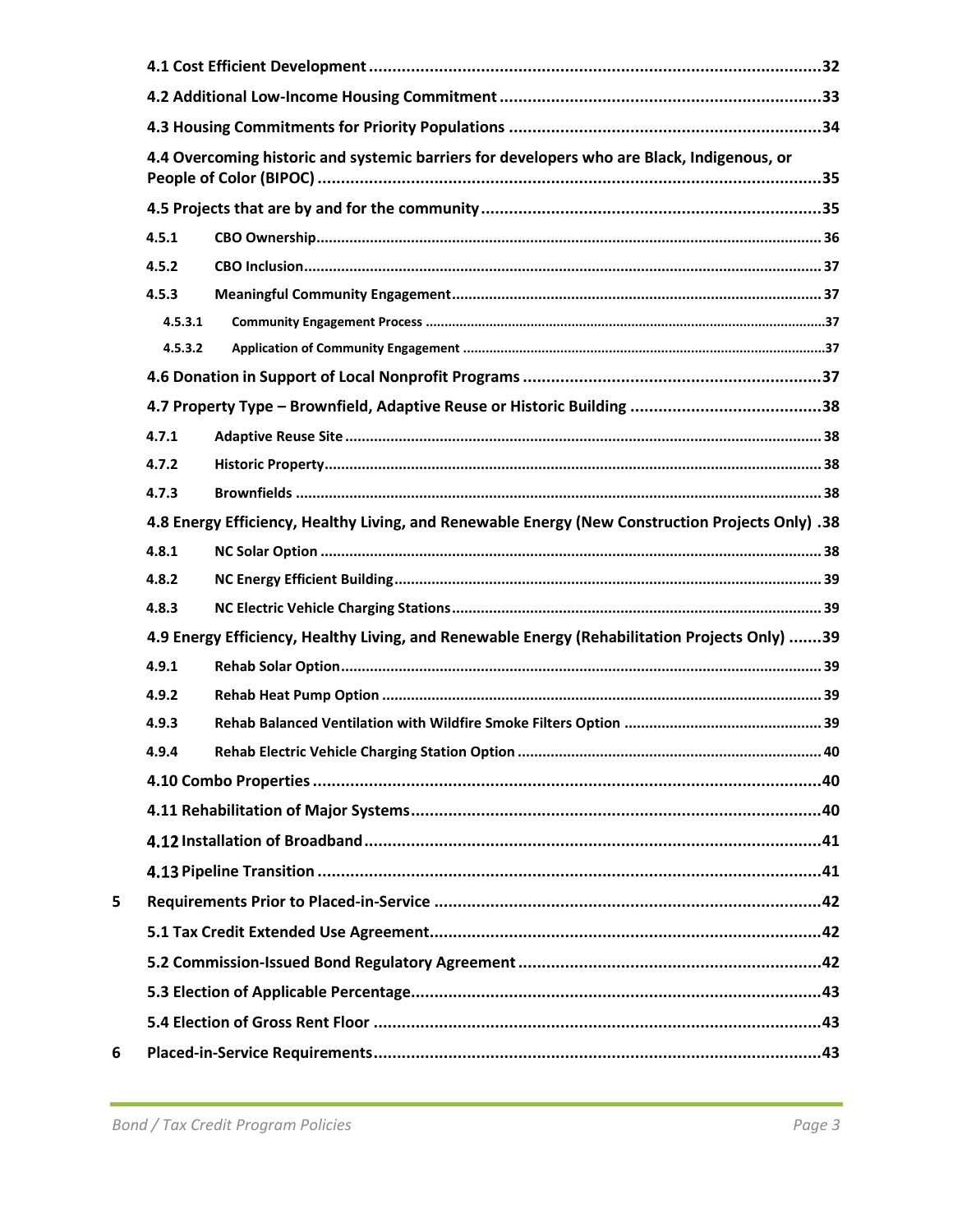4.1 Cost Efficient Development ....................................................................................................32

4.2 Additional Low-Income Housing Commitment ......................................................................33

4.3 Housing Commitments for Priority Populations ....................................................................34

4.4 Overcoming historic and systemic barriers for developers who are Black, Indigenous, or People of Color (BIPOC) ..............................................................................................................35

4.5 Projects that are by and for the community .........................................................................35

4.5.1 CBO Ownership ....................................................................................................................... 36

4.5.2 CBO Inclusion .......................................................................................................................... 37

4.5.3 Meaningful Community Engagement ..................................................................................... 37

4.5.3.1 Community Engagement Process ........................................................................................37

4.5.3.2 Application of Community Engagement ..............................................................................37

4.6 Donation in Support of Local Nonprofit Programs .................................................................37

4.7 Property Type – Brownfield, Adaptive Reuse or Historic Building ..........................................38

4.7.1 Adaptive Reuse Site ................................................................................................................ 38

4.7.2 Historic Property ..................................................................................................................... 38

4.7.3 Brownfields ............................................................................................................................. 38

4.8 Energy Efficiency, Healthy Living, and Renewable Energy (New Construction Projects Only) .38

4.8.1 NC Solar Option ....................................................................................................................... 38

4.8.2 NC Energy Efficient Building ................................................................................................... 39

4.8.3 NC Electric Vehicle Charging Stations ..................................................................................... 39

4.9 Energy Efficiency, Healthy Living, and Renewable Energy (Rehabilitation Projects Only) .......39

4.9.1 Rehab Solar Option ................................................................................................................. 39

4.9.2 Rehab Heat Pump Option ....................................................................................................... 39

4.9.3 Rehab Balanced Ventilation with Wildfire Smoke Filters Option ............................................ 39

4.9.4 Rehab Electric Vehicle Charging Station Option .................................................................... 40

4.10 Combo Properties ................................................................................................................40

4.11 Rehabilitation of Major Systems ..........................................................................................40

4.12 Installation of Broadband .....................................................................................................41

4.13 Pipeline Transition ...............................................................................................................41

5 Requirements Prior to Placed-in-Service ....................................................................................42

5.1 Tax Credit Extended Use Agreement .......................................................................................42

5.2 Commission-Issued Bond Regulatory Agreement ...................................................................42

5.3 Election of Applicable Percentage ...........................................................................................43

5.4 Election of Gross Rent Floor ....................................................................................................43

6 Placed-in-Service Requirements .................................................................................................43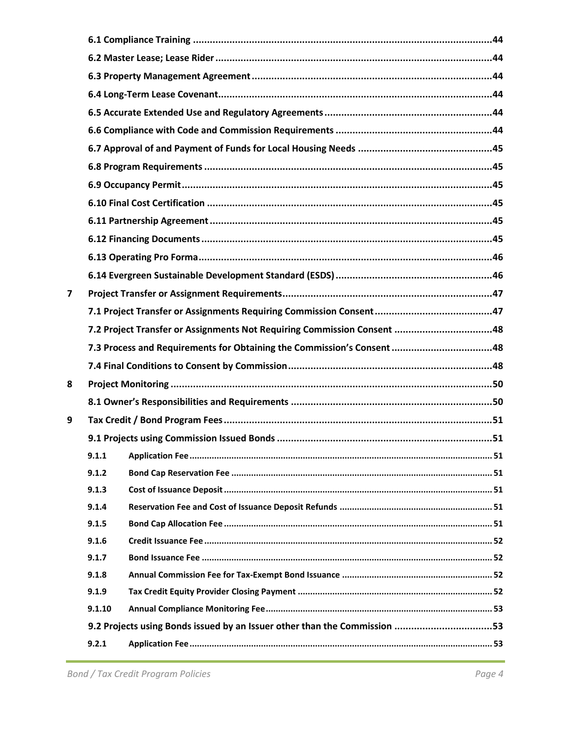6.1 Compliance Training ........................................................................................................44

6.2 Master Lease; Lease Rider ..................................................................................................44

6.3 Property Management Agreement ......................................................................................44

6.4 Long-Term Lease Covenant..................................................................................................44

6.5 Accurate Extended Use and Regulatory Agreements ..........................................................44

6.6 Compliance with Code and Commission Requirements ......................................................44

6.7 Approval of and Payment of Funds for Local Housing Needs ..............................................45

6.8 Program Requirements ......................................................................................................45

6.9 Occupancy Permit...............................................................................................................45

6.10 Final Cost Certification ......................................................................................................45

6.11 Partnership Agreement .....................................................................................................45

6.12 Financing Documents ........................................................................................................45

6.13 Operating Pro Forma.........................................................................................................46

6.14 Evergreen Sustainable Development Standard (ESDS) ........................................................46

7 Project Transfer or Assignment Requirements ........................................................................47

7.1 Project Transfer or Assignments Requiring Commission Consent .........................................47

7.2 Project Transfer or Assignments Not Requiring Commission Consent ..................................48

7.3 Process and Requirements for Obtaining the Commission's Consent ....................................48

7.4 Final Conditions to Consent by Commission ........................................................................48

8 Project Monitoring ..................................................................................................................50

8.1 Owner's Responsibilities and Requirements ........................................................................50

9 Tax Credit / Bond Program Fees ...............................................................................................51

9.1 Projects using Commission Issued Bonds .............................................................................51

9.1.1 Application Fee .............................................................................................................51

9.1.2 Bond Cap Reservation Fee .............................................................................................51

9.1.3 Cost of Issuance Deposit ................................................................................................51

9.1.4 Reservation Fee and Cost of Issuance Deposit Refunds ..................................................51

9.1.5 Bond Cap Allocation Fee ................................................................................................51

9.1.6 Credit Issuance Fee ........................................................................................................52

9.1.7 Bond Issuance Fee .........................................................................................................52

9.1.8 Annual Commission Fee for Tax-Exempt Bond Issuance ..................................................52

9.1.9 Tax Credit Equity Provider Closing Payment ....................................................................52

9.1.10 Annual Compliance Monitoring Fee...............................................................................53

9.2 Projects using Bonds issued by an Issuer other than the Commission ....................................53

9.2.1 Application Fee .............................................................................................................53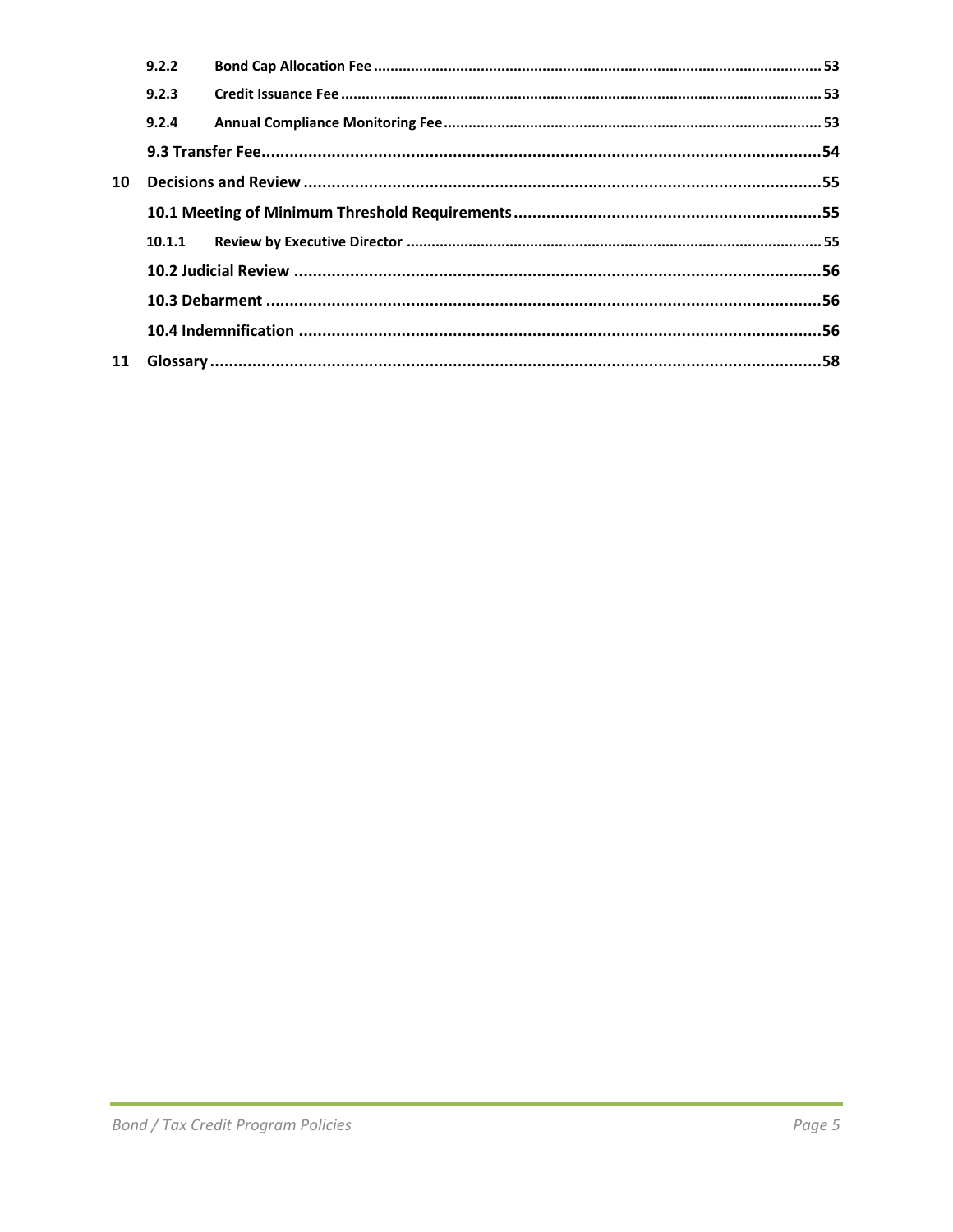| | | |
|---|---|---|
| 9.2.2 | **Bond Cap Allocation Fee** | 53 |
| 9.2.3 | **Credit Issuance Fee** | 53 |
| 9.2.4 | **Annual Compliance Monitoring Fee** | 53 |
| | **9.3 Transfer Fee** | 54 |
| **10** | **Decisions and Review** | 55 |
| | **10.1 Meeting of Minimum Threshold Requirements** | 55 |
| 10.1.1 | **Review by Executive Director** | 55 |
| | **10.2 Judicial Review** | 56 |
| | **10.3 Debarment** | 56 |
| | **10.4 Indemnification** | 56 |
| **11** | **Glossary** | 58 |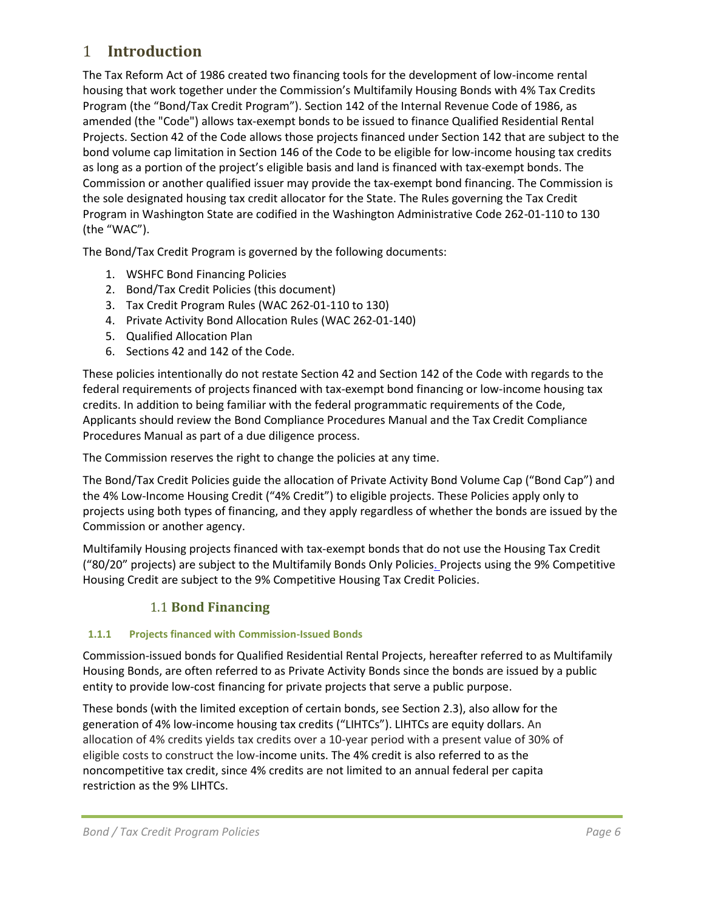# 1 Introduction

The Tax Reform Act of 1986 created two financing tools for the development of low-income rental housing that work together under the Commission's Multifamily Housing Bonds with 4% Tax Credits Program (the "Bond/Tax Credit Program"). Section 142 of the Internal Revenue Code of 1986, as amended (the "Code") allows tax-exempt bonds to be issued to finance Qualified Residential Rental Projects. Section 42 of the Code allows those projects financed under Section 142 that are subject to the bond volume cap limitation in Section 146 of the Code to be eligible for low-income housing tax credits as long as a portion of the project's eligible basis and land is financed with tax-exempt bonds. The Commission or another qualified issuer may provide the tax-exempt bond financing. The Commission is the sole designated housing tax credit allocator for the State. The Rules governing the Tax Credit Program in Washington State are codified in the Washington Administrative Code 262-01-110 to 130 (the "WAC").

The Bond/Tax Credit Program is governed by the following documents:

1. WSHFC Bond Financing Policies
2. Bond/Tax Credit Policies (this document)
3. Tax Credit Program Rules (WAC 262-01-110 to 130)
4. Private Activity Bond Allocation Rules (WAC 262-01-140)
5. Qualified Allocation Plan
6. Sections 42 and 142 of the Code.

These policies intentionally do not restate Section 42 and Section 142 of the Code with regards to the federal requirements of projects financed with tax-exempt bond financing or low-income housing tax credits. In addition to being familiar with the federal programmatic requirements of the Code, Applicants should review the Bond Compliance Procedures Manual and the Tax Credit Compliance Procedures Manual as part of a due diligence process.

The Commission reserves the right to change the policies at any time.

The Bond/Tax Credit Policies guide the allocation of Private Activity Bond Volume Cap ("Bond Cap") and the 4% Low-Income Housing Credit ("4% Credit") to eligible projects. These Policies apply only to projects using both types of financing, and they apply regardless of whether the bonds are issued by the Commission or another agency.

Multifamily Housing projects financed with tax-exempt bonds that do not use the Housing Tax Credit ("80/20" projects) are subject to the Multifamily Bonds Only Policies. Projects using the 9% Competitive Housing Credit are subject to the 9% Competitive Housing Tax Credit Policies.

## 1.1 Bond Financing

### 1.1.1 Projects financed with Commission-Issued Bonds

Commission-issued bonds for Qualified Residential Rental Projects, hereafter referred to as Multifamily Housing Bonds, are often referred to as Private Activity Bonds since the bonds are issued by a public entity to provide low-cost financing for private projects that serve a public purpose.

These bonds (with the limited exception of certain bonds, see Section 2.3), also allow for the generation of 4% low-income housing tax credits ("LIHTCs"). LIHTCs are equity dollars. An allocation of 4% credits yields tax credits over a 10-year period with a present value of 30% of eligible costs to construct the low-income units. The 4% credit is also referred to as the noncompetitive tax credit, since 4% credits are not limited to an annual federal per capita restriction as the 9% LIHTCs.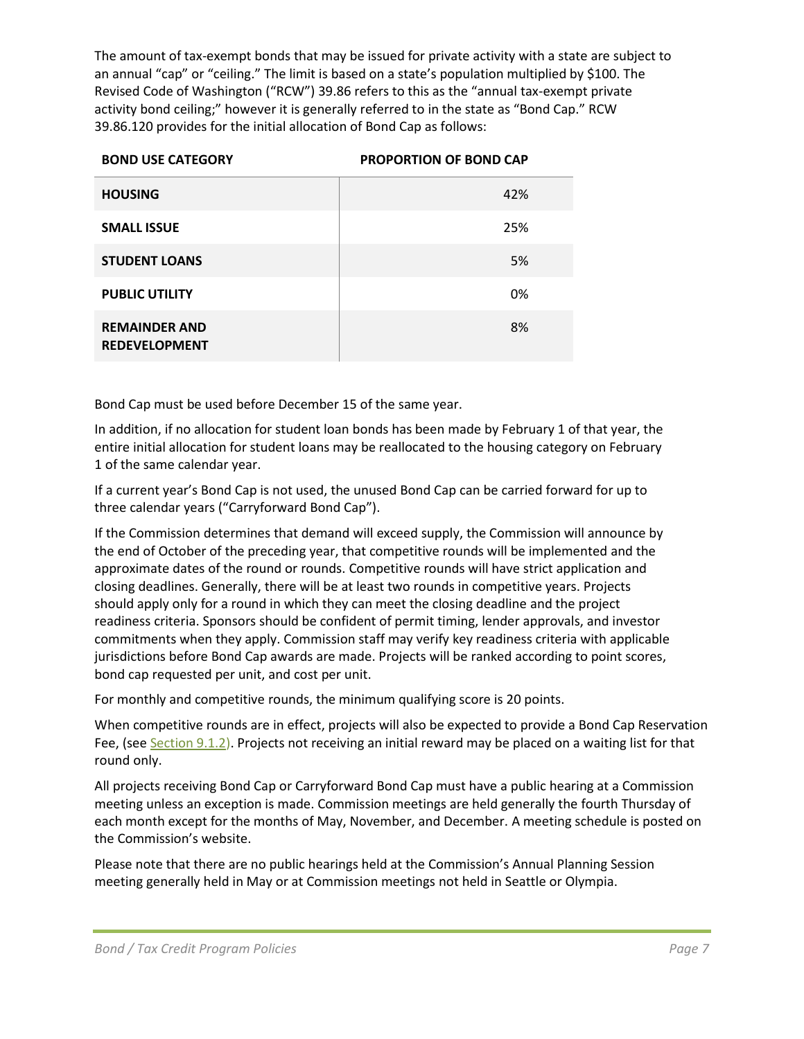The amount of tax-exempt bonds that may be issued for private activity with a state are subject to an annual "cap" or "ceiling." The limit is based on a state's population multiplied by $100. The Revised Code of Washington ("RCW") 39.86 refers to this as the "annual tax-exempt private activity bond ceiling;" however it is generally referred to in the state as "Bond Cap." RCW 39.86.120 provides for the initial allocation of Bond Cap as follows:

| BOND USE CATEGORY | PROPORTION OF BOND CAP |
|---|---|
| HOUSING | 42% |
| SMALL ISSUE | 25% |
| STUDENT LOANS | 5% |
| PUBLIC UTILITY | 0% |
| REMAINDER AND REDEVELOPMENT | 8% |

Bond Cap must be used before December 15 of the same year.

In addition, if no allocation for student loan bonds has been made by February 1 of that year, the entire initial allocation for student loans may be reallocated to the housing category on February 1 of the same calendar year.

If a current year's Bond Cap is not used, the unused Bond Cap can be carried forward for up to three calendar years ("Carryforward Bond Cap").

If the Commission determines that demand will exceed supply, the Commission will announce by the end of October of the preceding year, that competitive rounds will be implemented and the approximate dates of the round or rounds. Competitive rounds will have strict application and closing deadlines. Generally, there will be at least two rounds in competitive years. Projects should apply only for a round in which they can meet the closing deadline and the project readiness criteria. Sponsors should be confident of permit timing, lender approvals, and investor commitments when they apply. Commission staff may verify key readiness criteria with applicable jurisdictions before Bond Cap awards are made. Projects will be ranked according to point scores, bond cap requested per unit, and cost per unit.

For monthly and competitive rounds, the minimum qualifying score is 20 points.

When competitive rounds are in effect, projects will also be expected to provide a Bond Cap Reservation Fee, (see Section 9.1.2). Projects not receiving an initial reward may be placed on a waiting list for that round only.

All projects receiving Bond Cap or Carryforward Bond Cap must have a public hearing at a Commission meeting unless an exception is made. Commission meetings are held generally the fourth Thursday of each month except for the months of May, November, and December. A meeting schedule is posted on the Commission's website.

Please note that there are no public hearings held at the Commission's Annual Planning Session meeting generally held in May or at Commission meetings not held in Seattle or Olympia.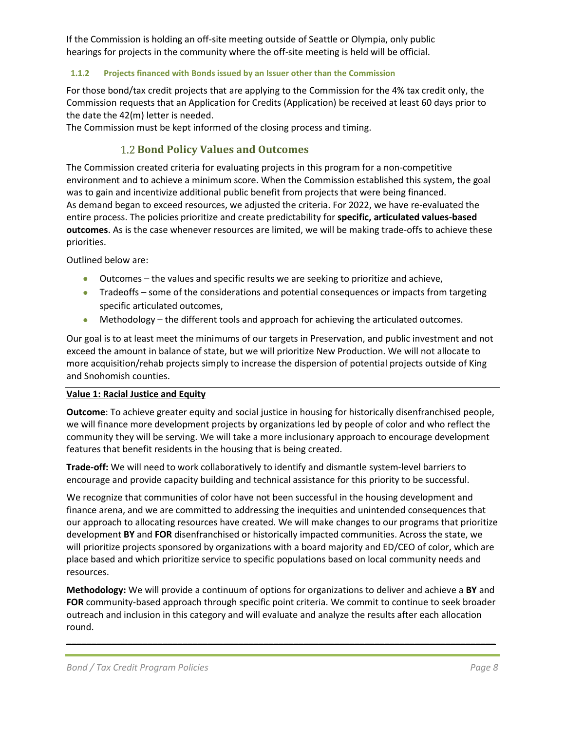If the Commission is holding an off-site meeting outside of Seattle or Olympia, only public hearings for projects in the community where the off-site meeting is held will be official.

#### 1.1.2 Projects financed with Bonds issued by an Issuer other than the Commission

For those bond/tax credit projects that are applying to the Commission for the 4% tax credit only, the Commission requests that an Application for Credits (Application) be received at least 60 days prior to the date the 42(m) letter is needed.

The Commission must be kept informed of the closing process and timing.

## 1.2 Bond Policy Values and Outcomes

The Commission created criteria for evaluating projects in this program for a non-competitive environment and to achieve a minimum score. When the Commission established this system, the goal was to gain and incentivize additional public benefit from projects that were being financed. As demand began to exceed resources, we adjusted the criteria. For 2022, we have re-evaluated the entire process. The policies prioritize and create predictability for **specific, articulated values-based outcomes**. As is the case whenever resources are limited, we will be making trade-offs to achieve these priorities.

Outlined below are:

- Outcomes – the values and specific results we are seeking to prioritize and achieve,
- Tradeoffs – some of the considerations and potential consequences or impacts from targeting specific articulated outcomes,
- Methodology – the different tools and approach for achieving the articulated outcomes.

Our goal is to at least meet the minimums of our targets in Preservation, and public investment and not exceed the amount in balance of state, but we will prioritize New Production. We will not allocate to more acquisition/rehab projects simply to increase the dispersion of potential projects outside of King and Snohomish counties.

**Value 1: Racial Justice and Equity**

**Outcome**: To achieve greater equity and social justice in housing for historically disenfranchised people, we will finance more development projects by organizations led by people of color and who reflect the community they will be serving. We will take a more inclusionary approach to encourage development features that benefit residents in the housing that is being created.

**Trade-off:** We will need to work collaboratively to identify and dismantle system-level barriers to encourage and provide capacity building and technical assistance for this priority to be successful.

We recognize that communities of color have not been successful in the housing development and finance arena, and we are committed to addressing the inequities and unintended consequences that our approach to allocating resources have created. We will make changes to our programs that prioritize development **BY** and **FOR** disenfranchised or historically impacted communities. Across the state, we will prioritize projects sponsored by organizations with a board majority and ED/CEO of color, which are place based and which prioritize service to specific populations based on local community needs and resources.

**Methodology:** We will provide a continuum of options for organizations to deliver and achieve a **BY** and **FOR** community-based approach through specific point criteria. We commit to continue to seek broader outreach and inclusion in this category and will evaluate and analyze the results after each allocation round.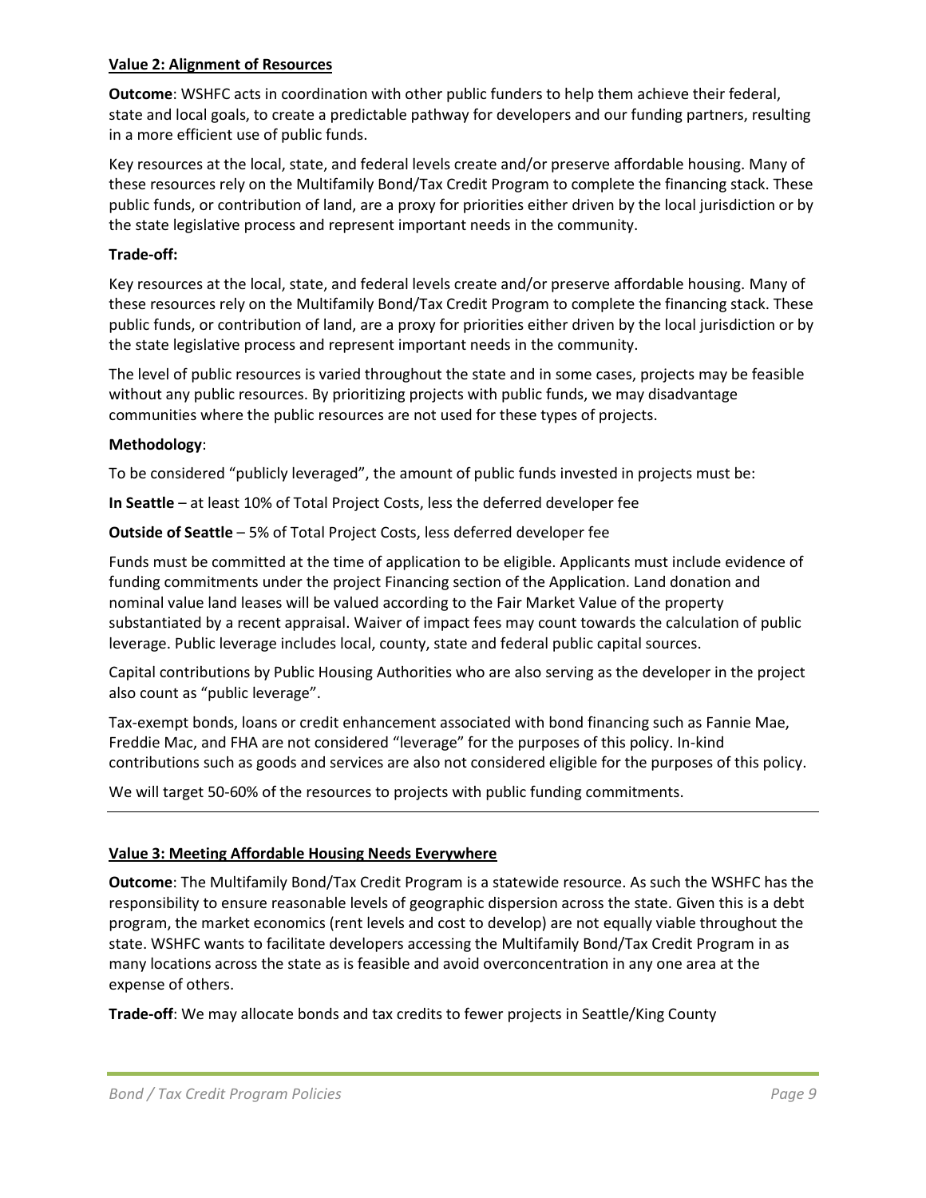**Value 2: Alignment of Resources**

**Outcome**: WSHFC acts in coordination with other public funders to help them achieve their federal, state and local goals, to create a predictable pathway for developers and our funding partners, resulting in a more efficient use of public funds.

Key resources at the local, state, and federal levels create and/or preserve affordable housing. Many of these resources rely on the Multifamily Bond/Tax Credit Program to complete the financing stack. These public funds, or contribution of land, are a proxy for priorities either driven by the local jurisdiction or by the state legislative process and represent important needs in the community.

**Trade-off:**

Key resources at the local, state, and federal levels create and/or preserve affordable housing. Many of these resources rely on the Multifamily Bond/Tax Credit Program to complete the financing stack. These public funds, or contribution of land, are a proxy for priorities either driven by the local jurisdiction or by the state legislative process and represent important needs in the community.

The level of public resources is varied throughout the state and in some cases, projects may be feasible without any public resources. By prioritizing projects with public funds, we may disadvantage communities where the public resources are not used for these types of projects.

**Methodology**:

To be considered "publicly leveraged", the amount of public funds invested in projects must be:

**In Seattle** – at least 10% of Total Project Costs, less the deferred developer fee

**Outside of Seattle** – 5% of Total Project Costs, less deferred developer fee

Funds must be committed at the time of application to be eligible. Applicants must include evidence of funding commitments under the project Financing section of the Application. Land donation and nominal value land leases will be valued according to the Fair Market Value of the property substantiated by a recent appraisal. Waiver of impact fees may count towards the calculation of public leverage. Public leverage includes local, county, state and federal public capital sources.

Capital contributions by Public Housing Authorities who are also serving as the developer in the project also count as "public leverage".

Tax-exempt bonds, loans or credit enhancement associated with bond financing such as Fannie Mae, Freddie Mac, and FHA are not considered "leverage" for the purposes of this policy. In-kind contributions such as goods and services are also not considered eligible for the purposes of this policy.

We will target 50-60% of the resources to projects with public funding commitments.

---

**Value 3: Meeting Affordable Housing Needs Everywhere**

**Outcome**: The Multifamily Bond/Tax Credit Program is a statewide resource. As such the WSHFC has the responsibility to ensure reasonable levels of geographic dispersion across the state. Given this is a debt program, the market economics (rent levels and cost to develop) are not equally viable throughout the state. WSHFC wants to facilitate developers accessing the Multifamily Bond/Tax Credit Program in as many locations across the state as is feasible and avoid overconcentration in any one area at the expense of others.

**Trade-off**: We may allocate bonds and tax credits to fewer projects in Seattle/King County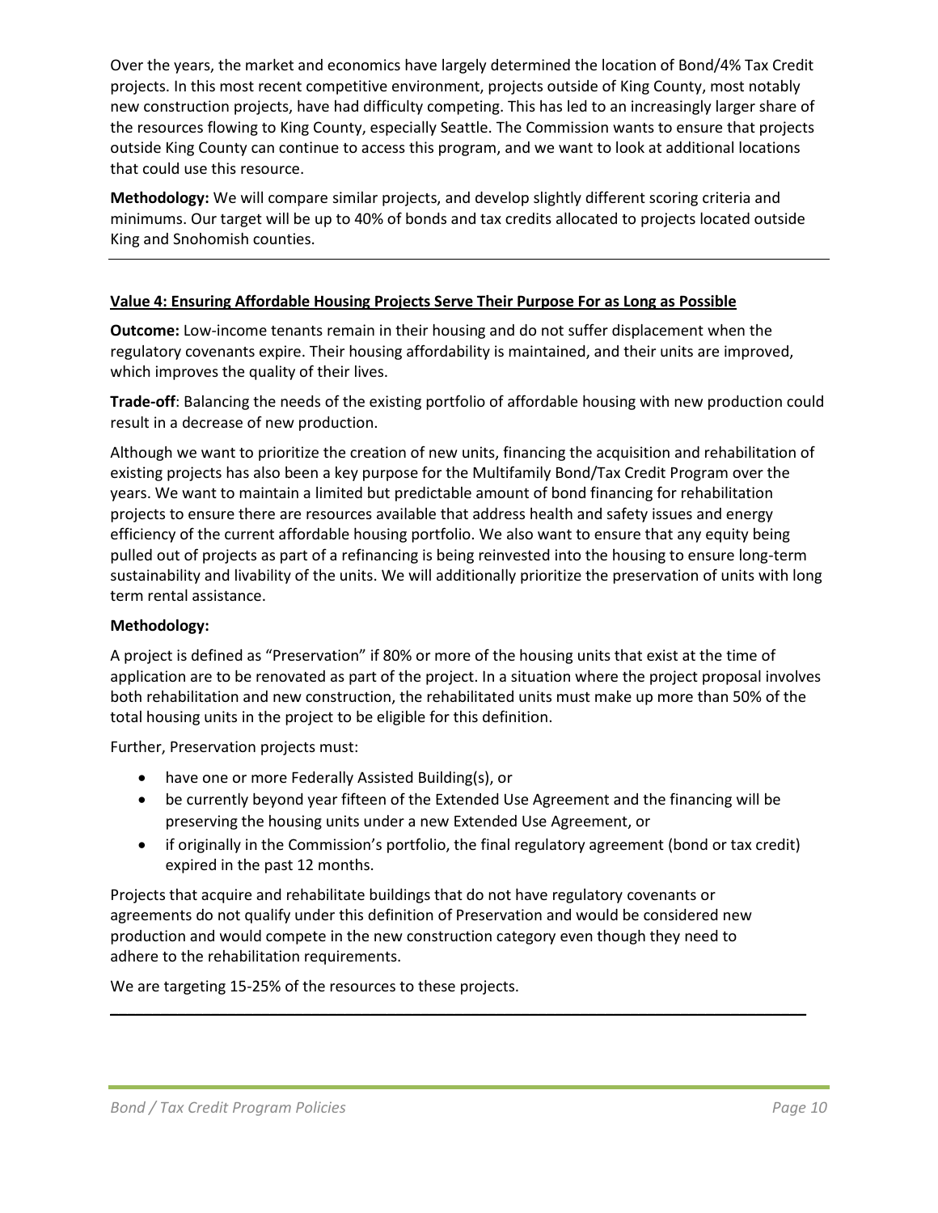Over the years, the market and economics have largely determined the location of Bond/4% Tax Credit projects. In this most recent competitive environment, projects outside of King County, most notably new construction projects, have had difficulty competing. This has led to an increasingly larger share of the resources flowing to King County, especially Seattle. The Commission wants to ensure that projects outside King County can continue to access this program, and we want to look at additional locations that could use this resource.

**Methodology:** We will compare similar projects, and develop slightly different scoring criteria and minimums. Our target will be up to 40% of bonds and tax credits allocated to projects located outside King and Snohomish counties.

---

**Value 4: Ensuring Affordable Housing Projects Serve Their Purpose For as Long as Possible**

**Outcome:** Low-income tenants remain in their housing and do not suffer displacement when the regulatory covenants expire. Their housing affordability is maintained, and their units are improved, which improves the quality of their lives.

**Trade-off**: Balancing the needs of the existing portfolio of affordable housing with new production could result in a decrease of new production.

Although we want to prioritize the creation of new units, financing the acquisition and rehabilitation of existing projects has also been a key purpose for the Multifamily Bond/Tax Credit Program over the years. We want to maintain a limited but predictable amount of bond financing for rehabilitation projects to ensure there are resources available that address health and safety issues and energy efficiency of the current affordable housing portfolio. We also want to ensure that any equity being pulled out of projects as part of a refinancing is being reinvested into the housing to ensure long-term sustainability and livability of the units. We will additionally prioritize the preservation of units with long term rental assistance.

**Methodology:**

A project is defined as "Preservation" if 80% or more of the housing units that exist at the time of application are to be renovated as part of the project. In a situation where the project proposal involves both rehabilitation and new construction, the rehabilitated units must make up more than 50% of the total housing units in the project to be eligible for this definition.

Further, Preservation projects must:

- have one or more Federally Assisted Building(s), or
- be currently beyond year fifteen of the Extended Use Agreement and the financing will be preserving the housing units under a new Extended Use Agreement, or
- if originally in the Commission's portfolio, the final regulatory agreement (bond or tax credit) expired in the past 12 months.

Projects that acquire and rehabilitate buildings that do not have regulatory covenants or agreements do not qualify under this definition of Preservation and would be considered new production and would compete in the new construction category even though they need to adhere to the rehabilitation requirements.

We are targeting 15-25% of the resources to these projects.

---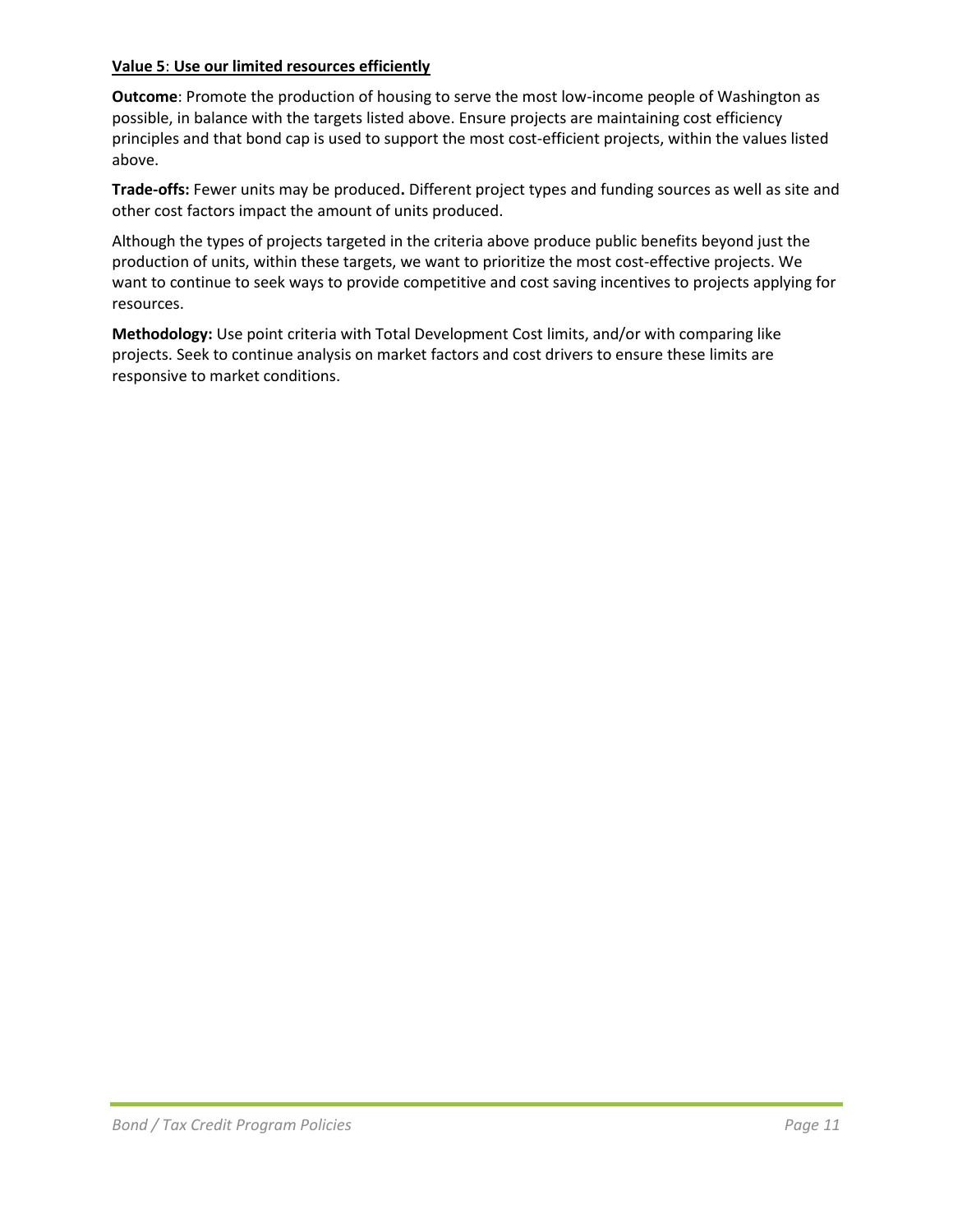**Value 5**: **Use our limited resources efficiently**

**Outcome**: Promote the production of housing to serve the most low-income people of Washington as possible, in balance with the targets listed above. Ensure projects are maintaining cost efficiency principles and that bond cap is used to support the most cost-efficient projects, within the values listed above.

**Trade-offs:** Fewer units may be produced**.** Different project types and funding sources as well as site and other cost factors impact the amount of units produced.

Although the types of projects targeted in the criteria above produce public benefits beyond just the production of units, within these targets, we want to prioritize the most cost-effective projects. We want to continue to seek ways to provide competitive and cost saving incentives to projects applying for resources.

**Methodology:** Use point criteria with Total Development Cost limits, and/or with comparing like projects. Seek to continue analysis on market factors and cost drivers to ensure these limits are responsive to market conditions.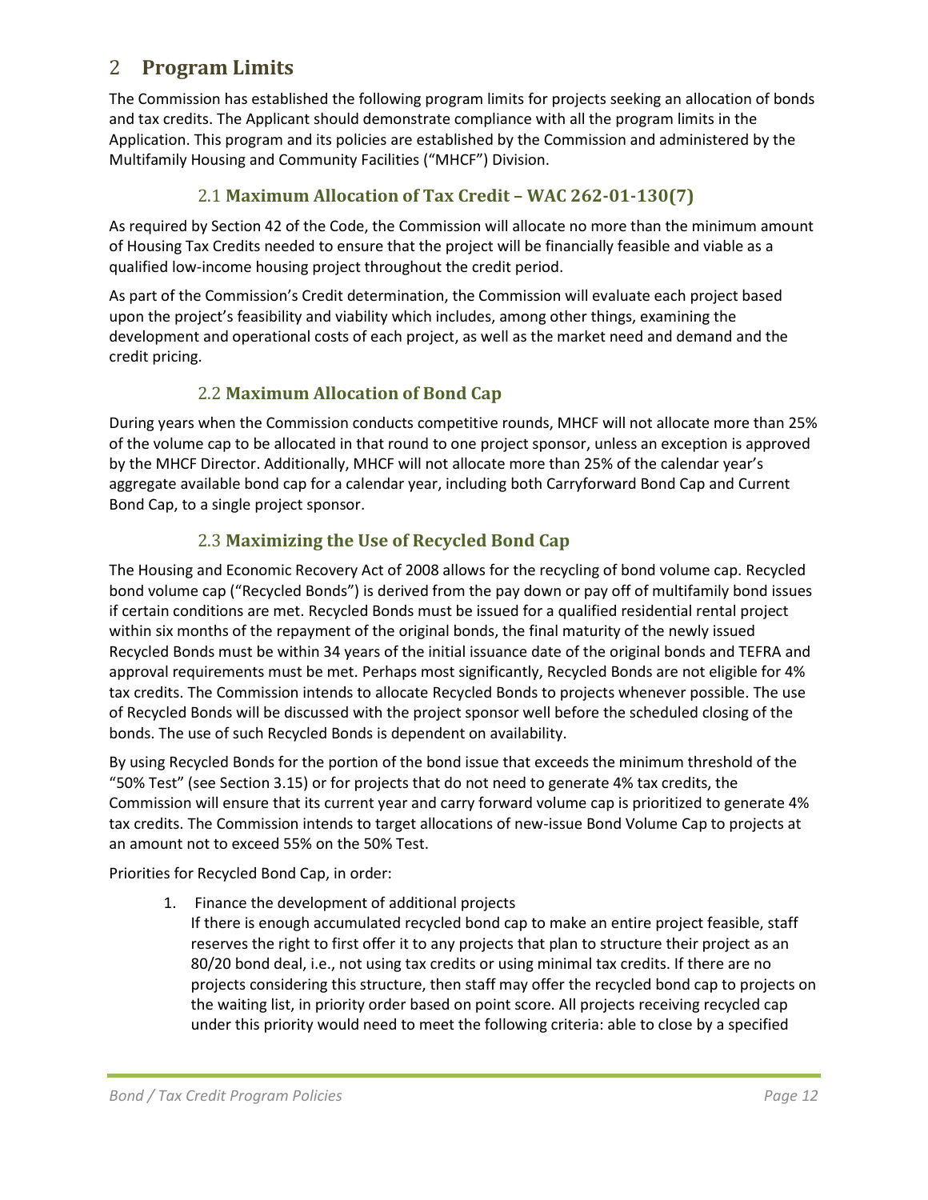# 2 Program Limits

The Commission has established the following program limits for projects seeking an allocation of bonds and tax credits. The Applicant should demonstrate compliance with all the program limits in the Application. This program and its policies are established by the Commission and administered by the Multifamily Housing and Community Facilities ("MHCF") Division.

## 2.1 Maximum Allocation of Tax Credit – WAC 262-01-130(7)

As required by Section 42 of the Code, the Commission will allocate no more than the minimum amount of Housing Tax Credits needed to ensure that the project will be financially feasible and viable as a qualified low-income housing project throughout the credit period.

As part of the Commission's Credit determination, the Commission will evaluate each project based upon the project's feasibility and viability which includes, among other things, examining the development and operational costs of each project, as well as the market need and demand and the credit pricing.

## 2.2 Maximum Allocation of Bond Cap

During years when the Commission conducts competitive rounds, MHCF will not allocate more than 25% of the volume cap to be allocated in that round to one project sponsor, unless an exception is approved by the MHCF Director. Additionally, MHCF will not allocate more than 25% of the calendar year's aggregate available bond cap for a calendar year, including both Carryforward Bond Cap and Current Bond Cap, to a single project sponsor.

## 2.3 Maximizing the Use of Recycled Bond Cap

The Housing and Economic Recovery Act of 2008 allows for the recycling of bond volume cap. Recycled bond volume cap ("Recycled Bonds") is derived from the pay down or pay off of multifamily bond issues if certain conditions are met. Recycled Bonds must be issued for a qualified residential rental project within six months of the repayment of the original bonds, the final maturity of the newly issued Recycled Bonds must be within 34 years of the initial issuance date of the original bonds and TEFRA and approval requirements must be met. Perhaps most significantly, Recycled Bonds are not eligible for 4% tax credits. The Commission intends to allocate Recycled Bonds to projects whenever possible. The use of Recycled Bonds will be discussed with the project sponsor well before the scheduled closing of the bonds. The use of such Recycled Bonds is dependent on availability.

By using Recycled Bonds for the portion of the bond issue that exceeds the minimum threshold of the "50% Test" (see Section 3.15) or for projects that do not need to generate 4% tax credits, the Commission will ensure that its current year and carry forward volume cap is prioritized to generate 4% tax credits. The Commission intends to target allocations of new-issue Bond Volume Cap to projects at an amount not to exceed 55% on the 50% Test.

Priorities for Recycled Bond Cap, in order:

1. Finance the development of additional projects
   If there is enough accumulated recycled bond cap to make an entire project feasible, staff reserves the right to first offer it to any projects that plan to structure their project as an 80/20 bond deal, i.e., not using tax credits or using minimal tax credits. If there are no projects considering this structure, then staff may offer the recycled bond cap to projects on the waiting list, in priority order based on point score. All projects receiving recycled cap under this priority would need to meet the following criteria: able to close by a specified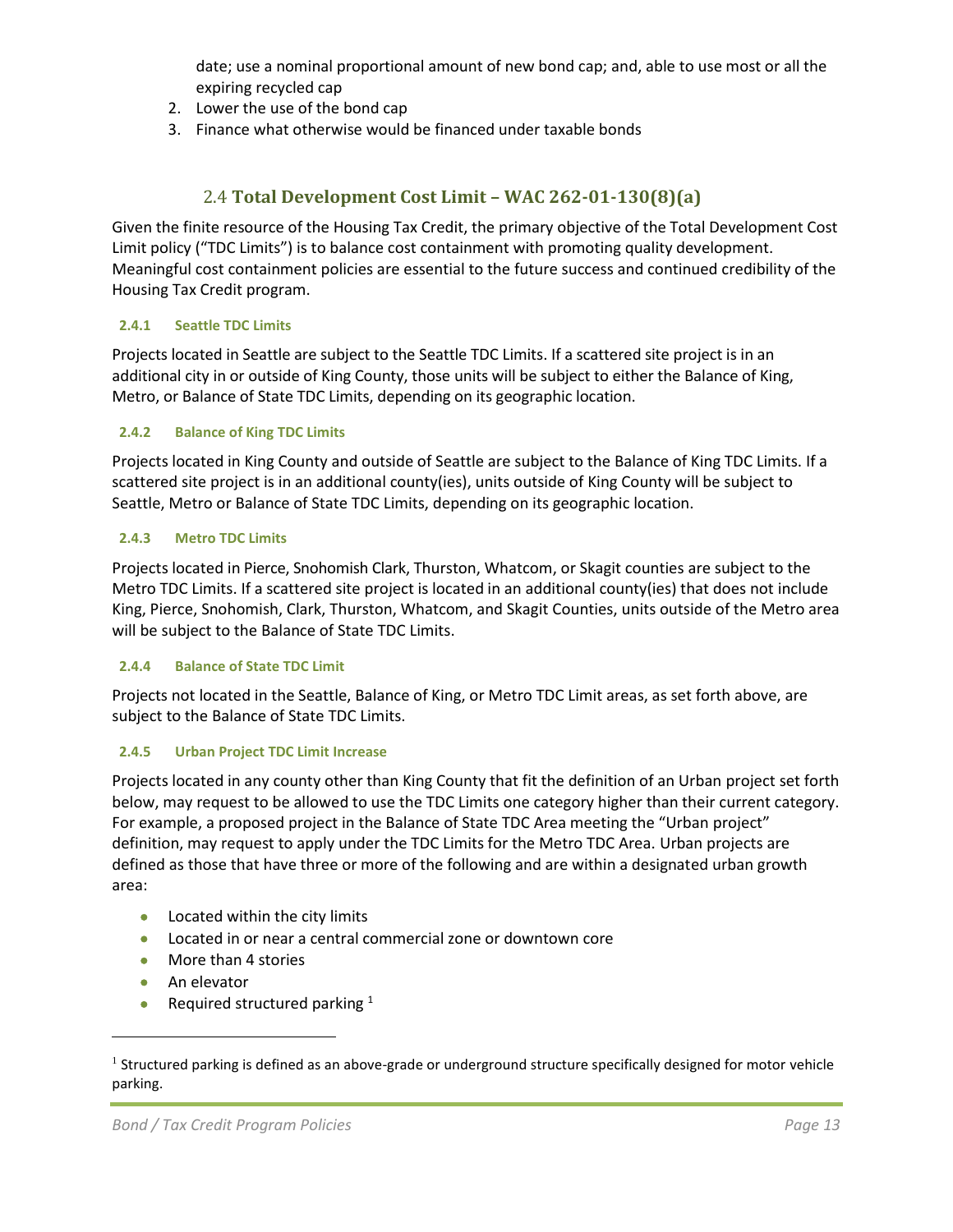date; use a nominal proportional amount of new bond cap; and, able to use most or all the expiring recycled cap

2. Lower the use of the bond cap
3. Finance what otherwise would be financed under taxable bonds

## 2.4 Total Development Cost Limit – WAC 262-01-130(8)(a)

Given the finite resource of the Housing Tax Credit, the primary objective of the Total Development Cost Limit policy ("TDC Limits") is to balance cost containment with promoting quality development. Meaningful cost containment policies are essential to the future success and continued credibility of the Housing Tax Credit program.

### 2.4.1 Seattle TDC Limits

Projects located in Seattle are subject to the Seattle TDC Limits. If a scattered site project is in an additional city in or outside of King County, those units will be subject to either the Balance of King, Metro, or Balance of State TDC Limits, depending on its geographic location.

### 2.4.2 Balance of King TDC Limits

Projects located in King County and outside of Seattle are subject to the Balance of King TDC Limits. If a scattered site project is in an additional county(ies), units outside of King County will be subject to Seattle, Metro or Balance of State TDC Limits, depending on its geographic location.

### 2.4.3 Metro TDC Limits

Projects located in Pierce, Snohomish Clark, Thurston, Whatcom, or Skagit counties are subject to the Metro TDC Limits. If a scattered site project is located in an additional county(ies) that does not include King, Pierce, Snohomish, Clark, Thurston, Whatcom, and Skagit Counties, units outside of the Metro area will be subject to the Balance of State TDC Limits.

### 2.4.4 Balance of State TDC Limit

Projects not located in the Seattle, Balance of King, or Metro TDC Limit areas, as set forth above, are subject to the Balance of State TDC Limits.

### 2.4.5 Urban Project TDC Limit Increase

Projects located in any county other than King County that fit the definition of an Urban project set forth below, may request to be allowed to use the TDC Limits one category higher than their current category. For example, a proposed project in the Balance of State TDC Area meeting the "Urban project" definition, may request to apply under the TDC Limits for the Metro TDC Area. Urban projects are defined as those that have three or more of the following and are within a designated urban growth area:

- Located within the city limits
- Located in or near a central commercial zone or downtown core
- More than 4 stories
- An elevator
- Required structured parking [1]

---

[1] Structured parking is defined as an above-grade or underground structure specifically designed for motor vehicle parking.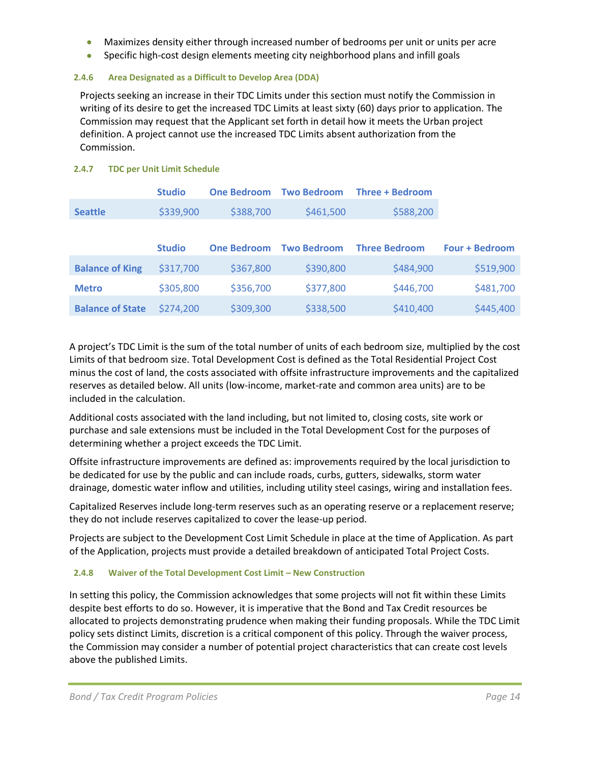- Maximizes density either through increased number of bedrooms per unit or units per acre
- Specific high-cost design elements meeting city neighborhood plans and infill goals

### 2.4.6 Area Designated as a Difficult to Develop Area (DDA)

Projects seeking an increase in their TDC Limits under this section must notify the Commission in writing of its desire to get the increased TDC Limits at least sixty (60) days prior to application. The Commission may request that the Applicant set forth in detail how it meets the Urban project definition. A project cannot use the increased TDC Limits absent authorization from the Commission.

### 2.4.7 TDC per Unit Limit Schedule

| | Studio | One Bedroom | Two Bedroom | Three + Bedroom |
|---|---|---|---|---|
| **Seattle** | $339,900 | $388,700 | $461,500 | $588,200 |

| | Studio | One Bedroom | Two Bedroom | Three Bedroom | Four + Bedroom |
|---|---|---|---|---|---|
| **Balance of King** | $317,700 | $367,800 | $390,800 | $484,900 | $519,900 |
| **Metro** | $305,800 | $356,700 | $377,800 | $446,700 | $481,700 |
| **Balance of State** | $274,200 | $309,300 | $338,500 | $410,400 | $445,400 |

A project's TDC Limit is the sum of the total number of units of each bedroom size, multiplied by the cost Limits of that bedroom size. Total Development Cost is defined as the Total Residential Project Cost minus the cost of land, the costs associated with offsite infrastructure improvements and the capitalized reserves as detailed below. All units (low-income, market-rate and common area units) are to be included in the calculation.

Additional costs associated with the land including, but not limited to, closing costs, site work or purchase and sale extensions must be included in the Total Development Cost for the purposes of determining whether a project exceeds the TDC Limit.

Offsite infrastructure improvements are defined as: improvements required by the local jurisdiction to be dedicated for use by the public and can include roads, curbs, gutters, sidewalks, storm water drainage, domestic water inflow and utilities, including utility steel casings, wiring and installation fees.

Capitalized Reserves include long-term reserves such as an operating reserve or a replacement reserve; they do not include reserves capitalized to cover the lease-up period.

Projects are subject to the Development Cost Limit Schedule in place at the time of Application. As part of the Application, projects must provide a detailed breakdown of anticipated Total Project Costs.

### 2.4.8 Waiver of the Total Development Cost Limit – New Construction

In setting this policy, the Commission acknowledges that some projects will not fit within these Limits despite best efforts to do so. However, it is imperative that the Bond and Tax Credit resources be allocated to projects demonstrating prudence when making their funding proposals. While the TDC Limit policy sets distinct Limits, discretion is a critical component of this policy. Through the waiver process, the Commission may consider a number of potential project characteristics that can create cost levels above the published Limits.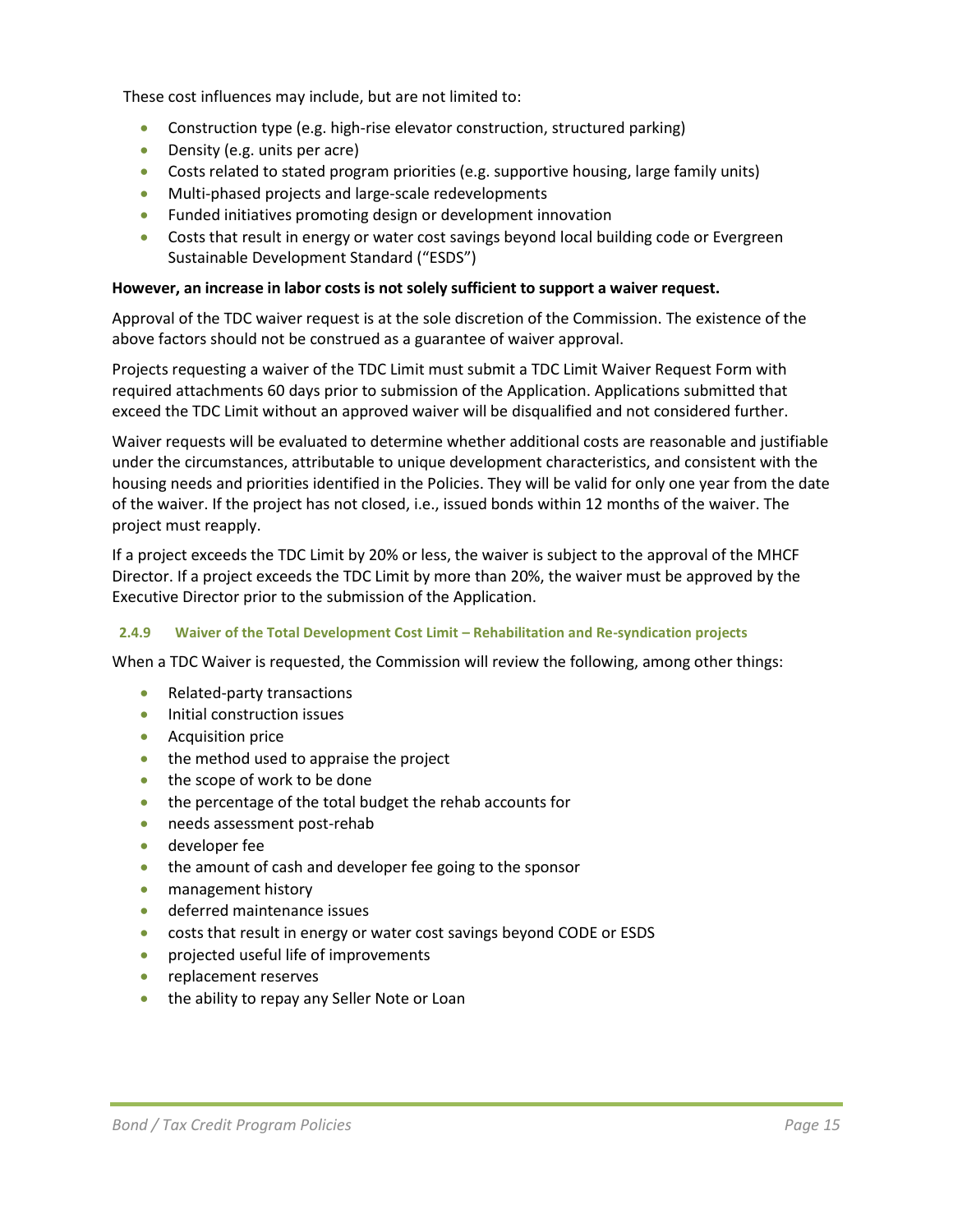These cost influences may include, but are not limited to:

- Construction type (e.g. high-rise elevator construction, structured parking)
- Density (e.g. units per acre)
- Costs related to stated program priorities (e.g. supportive housing, large family units)
- Multi-phased projects and large-scale redevelopments
- Funded initiatives promoting design or development innovation
- Costs that result in energy or water cost savings beyond local building code or Evergreen Sustainable Development Standard ("ESDS")

**However, an increase in labor costs is not solely sufficient to support a waiver request.**

Approval of the TDC waiver request is at the sole discretion of the Commission. The existence of the above factors should not be construed as a guarantee of waiver approval.

Projects requesting a waiver of the TDC Limit must submit a TDC Limit Waiver Request Form with required attachments 60 days prior to submission of the Application. Applications submitted that exceed the TDC Limit without an approved waiver will be disqualified and not considered further.

Waiver requests will be evaluated to determine whether additional costs are reasonable and justifiable under the circumstances, attributable to unique development characteristics, and consistent with the housing needs and priorities identified in the Policies. They will be valid for only one year from the date of the waiver. If the project has not closed, i.e., issued bonds within 12 months of the waiver. The project must reapply.

If a project exceeds the TDC Limit by 20% or less, the waiver is subject to the approval of the MHCF Director. If a project exceeds the TDC Limit by more than 20%, the waiver must be approved by the Executive Director prior to the submission of the Application.

### 2.4.9 Waiver of the Total Development Cost Limit – Rehabilitation and Re-syndication projects

When a TDC Waiver is requested, the Commission will review the following, among other things:

- Related-party transactions
- Initial construction issues
- Acquisition price
- the method used to appraise the project
- the scope of work to be done
- the percentage of the total budget the rehab accounts for
- needs assessment post-rehab
- developer fee
- the amount of cash and developer fee going to the sponsor
- management history
- deferred maintenance issues
- costs that result in energy or water cost savings beyond CODE or ESDS
- projected useful life of improvements
- replacement reserves
- the ability to repay any Seller Note or Loan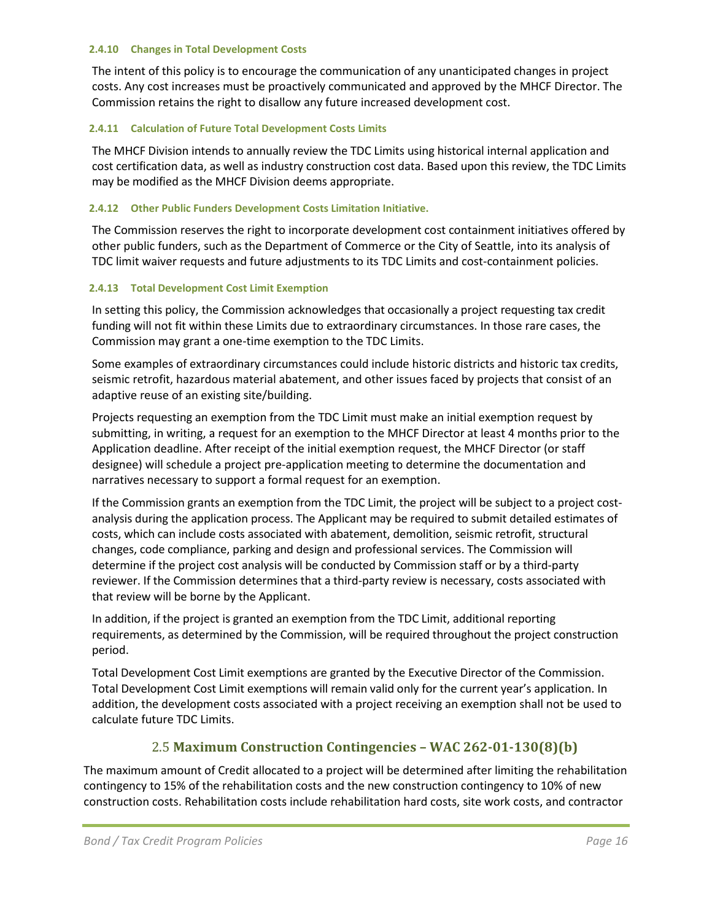#### 2.4.10 Changes in Total Development Costs

The intent of this policy is to encourage the communication of any unanticipated changes in project costs. Any cost increases must be proactively communicated and approved by the MHCF Director. The Commission retains the right to disallow any future increased development cost.

#### 2.4.11 Calculation of Future Total Development Costs Limits

The MHCF Division intends to annually review the TDC Limits using historical internal application and cost certification data, as well as industry construction cost data. Based upon this review, the TDC Limits may be modified as the MHCF Division deems appropriate.

#### 2.4.12 Other Public Funders Development Costs Limitation Initiative.

The Commission reserves the right to incorporate development cost containment initiatives offered by other public funders, such as the Department of Commerce or the City of Seattle, into its analysis of TDC limit waiver requests and future adjustments to its TDC Limits and cost-containment policies.

#### 2.4.13 Total Development Cost Limit Exemption

In setting this policy, the Commission acknowledges that occasionally a project requesting tax credit funding will not fit within these Limits due to extraordinary circumstances. In those rare cases, the Commission may grant a one-time exemption to the TDC Limits.

Some examples of extraordinary circumstances could include historic districts and historic tax credits, seismic retrofit, hazardous material abatement, and other issues faced by projects that consist of an adaptive reuse of an existing site/building.

Projects requesting an exemption from the TDC Limit must make an initial exemption request by submitting, in writing, a request for an exemption to the MHCF Director at least 4 months prior to the Application deadline. After receipt of the initial exemption request, the MHCF Director (or staff designee) will schedule a project pre-application meeting to determine the documentation and narratives necessary to support a formal request for an exemption.

If the Commission grants an exemption from the TDC Limit, the project will be subject to a project cost-analysis during the application process. The Applicant may be required to submit detailed estimates of costs, which can include costs associated with abatement, demolition, seismic retrofit, structural changes, code compliance, parking and design and professional services. The Commission will determine if the project cost analysis will be conducted by Commission staff or by a third-party reviewer. If the Commission determines that a third-party review is necessary, costs associated with that review will be borne by the Applicant.

In addition, if the project is granted an exemption from the TDC Limit, additional reporting requirements, as determined by the Commission, will be required throughout the project construction period.

Total Development Cost Limit exemptions are granted by the Executive Director of the Commission. Total Development Cost Limit exemptions will remain valid only for the current year's application. In addition, the development costs associated with a project receiving an exemption shall not be used to calculate future TDC Limits.

## 2.5 Maximum Construction Contingencies – WAC 262-01-130(8)(b)

The maximum amount of Credit allocated to a project will be determined after limiting the rehabilitation contingency to 15% of the rehabilitation costs and the new construction contingency to 10% of new construction costs. Rehabilitation costs include rehabilitation hard costs, site work costs, and contractor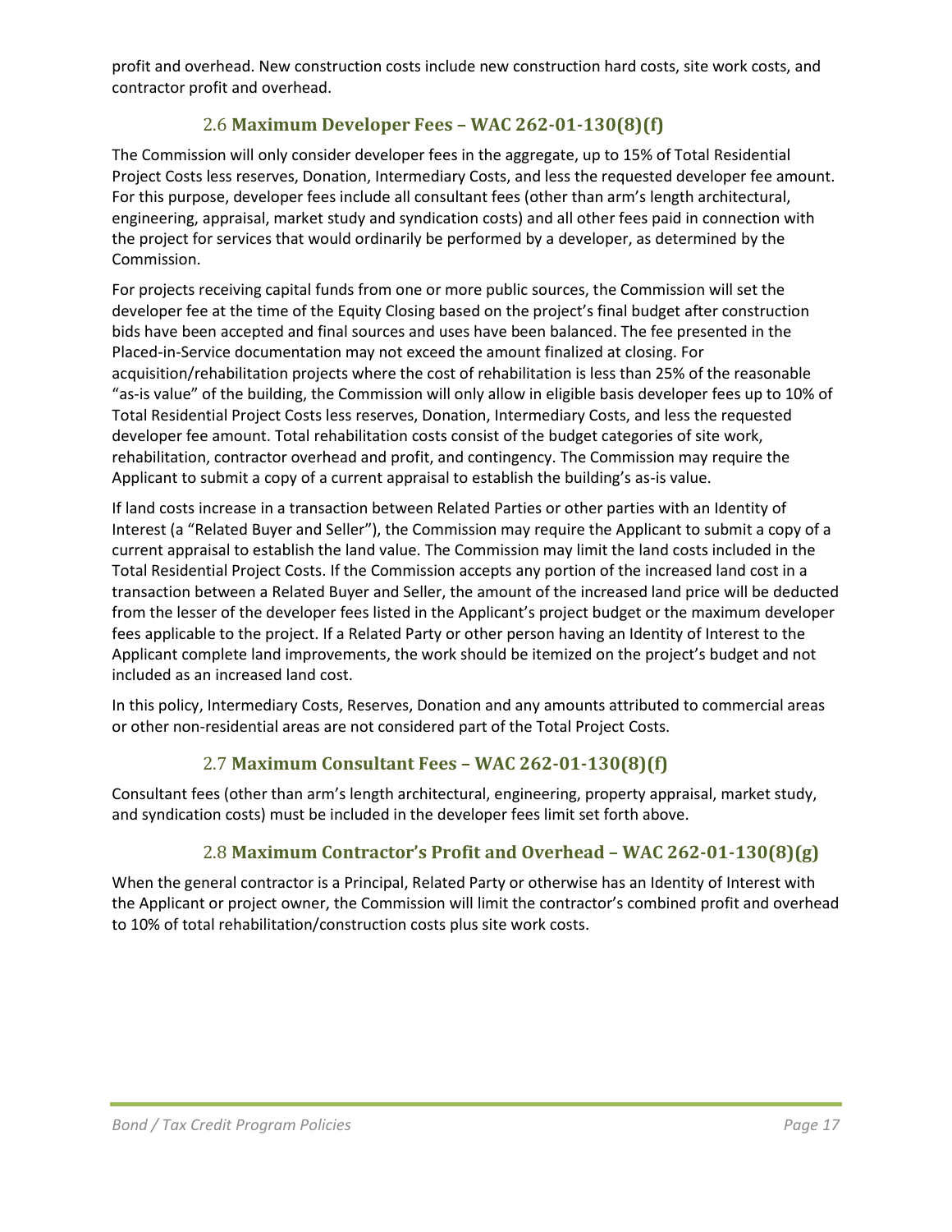profit and overhead. New construction costs include new construction hard costs, site work costs, and contractor profit and overhead.

## 2.6 **Maximum Developer Fees – WAC 262-01-130(8)(f)**

The Commission will only consider developer fees in the aggregate, up to 15% of Total Residential Project Costs less reserves, Donation, Intermediary Costs, and less the requested developer fee amount. For this purpose, developer fees include all consultant fees (other than arm's length architectural, engineering, appraisal, market study and syndication costs) and all other fees paid in connection with the project for services that would ordinarily be performed by a developer, as determined by the Commission.

For projects receiving capital funds from one or more public sources, the Commission will set the developer fee at the time of the Equity Closing based on the project's final budget after construction bids have been accepted and final sources and uses have been balanced. The fee presented in the Placed-in-Service documentation may not exceed the amount finalized at closing. For acquisition/rehabilitation projects where the cost of rehabilitation is less than 25% of the reasonable "as-is value" of the building, the Commission will only allow in eligible basis developer fees up to 10% of Total Residential Project Costs less reserves, Donation, Intermediary Costs, and less the requested developer fee amount. Total rehabilitation costs consist of the budget categories of site work, rehabilitation, contractor overhead and profit, and contingency. The Commission may require the Applicant to submit a copy of a current appraisal to establish the building's as-is value.

If land costs increase in a transaction between Related Parties or other parties with an Identity of Interest (a "Related Buyer and Seller"), the Commission may require the Applicant to submit a copy of a current appraisal to establish the land value. The Commission may limit the land costs included in the Total Residential Project Costs. If the Commission accepts any portion of the increased land cost in a transaction between a Related Buyer and Seller, the amount of the increased land price will be deducted from the lesser of the developer fees listed in the Applicant's project budget or the maximum developer fees applicable to the project. If a Related Party or other person having an Identity of Interest to the Applicant complete land improvements, the work should be itemized on the project's budget and not included as an increased land cost.

In this policy, Intermediary Costs, Reserves, Donation and any amounts attributed to commercial areas or other non-residential areas are not considered part of the Total Project Costs.

## 2.7 **Maximum Consultant Fees – WAC 262-01-130(8)(f)**

Consultant fees (other than arm's length architectural, engineering, property appraisal, market study, and syndication costs) must be included in the developer fees limit set forth above.

## 2.8 **Maximum Contractor's Profit and Overhead – WAC 262-01-130(8)(g)**

When the general contractor is a Principal, Related Party or otherwise has an Identity of Interest with the Applicant or project owner, the Commission will limit the contractor's combined profit and overhead to 10% of total rehabilitation/construction costs plus site work costs.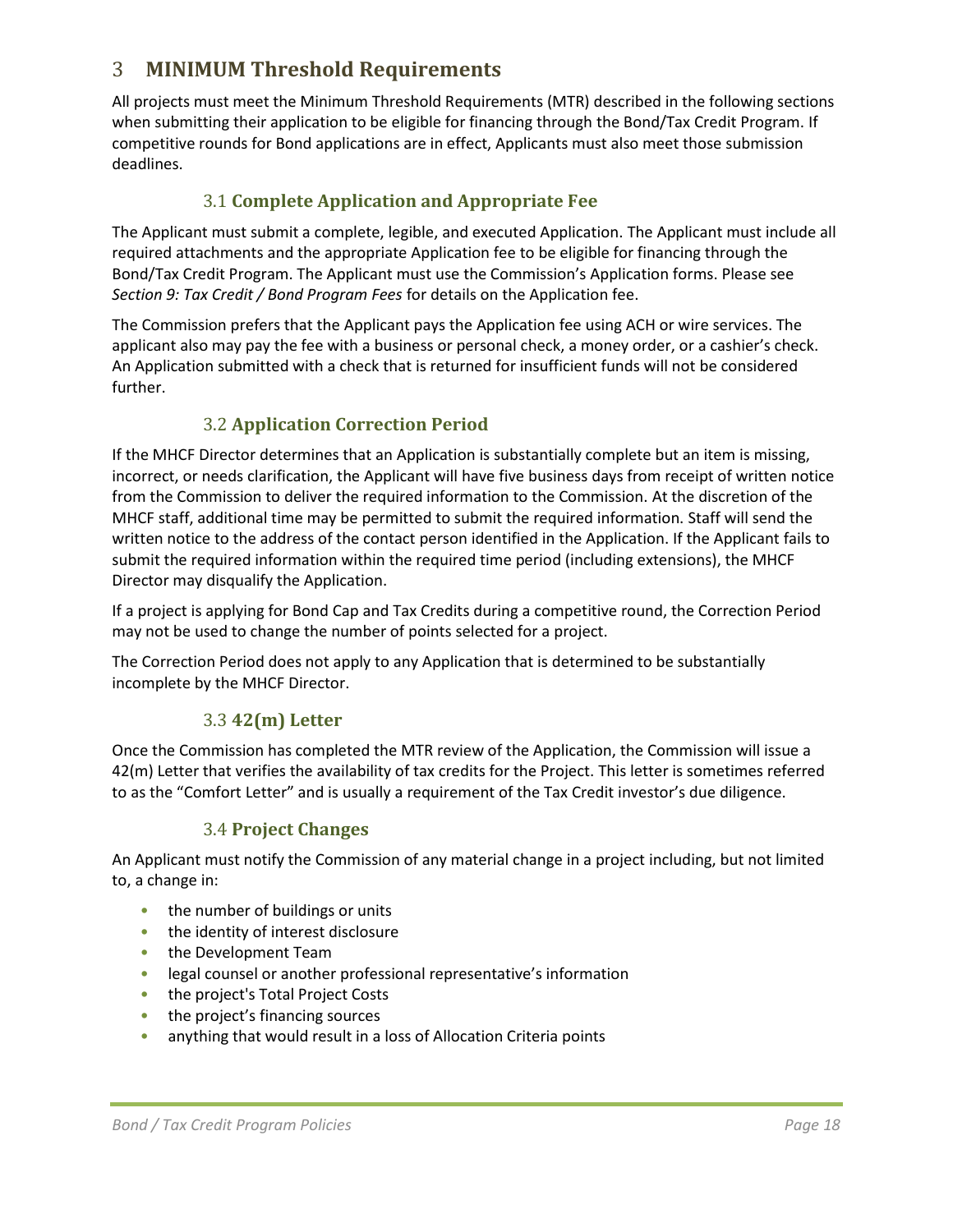# 3 MINIMUM Threshold Requirements

All projects must meet the Minimum Threshold Requirements (MTR) described in the following sections when submitting their application to be eligible for financing through the Bond/Tax Credit Program. If competitive rounds for Bond applications are in effect, Applicants must also meet those submission deadlines.

## 3.1 Complete Application and Appropriate Fee

The Applicant must submit a complete, legible, and executed Application. The Applicant must include all required attachments and the appropriate Application fee to be eligible for financing through the Bond/Tax Credit Program. The Applicant must use the Commission's Application forms. Please see *Section 9: Tax Credit / Bond Program Fees* for details on the Application fee.

The Commission prefers that the Applicant pays the Application fee using ACH or wire services. The applicant also may pay the fee with a business or personal check, a money order, or a cashier's check. An Application submitted with a check that is returned for insufficient funds will not be considered further.

## 3.2 Application Correction Period

If the MHCF Director determines that an Application is substantially complete but an item is missing, incorrect, or needs clarification, the Applicant will have five business days from receipt of written notice from the Commission to deliver the required information to the Commission. At the discretion of the MHCF staff, additional time may be permitted to submit the required information. Staff will send the written notice to the address of the contact person identified in the Application. If the Applicant fails to submit the required information within the required time period (including extensions), the MHCF Director may disqualify the Application.

If a project is applying for Bond Cap and Tax Credits during a competitive round, the Correction Period may not be used to change the number of points selected for a project.

The Correction Period does not apply to any Application that is determined to be substantially incomplete by the MHCF Director.

## 3.3 42(m) Letter

Once the Commission has completed the MTR review of the Application, the Commission will issue a 42(m) Letter that verifies the availability of tax credits for the Project. This letter is sometimes referred to as the "Comfort Letter" and is usually a requirement of the Tax Credit investor's due diligence.

## 3.4 Project Changes

An Applicant must notify the Commission of any material change in a project including, but not limited to, a change in:

- the number of buildings or units
- the identity of interest disclosure
- the Development Team
- legal counsel or another professional representative's information
- the project's Total Project Costs
- the project's financing sources
- anything that would result in a loss of Allocation Criteria points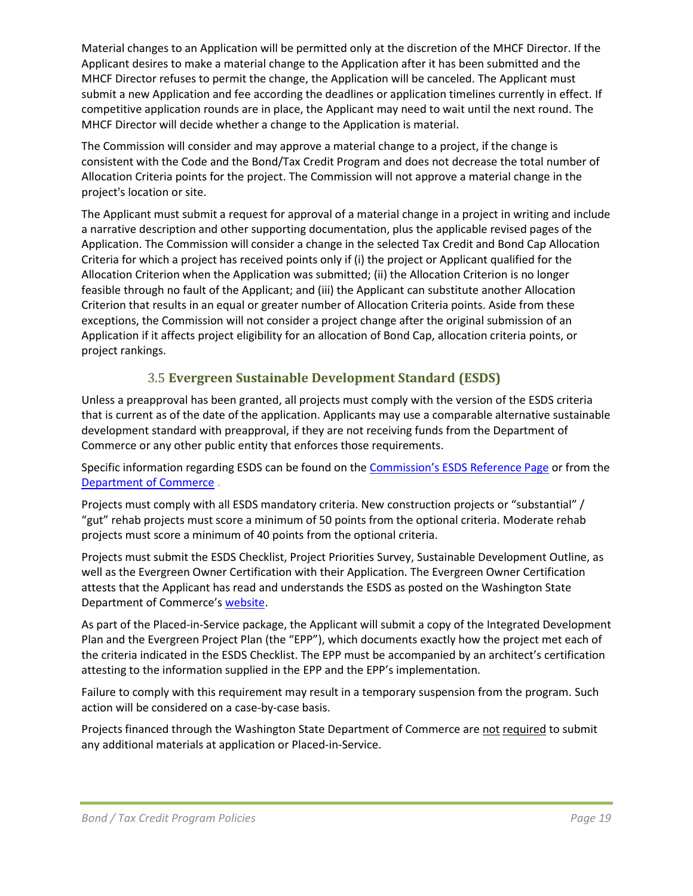Material changes to an Application will be permitted only at the discretion of the MHCF Director. If the Applicant desires to make a material change to the Application after it has been submitted and the MHCF Director refuses to permit the change, the Application will be canceled. The Applicant must submit a new Application and fee according the deadlines or application timelines currently in effect. If competitive application rounds are in place, the Applicant may need to wait until the next round. The MHCF Director will decide whether a change to the Application is material.

The Commission will consider and may approve a material change to a project, if the change is consistent with the Code and the Bond/Tax Credit Program and does not decrease the total number of Allocation Criteria points for the project. The Commission will not approve a material change in the project's location or site.

The Applicant must submit a request for approval of a material change in a project in writing and include a narrative description and other supporting documentation, plus the applicable revised pages of the Application. The Commission will consider a change in the selected Tax Credit and Bond Cap Allocation Criteria for which a project has received points only if (i) the project or Applicant qualified for the Allocation Criterion when the Application was submitted; (ii) the Allocation Criterion is no longer feasible through no fault of the Applicant; and (iii) the Applicant can substitute another Allocation Criterion that results in an equal or greater number of Allocation Criteria points. Aside from these exceptions, the Commission will not consider a project change after the original submission of an Application if it affects project eligibility for an allocation of Bond Cap, allocation criteria points, or project rankings.

### 3.5 Evergreen Sustainable Development Standard (ESDS)

Unless a preapproval has been granted, all projects must comply with the version of the ESDS criteria that is current as of the date of the application. Applicants may use a comparable alternative sustainable development standard with preapproval, if they are not receiving funds from the Department of Commerce or any other public entity that enforces those requirements.

Specific information regarding ESDS can be found on the Commission's ESDS Reference Page or from the Department of Commerce .

Projects must comply with all ESDS mandatory criteria. New construction projects or "substantial" / "gut" rehab projects must score a minimum of 50 points from the optional criteria. Moderate rehab projects must score a minimum of 40 points from the optional criteria.

Projects must submit the ESDS Checklist, Project Priorities Survey, Sustainable Development Outline, as well as the Evergreen Owner Certification with their Application. The Evergreen Owner Certification attests that the Applicant has read and understands the ESDS as posted on the Washington State Department of Commerce's website.

As part of the Placed-in-Service package, the Applicant will submit a copy of the Integrated Development Plan and the Evergreen Project Plan (the "EPP"), which documents exactly how the project met each of the criteria indicated in the ESDS Checklist. The EPP must be accompanied by an architect's certification attesting to the information supplied in the EPP and the EPP's implementation.

Failure to comply with this requirement may result in a temporary suspension from the program. Such action will be considered on a case-by-case basis.

Projects financed through the Washington State Department of Commerce are not required to submit any additional materials at application or Placed-in-Service.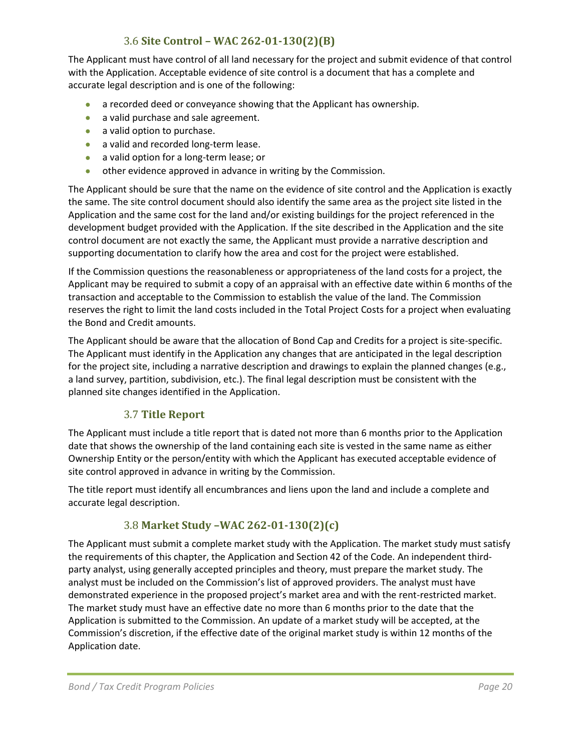### 3.6 **Site Control – WAC 262-01-130(2)(B)**

The Applicant must have control of all land necessary for the project and submit evidence of that control with the Application. Acceptable evidence of site control is a document that has a complete and accurate legal description and is one of the following:

- a recorded deed or conveyance showing that the Applicant has ownership.
- a valid purchase and sale agreement.
- a valid option to purchase.
- a valid and recorded long-term lease.
- a valid option for a long-term lease; or
- other evidence approved in advance in writing by the Commission.

The Applicant should be sure that the name on the evidence of site control and the Application is exactly the same. The site control document should also identify the same area as the project site listed in the Application and the same cost for the land and/or existing buildings for the project referenced in the development budget provided with the Application. If the site described in the Application and the site control document are not exactly the same, the Applicant must provide a narrative description and supporting documentation to clarify how the area and cost for the project were established.

If the Commission questions the reasonableness or appropriateness of the land costs for a project, the Applicant may be required to submit a copy of an appraisal with an effective date within 6 months of the transaction and acceptable to the Commission to establish the value of the land. The Commission reserves the right to limit the land costs included in the Total Project Costs for a project when evaluating the Bond and Credit amounts.

The Applicant should be aware that the allocation of Bond Cap and Credits for a project is site-specific. The Applicant must identify in the Application any changes that are anticipated in the legal description for the project site, including a narrative description and drawings to explain the planned changes (e.g., a land survey, partition, subdivision, etc.). The final legal description must be consistent with the planned site changes identified in the Application.

### 3.7 **Title Report**

The Applicant must include a title report that is dated not more than 6 months prior to the Application date that shows the ownership of the land containing each site is vested in the same name as either Ownership Entity or the person/entity with which the Applicant has executed acceptable evidence of site control approved in advance in writing by the Commission.

The title report must identify all encumbrances and liens upon the land and include a complete and accurate legal description.

### 3.8 **Market Study –WAC 262-01-130(2)(c)**

The Applicant must submit a complete market study with the Application. The market study must satisfy the requirements of this chapter, the Application and Section 42 of the Code. An independent third-party analyst, using generally accepted principles and theory, must prepare the market study. The analyst must be included on the Commission's list of approved providers. The analyst must have demonstrated experience in the proposed project's market area and with the rent-restricted market. The market study must have an effective date no more than 6 months prior to the date that the Application is submitted to the Commission. An update of a market study will be accepted, at the Commission's discretion, if the effective date of the original market study is within 12 months of the Application date.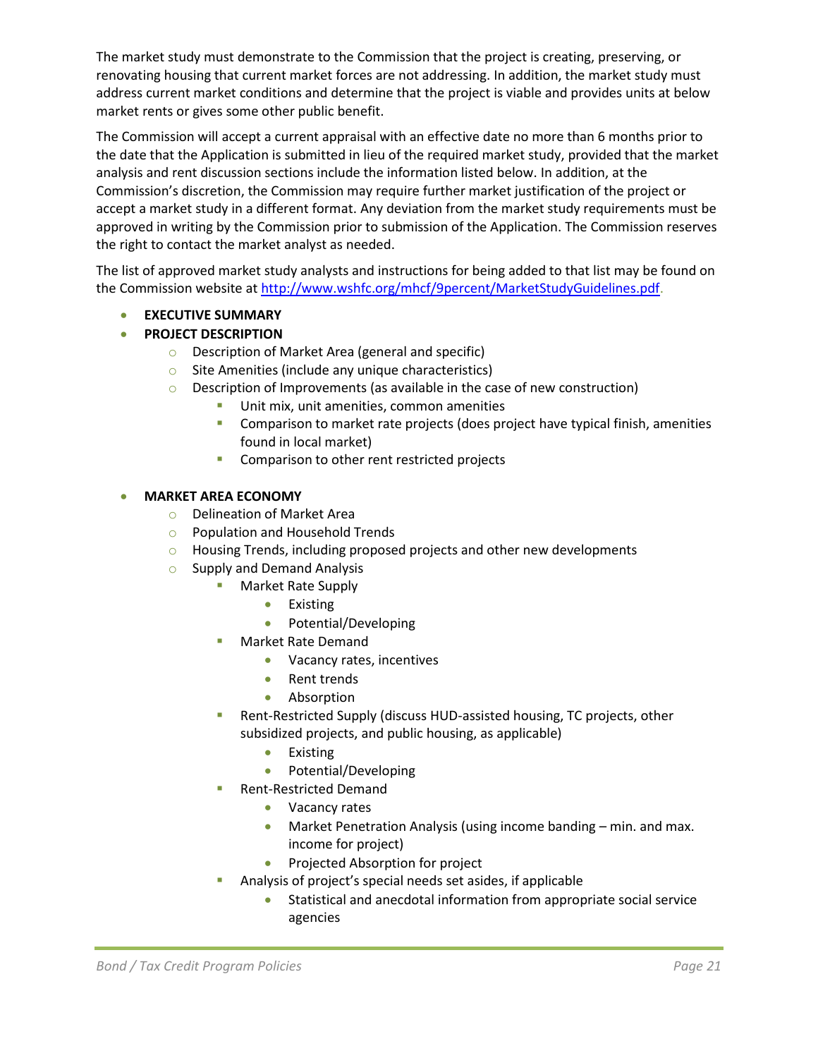The market study must demonstrate to the Commission that the project is creating, preserving, or renovating housing that current market forces are not addressing. In addition, the market study must address current market conditions and determine that the project is viable and provides units at below market rents or gives some other public benefit.

The Commission will accept a current appraisal with an effective date no more than 6 months prior to the date that the Application is submitted in lieu of the required market study, provided that the market analysis and rent discussion sections include the information listed below. In addition, at the Commission's discretion, the Commission may require further market justification of the project or accept a market study in a different format. Any deviation from the market study requirements must be approved in writing by the Commission prior to submission of the Application. The Commission reserves the right to contact the market analyst as needed.

The list of approved market study analysts and instructions for being added to that list may be found on the Commission website at http://www.wshfc.org/mhcf/9percent/MarketStudyGuidelines.pdf.

- **EXECUTIVE SUMMARY**
- **PROJECT DESCRIPTION**
  - Description of Market Area (general and specific)
  - Site Amenities (include any unique characteristics)
  - Description of Improvements (as available in the case of new construction)
    - Unit mix, unit amenities, common amenities
    - Comparison to market rate projects (does project have typical finish, amenities found in local market)
    - Comparison to other rent restricted projects

- **MARKET AREA ECONOMY**
  - Delineation of Market Area
  - Population and Household Trends
  - Housing Trends, including proposed projects and other new developments
  - Supply and Demand Analysis
    - Market Rate Supply
      - Existing
      - Potential/Developing
    - Market Rate Demand
      - Vacancy rates, incentives
      - Rent trends
      - Absorption
    - Rent-Restricted Supply (discuss HUD-assisted housing, TC projects, other subsidized projects, and public housing, as applicable)
      - Existing
      - Potential/Developing
    - Rent-Restricted Demand
      - Vacancy rates
      - Market Penetration Analysis (using income banding – min. and max. income for project)
      - Projected Absorption for project
    - Analysis of project's special needs set asides, if applicable
      - Statistical and anecdotal information from appropriate social service agencies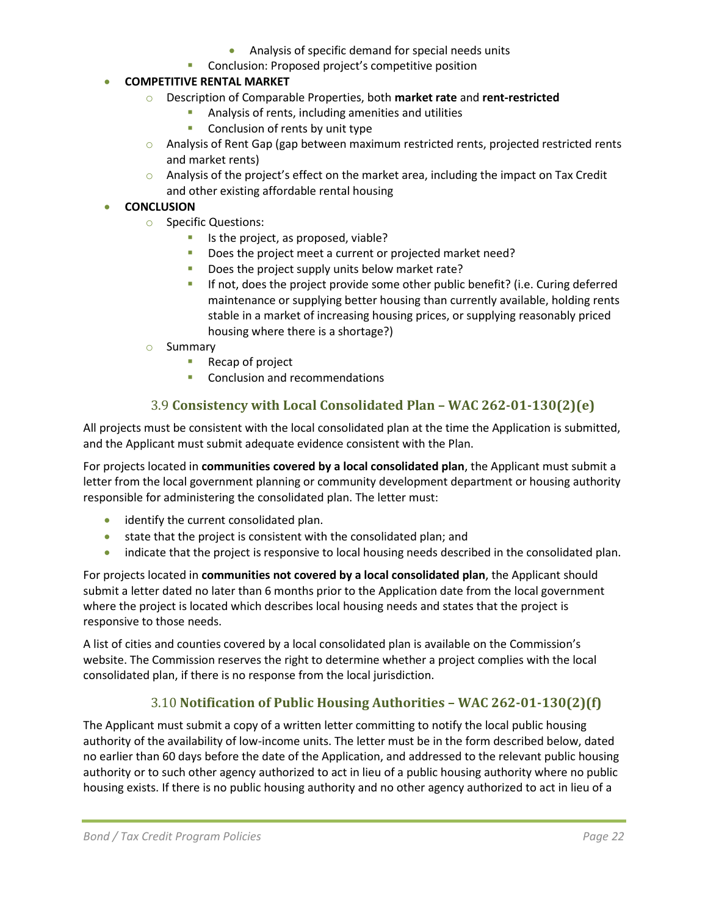- Analysis of specific demand for special needs units
    - Conclusion: Proposed project's competitive position

- **COMPETITIVE RENTAL MARKET**
    - Description of Comparable Properties, both **market rate** and **rent-restricted**
        - Analysis of rents, including amenities and utilities
        - Conclusion of rents by unit type
    - Analysis of Rent Gap (gap between maximum restricted rents, projected restricted rents and market rents)
    - Analysis of the project's effect on the market area, including the impact on Tax Credit and other existing affordable rental housing
- **CONCLUSION**
    - Specific Questions:
        - Is the project, as proposed, viable?
        - Does the project meet a current or projected market need?
        - Does the project supply units below market rate?
        - If not, does the project provide some other public benefit? (i.e. Curing deferred maintenance or supplying better housing than currently available, holding rents stable in a market of increasing housing prices, or supplying reasonably priced housing where there is a shortage?)
    - Summary
        - Recap of project
        - Conclusion and recommendations

### 3.9 Consistency with Local Consolidated Plan – WAC 262-01-130(2)(e)

All projects must be consistent with the local consolidated plan at the time the Application is submitted, and the Applicant must submit adequate evidence consistent with the Plan.

For projects located in **communities covered by a local consolidated plan**, the Applicant must submit a letter from the local government planning or community development department or housing authority responsible for administering the consolidated plan. The letter must:

- identify the current consolidated plan.
- state that the project is consistent with the consolidated plan; and
- indicate that the project is responsive to local housing needs described in the consolidated plan.

For projects located in **communities not covered by a local consolidated plan**, the Applicant should submit a letter dated no later than 6 months prior to the Application date from the local government where the project is located which describes local housing needs and states that the project is responsive to those needs.

A list of cities and counties covered by a local consolidated plan is available on the Commission's website. The Commission reserves the right to determine whether a project complies with the local consolidated plan, if there is no response from the local jurisdiction.

### 3.10 Notification of Public Housing Authorities – WAC 262-01-130(2)(f)

The Applicant must submit a copy of a written letter committing to notify the local public housing authority of the availability of low-income units. The letter must be in the form described below, dated no earlier than 60 days before the date of the Application, and addressed to the relevant public housing authority or to such other agency authorized to act in lieu of a public housing authority where no public housing exists. If there is no public housing authority and no other agency authorized to act in lieu of a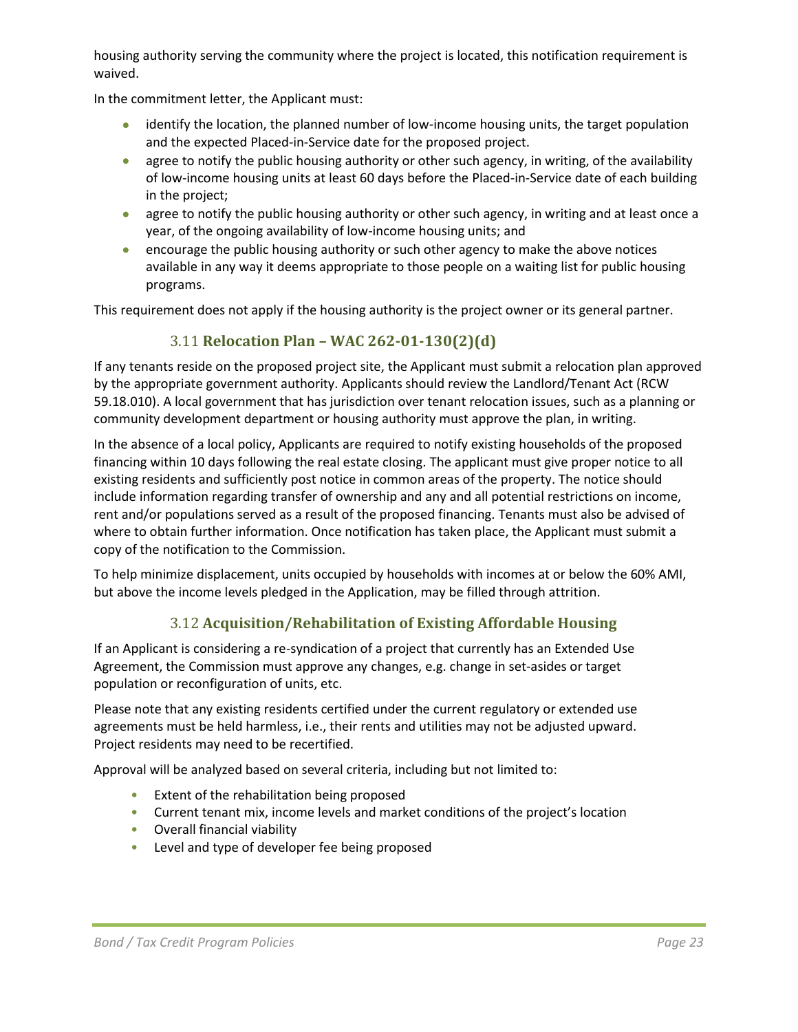housing authority serving the community where the project is located, this notification requirement is waived.

In the commitment letter, the Applicant must:

- identify the location, the planned number of low-income housing units, the target population and the expected Placed-in-Service date for the proposed project.
- agree to notify the public housing authority or other such agency, in writing, of the availability of low-income housing units at least 60 days before the Placed-in-Service date of each building in the project;
- agree to notify the public housing authority or other such agency, in writing and at least once a year, of the ongoing availability of low-income housing units; and
- encourage the public housing authority or such other agency to make the above notices available in any way it deems appropriate to those people on a waiting list for public housing programs.

This requirement does not apply if the housing authority is the project owner or its general partner.

### 3.11 **Relocation Plan – WAC 262-01-130(2)(d)**

If any tenants reside on the proposed project site, the Applicant must submit a relocation plan approved by the appropriate government authority. Applicants should review the Landlord/Tenant Act (RCW 59.18.010). A local government that has jurisdiction over tenant relocation issues, such as a planning or community development department or housing authority must approve the plan, in writing.

In the absence of a local policy, Applicants are required to notify existing households of the proposed financing within 10 days following the real estate closing. The applicant must give proper notice to all existing residents and sufficiently post notice in common areas of the property. The notice should include information regarding transfer of ownership and any and all potential restrictions on income, rent and/or populations served as a result of the proposed financing. Tenants must also be advised of where to obtain further information. Once notification has taken place, the Applicant must submit a copy of the notification to the Commission.

To help minimize displacement, units occupied by households with incomes at or below the 60% AMI, but above the income levels pledged in the Application, may be filled through attrition.

### 3.12 **Acquisition/Rehabilitation of Existing Affordable Housing**

If an Applicant is considering a re-syndication of a project that currently has an Extended Use Agreement, the Commission must approve any changes, e.g. change in set-asides or target population or reconfiguration of units, etc.

Please note that any existing residents certified under the current regulatory or extended use agreements must be held harmless, i.e., their rents and utilities may not be adjusted upward. Project residents may need to be recertified.

Approval will be analyzed based on several criteria, including but not limited to:

- Extent of the rehabilitation being proposed
- Current tenant mix, income levels and market conditions of the project's location
- Overall financial viability
- Level and type of developer fee being proposed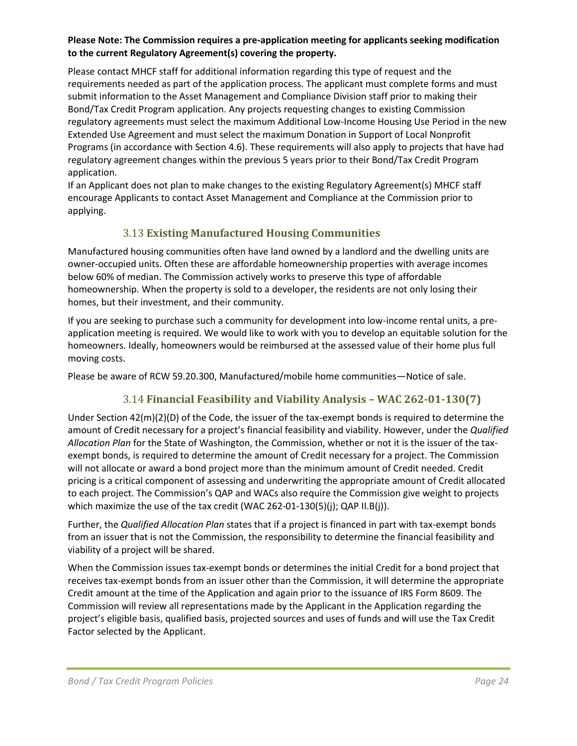**Please Note: The Commission requires a pre-application meeting for applicants seeking modification to the current Regulatory Agreement(s) covering the property.**

Please contact MHCF staff for additional information regarding this type of request and the requirements needed as part of the application process. The applicant must complete forms and must submit information to the Asset Management and Compliance Division staff prior to making their Bond/Tax Credit Program application. Any projects requesting changes to existing Commission regulatory agreements must select the maximum Additional Low-Income Housing Use Period in the new Extended Use Agreement and must select the maximum Donation in Support of Local Nonprofit Programs (in accordance with Section 4.6). These requirements will also apply to projects that have had regulatory agreement changes within the previous 5 years prior to their Bond/Tax Credit Program application.

If an Applicant does not plan to make changes to the existing Regulatory Agreement(s) MHCF staff encourage Applicants to contact Asset Management and Compliance at the Commission prior to applying.

## 3.13 Existing Manufactured Housing Communities

Manufactured housing communities often have land owned by a landlord and the dwelling units are owner-occupied units. Often these are affordable homeownership properties with average incomes below 60% of median. The Commission actively works to preserve this type of affordable homeownership. When the property is sold to a developer, the residents are not only losing their homes, but their investment, and their community.

If you are seeking to purchase such a community for development into low-income rental units, a pre-application meeting is required. We would like to work with you to develop an equitable solution for the homeowners. Ideally, homeowners would be reimbursed at the assessed value of their home plus full moving costs.

Please be aware of RCW 59.20.300, Manufactured/mobile home communities—Notice of sale.

## 3.14 Financial Feasibility and Viability Analysis – WAC 262-01-130(7)

Under Section 42(m)(2)(D) of the Code, the issuer of the tax-exempt bonds is required to determine the amount of Credit necessary for a project's financial feasibility and viability. However, under the *Qualified Allocation Plan* for the State of Washington, the Commission, whether or not it is the issuer of the tax-exempt bonds, is required to determine the amount of Credit necessary for a project. The Commission will not allocate or award a bond project more than the minimum amount of Credit needed. Credit pricing is a critical component of assessing and underwriting the appropriate amount of Credit allocated to each project. The Commission's QAP and WACs also require the Commission give weight to projects which maximize the use of the tax credit (WAC 262-01-130(5)(j); QAP II.B(j)).

Further, the *Qualified Allocation Plan* states that if a project is financed in part with tax-exempt bonds from an issuer that is not the Commission, the responsibility to determine the financial feasibility and viability of a project will be shared.

When the Commission issues tax-exempt bonds or determines the initial Credit for a bond project that receives tax-exempt bonds from an issuer other than the Commission, it will determine the appropriate Credit amount at the time of the Application and again prior to the issuance of IRS Form 8609. The Commission will review all representations made by the Applicant in the Application regarding the project's eligible basis, qualified basis, projected sources and uses of funds and will use the Tax Credit Factor selected by the Applicant.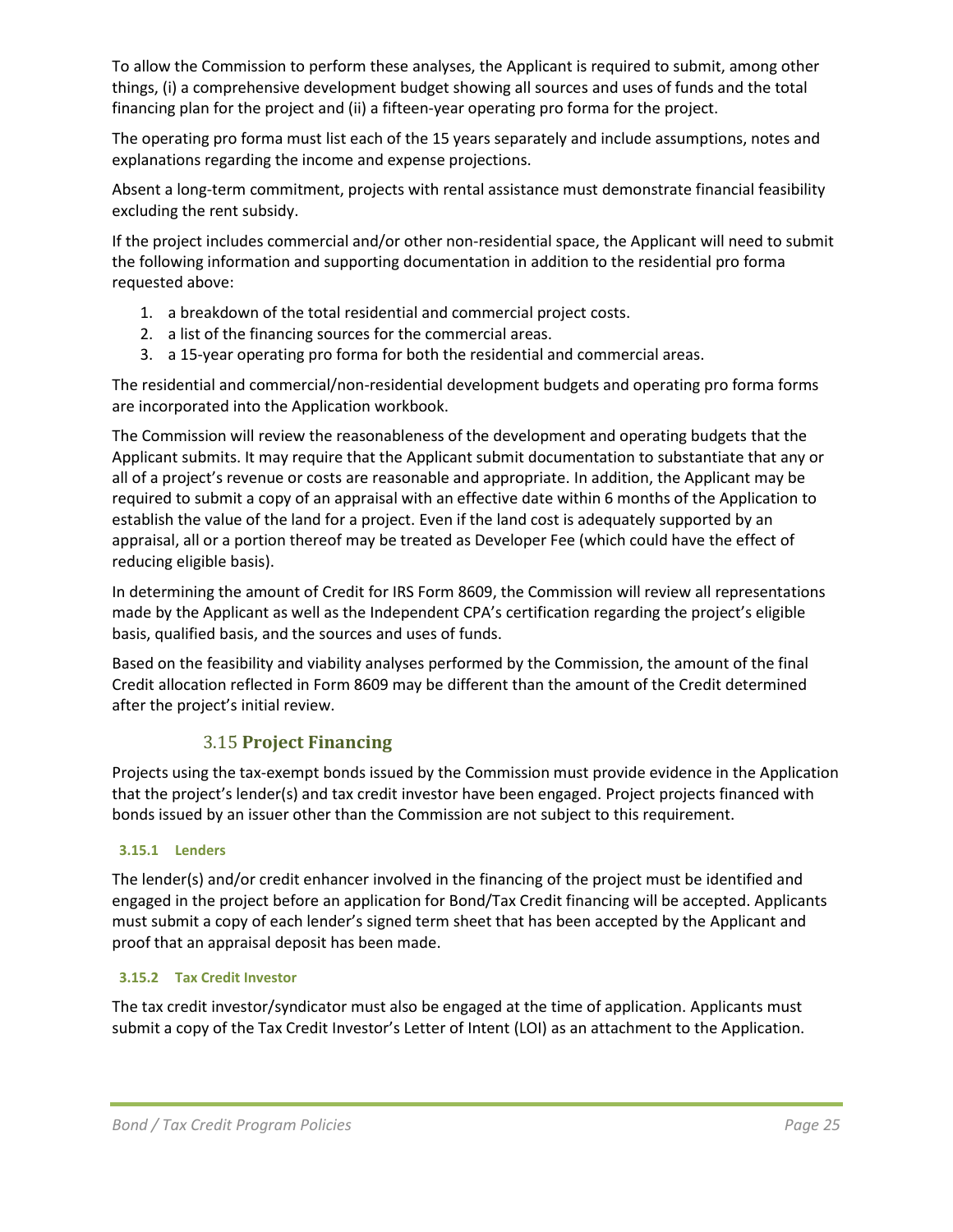To allow the Commission to perform these analyses, the Applicant is required to submit, among other things, (i) a comprehensive development budget showing all sources and uses of funds and the total financing plan for the project and (ii) a fifteen-year operating pro forma for the project.

The operating pro forma must list each of the 15 years separately and include assumptions, notes and explanations regarding the income and expense projections.

Absent a long-term commitment, projects with rental assistance must demonstrate financial feasibility excluding the rent subsidy.

If the project includes commercial and/or other non-residential space, the Applicant will need to submit the following information and supporting documentation in addition to the residential pro forma requested above:

1. a breakdown of the total residential and commercial project costs.
2. a list of the financing sources for the commercial areas.
3. a 15-year operating pro forma for both the residential and commercial areas.

The residential and commercial/non-residential development budgets and operating pro forma forms are incorporated into the Application workbook.

The Commission will review the reasonableness of the development and operating budgets that the Applicant submits. It may require that the Applicant submit documentation to substantiate that any or all of a project's revenue or costs are reasonable and appropriate. In addition, the Applicant may be required to submit a copy of an appraisal with an effective date within 6 months of the Application to establish the value of the land for a project. Even if the land cost is adequately supported by an appraisal, all or a portion thereof may be treated as Developer Fee (which could have the effect of reducing eligible basis).

In determining the amount of Credit for IRS Form 8609, the Commission will review all representations made by the Applicant as well as the Independent CPA's certification regarding the project's eligible basis, qualified basis, and the sources and uses of funds.

Based on the feasibility and viability analyses performed by the Commission, the amount of the final Credit allocation reflected in Form 8609 may be different than the amount of the Credit determined after the project's initial review.

## 3.15 Project Financing

Projects using the tax-exempt bonds issued by the Commission must provide evidence in the Application that the project's lender(s) and tax credit investor have been engaged. Project projects financed with bonds issued by an issuer other than the Commission are not subject to this requirement.

### 3.15.1 Lenders

The lender(s) and/or credit enhancer involved in the financing of the project must be identified and engaged in the project before an application for Bond/Tax Credit financing will be accepted. Applicants must submit a copy of each lender's signed term sheet that has been accepted by the Applicant and proof that an appraisal deposit has been made.

### 3.15.2 Tax Credit Investor

The tax credit investor/syndicator must also be engaged at the time of application. Applicants must submit a copy of the Tax Credit Investor's Letter of Intent (LOI) as an attachment to the Application.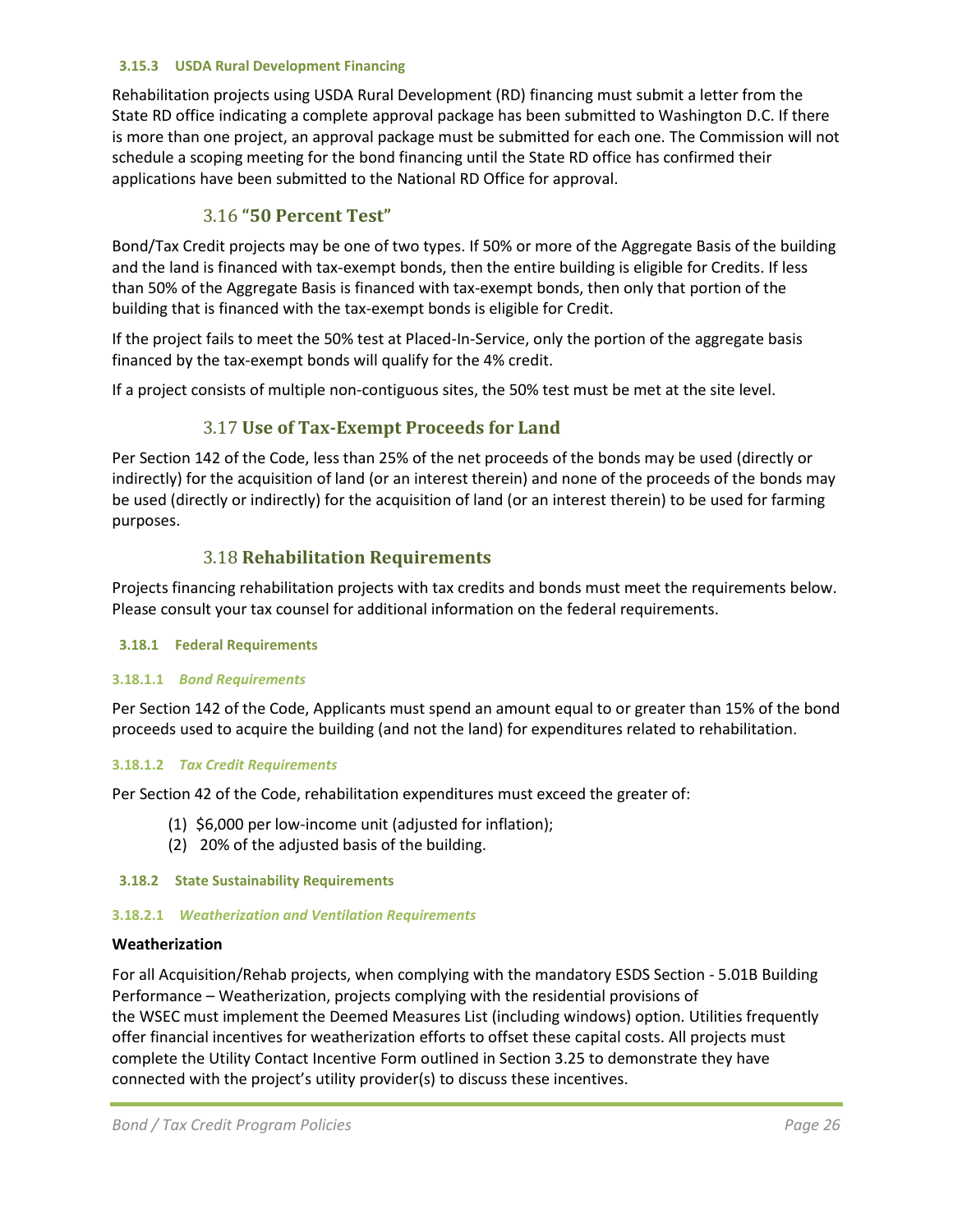#### 3.15.3 USDA Rural Development Financing

Rehabilitation projects using USDA Rural Development (RD) financing must submit a letter from the State RD office indicating a complete approval package has been submitted to Washington D.C. If there is more than one project, an approval package must be submitted for each one. The Commission will not schedule a scoping meeting for the bond financing until the State RD office has confirmed their applications have been submitted to the National RD Office for approval.

### 3.16 "50 Percent Test"

Bond/Tax Credit projects may be one of two types. If 50% or more of the Aggregate Basis of the building and the land is financed with tax-exempt bonds, then the entire building is eligible for Credits. If less than 50% of the Aggregate Basis is financed with tax-exempt bonds, then only that portion of the building that is financed with the tax-exempt bonds is eligible for Credit.

If the project fails to meet the 50% test at Placed-In-Service, only the portion of the aggregate basis financed by the tax-exempt bonds will qualify for the 4% credit.

If a project consists of multiple non-contiguous sites, the 50% test must be met at the site level.

### 3.17 Use of Tax-Exempt Proceeds for Land

Per Section 142 of the Code, less than 25% of the net proceeds of the bonds may be used (directly or indirectly) for the acquisition of land (or an interest therein) and none of the proceeds of the bonds may be used (directly or indirectly) for the acquisition of land (or an interest therein) to be used for farming purposes.

### 3.18 Rehabilitation Requirements

Projects financing rehabilitation projects with tax credits and bonds must meet the requirements below. Please consult your tax counsel for additional information on the federal requirements.

#### 3.18.1 Federal Requirements

##### 3.18.1.1 *Bond Requirements*

Per Section 142 of the Code, Applicants must spend an amount equal to or greater than 15% of the bond proceeds used to acquire the building (and not the land) for expenditures related to rehabilitation.

##### 3.18.1.2 *Tax Credit Requirements*

Per Section 42 of the Code, rehabilitation expenditures must exceed the greater of:

(1) $6,000 per low-income unit (adjusted for inflation);
(2) 20% of the adjusted basis of the building.

#### 3.18.2 State Sustainability Requirements

##### 3.18.2.1 *Weatherization and Ventilation Requirements*

**Weatherization**

For all Acquisition/Rehab projects, when complying with the mandatory ESDS Section - 5.01B Building Performance – Weatherization, projects complying with the residential provisions of the WSEC must implement the Deemed Measures List (including windows) option. Utilities frequently offer financial incentives for weatherization efforts to offset these capital costs. All projects must complete the Utility Contact Incentive Form outlined in Section 3.25 to demonstrate they have connected with the project's utility provider(s) to discuss these incentives.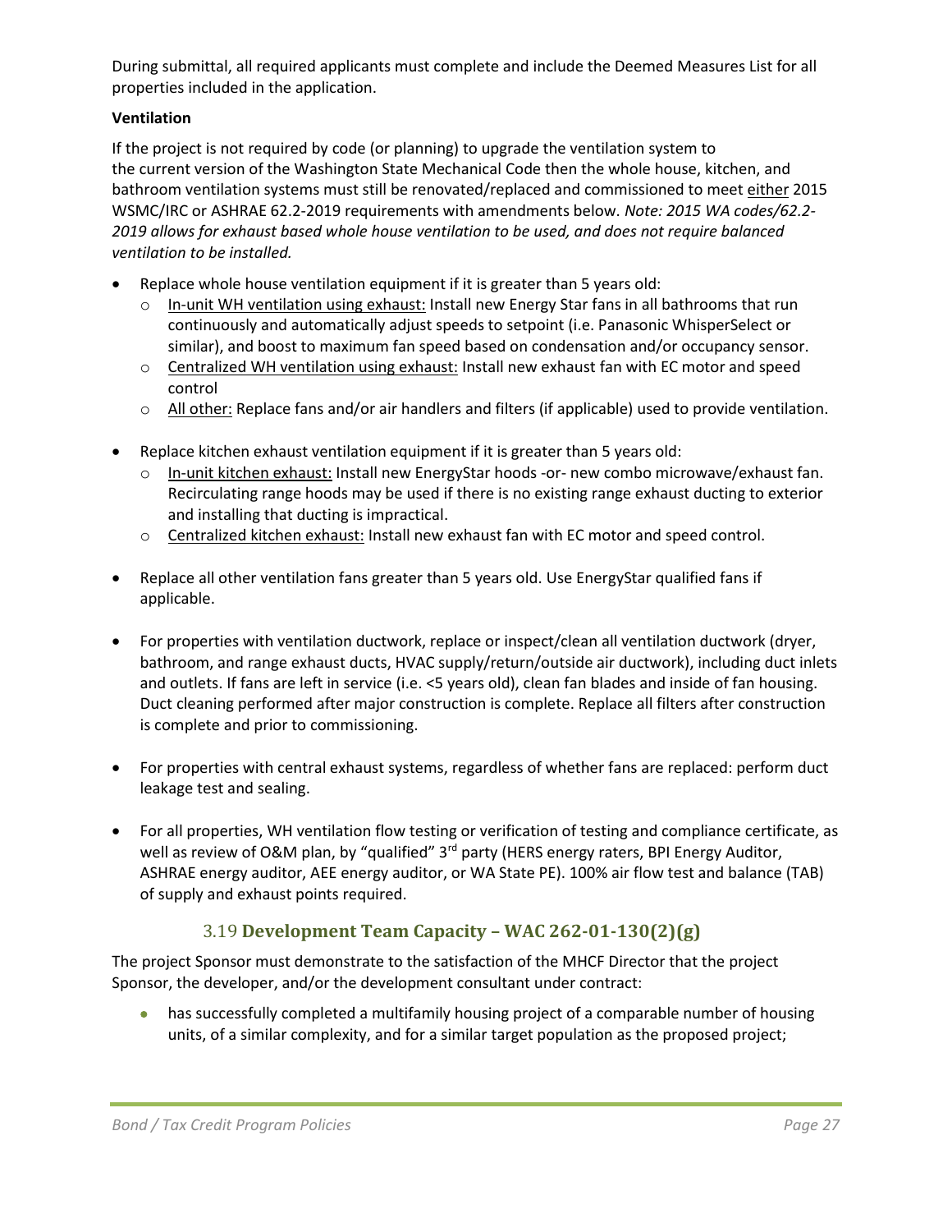During submittal, all required applicants must complete and include the Deemed Measures List for all properties included in the application.

**Ventilation**

If the project is not required by code (or planning) to upgrade the ventilation system to the current version of the Washington State Mechanical Code then the whole house, kitchen, and bathroom ventilation systems must still be renovated/replaced and commissioned to meet either 2015 WSMC/IRC or ASHRAE 62.2-2019 requirements with amendments below. *Note: 2015 WA codes/62.2-2019 allows for exhaust based whole house ventilation to be used, and does not require balanced ventilation to be installed.*

- Replace whole house ventilation equipment if it is greater than 5 years old:
  - In-unit WH ventilation using exhaust: Install new Energy Star fans in all bathrooms that run continuously and automatically adjust speeds to setpoint (i.e. Panasonic WhisperSelect or similar), and boost to maximum fan speed based on condensation and/or occupancy sensor.
  - Centralized WH ventilation using exhaust: Install new exhaust fan with EC motor and speed control
  - All other: Replace fans and/or air handlers and filters (if applicable) used to provide ventilation.
- Replace kitchen exhaust ventilation equipment if it is greater than 5 years old:
  - In-unit kitchen exhaust: Install new EnergyStar hoods -or- new combo microwave/exhaust fan. Recirculating range hoods may be used if there is no existing range exhaust ducting to exterior and installing that ducting is impractical.
  - Centralized kitchen exhaust: Install new exhaust fan with EC motor and speed control.
- Replace all other ventilation fans greater than 5 years old. Use EnergyStar qualified fans if applicable.
- For properties with ventilation ductwork, replace or inspect/clean all ventilation ductwork (dryer, bathroom, and range exhaust ducts, HVAC supply/return/outside air ductwork), including duct inlets and outlets. If fans are left in service (i.e. <5 years old), clean fan blades and inside of fan housing. Duct cleaning performed after major construction is complete. Replace all filters after construction is complete and prior to commissioning.
- For properties with central exhaust systems, regardless of whether fans are replaced: perform duct leakage test and sealing.
- For all properties, WH ventilation flow testing or verification of testing and compliance certificate, as well as review of O&M plan, by "qualified" 3rd party (HERS energy raters, BPI Energy Auditor, ASHRAE energy auditor, AEE energy auditor, or WA State PE). 100% air flow test and balance (TAB) of supply and exhaust points required.

## 3.19 Development Team Capacity – WAC 262-01-130(2)(g)

The project Sponsor must demonstrate to the satisfaction of the MHCF Director that the project Sponsor, the developer, and/or the development consultant under contract:

- has successfully completed a multifamily housing project of a comparable number of housing units, of a similar complexity, and for a similar target population as the proposed project;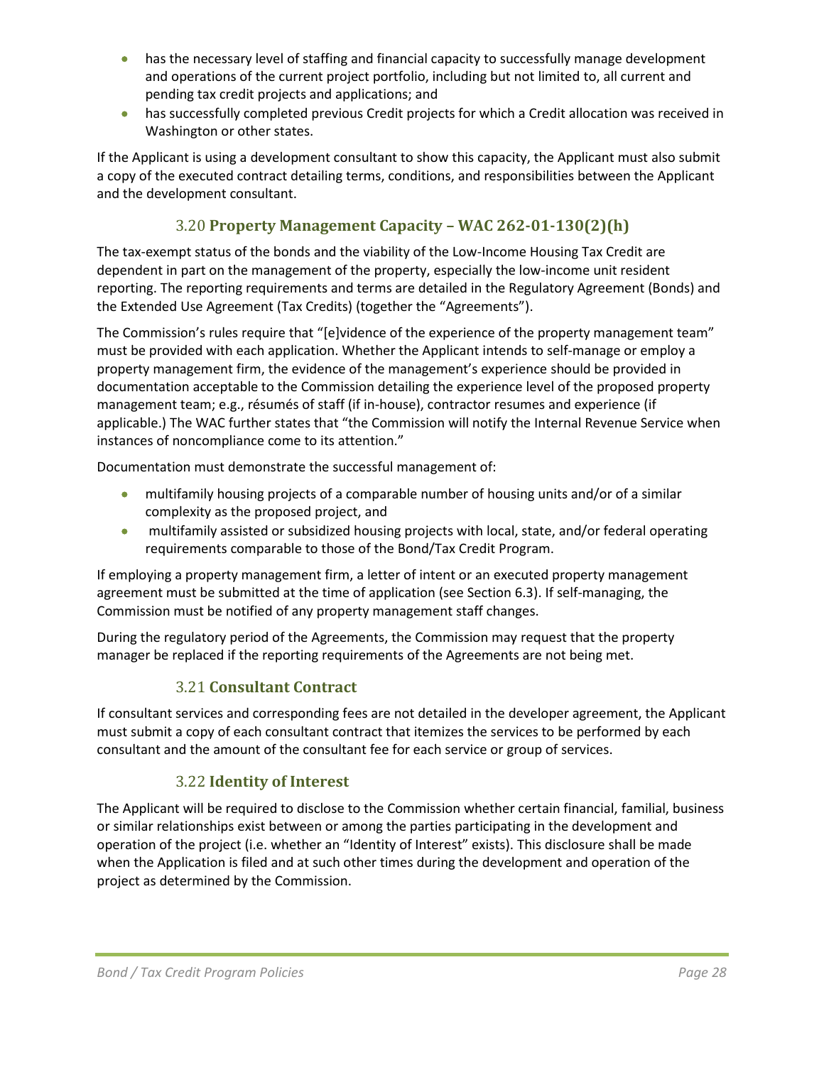- has the necessary level of staffing and financial capacity to successfully manage development and operations of the current project portfolio, including but not limited to, all current and pending tax credit projects and applications; and
- has successfully completed previous Credit projects for which a Credit allocation was received in Washington or other states.

If the Applicant is using a development consultant to show this capacity, the Applicant must also submit a copy of the executed contract detailing terms, conditions, and responsibilities between the Applicant and the development consultant.

### 3.20 **Property Management Capacity – WAC 262-01-130(2)(h)**

The tax-exempt status of the bonds and the viability of the Low-Income Housing Tax Credit are dependent in part on the management of the property, especially the low-income unit resident reporting. The reporting requirements and terms are detailed in the Regulatory Agreement (Bonds) and the Extended Use Agreement (Tax Credits) (together the "Agreements").

The Commission's rules require that "[e]vidence of the experience of the property management team" must be provided with each application. Whether the Applicant intends to self-manage or employ a property management firm, the evidence of the management's experience should be provided in documentation acceptable to the Commission detailing the experience level of the proposed property management team; e.g., résumés of staff (if in-house), contractor resumes and experience (if applicable.) The WAC further states that "the Commission will notify the Internal Revenue Service when instances of noncompliance come to its attention."

Documentation must demonstrate the successful management of:

- multifamily housing projects of a comparable number of housing units and/or of a similar complexity as the proposed project, and
- multifamily assisted or subsidized housing projects with local, state, and/or federal operating requirements comparable to those of the Bond/Tax Credit Program.

If employing a property management firm, a letter of intent or an executed property management agreement must be submitted at the time of application (see Section 6.3). If self-managing, the Commission must be notified of any property management staff changes.

During the regulatory period of the Agreements, the Commission may request that the property manager be replaced if the reporting requirements of the Agreements are not being met.

### 3.21 **Consultant Contract**

If consultant services and corresponding fees are not detailed in the developer agreement, the Applicant must submit a copy of each consultant contract that itemizes the services to be performed by each consultant and the amount of the consultant fee for each service or group of services.

### 3.22 **Identity of Interest**

The Applicant will be required to disclose to the Commission whether certain financial, familial, business or similar relationships exist between or among the parties participating in the development and operation of the project (i.e. whether an "Identity of Interest" exists). This disclosure shall be made when the Application is filed and at such other times during the development and operation of the project as determined by the Commission.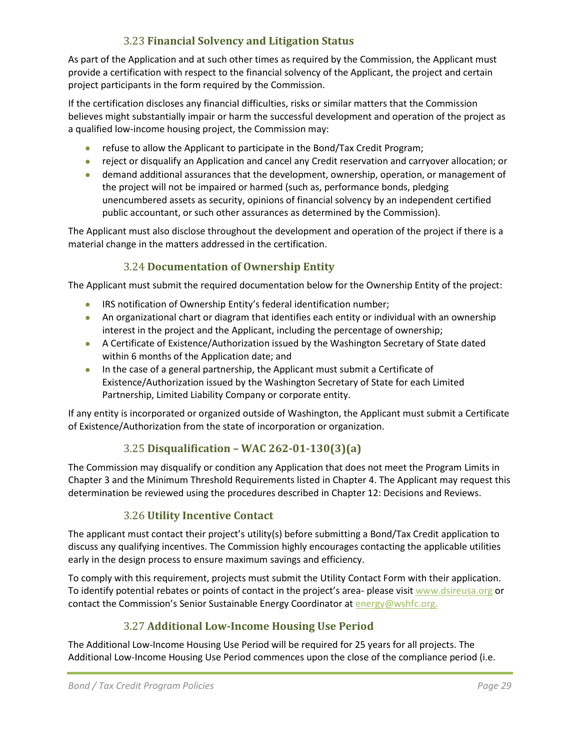### 3.23 **Financial Solvency and Litigation Status**

As part of the Application and at such other times as required by the Commission, the Applicant must provide a certification with respect to the financial solvency of the Applicant, the project and certain project participants in the form required by the Commission.

If the certification discloses any financial difficulties, risks or similar matters that the Commission believes might substantially impair or harm the successful development and operation of the project as a qualified low-income housing project, the Commission may:

- refuse to allow the Applicant to participate in the Bond/Tax Credit Program;
- reject or disqualify an Application and cancel any Credit reservation and carryover allocation; or
- demand additional assurances that the development, ownership, operation, or management of the project will not be impaired or harmed (such as, performance bonds, pledging unencumbered assets as security, opinions of financial solvency by an independent certified public accountant, or such other assurances as determined by the Commission).

The Applicant must also disclose throughout the development and operation of the project if there is a material change in the matters addressed in the certification.

### 3.24 **Documentation of Ownership Entity**

The Applicant must submit the required documentation below for the Ownership Entity of the project:

- IRS notification of Ownership Entity's federal identification number;
- An organizational chart or diagram that identifies each entity or individual with an ownership interest in the project and the Applicant, including the percentage of ownership;
- A Certificate of Existence/Authorization issued by the Washington Secretary of State dated within 6 months of the Application date; and
- In the case of a general partnership, the Applicant must submit a Certificate of Existence/Authorization issued by the Washington Secretary of State for each Limited Partnership, Limited Liability Company or corporate entity.

If any entity is incorporated or organized outside of Washington, the Applicant must submit a Certificate of Existence/Authorization from the state of incorporation or organization.

### 3.25 **Disqualification – WAC 262-01-130(3)(a)**

The Commission may disqualify or condition any Application that does not meet the Program Limits in Chapter 3 and the Minimum Threshold Requirements listed in Chapter 4. The Applicant may request this determination be reviewed using the procedures described in Chapter 12: Decisions and Reviews.

### 3.26 **Utility Incentive Contact**

The applicant must contact their project's utility(s) before submitting a Bond/Tax Credit application to discuss any qualifying incentives. The Commission highly encourages contacting the applicable utilities early in the design process to ensure maximum savings and efficiency.

To comply with this requirement, projects must submit the Utility Contact Form with their application. To identify potential rebates or points of contact in the project's area- please visit www.dsireusa.org or contact the Commission's Senior Sustainable Energy Coordinator at energy@wshfc.org.

### 3.27 **Additional Low-Income Housing Use Period**

The Additional Low-Income Housing Use Period will be required for 25 years for all projects. The Additional Low-Income Housing Use Period commences upon the close of the compliance period (i.e.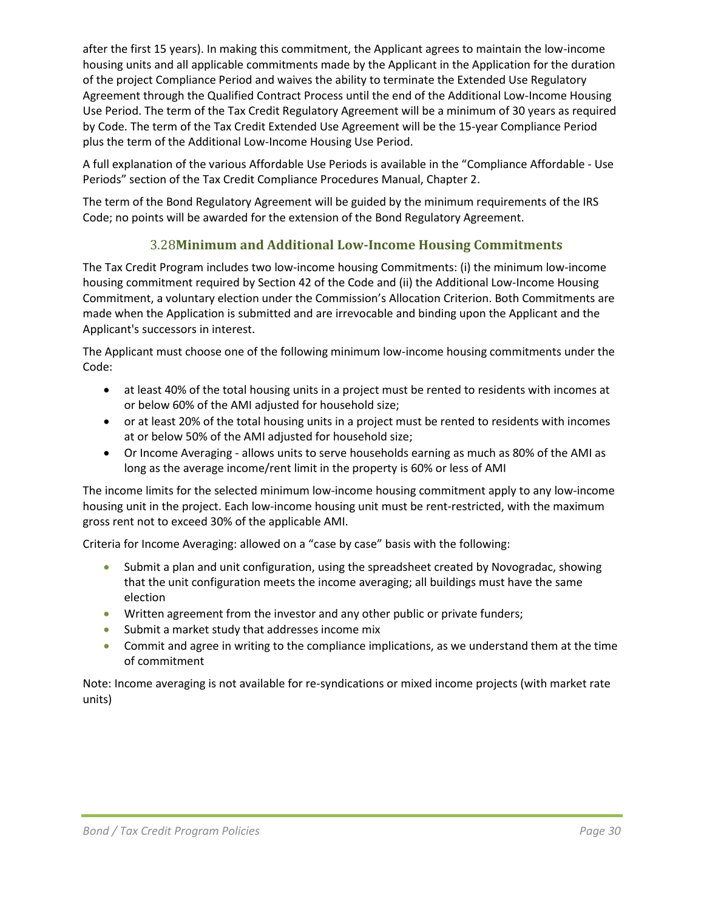after the first 15 years). In making this commitment, the Applicant agrees to maintain the low-income housing units and all applicable commitments made by the Applicant in the Application for the duration of the project Compliance Period and waives the ability to terminate the Extended Use Regulatory Agreement through the Qualified Contract Process until the end of the Additional Low-Income Housing Use Period. The term of the Tax Credit Regulatory Agreement will be a minimum of 30 years as required by Code. The term of the Tax Credit Extended Use Agreement will be the 15-year Compliance Period plus the term of the Additional Low-Income Housing Use Period.

A full explanation of the various Affordable Use Periods is available in the "Compliance Affordable - Use Periods" section of the Tax Credit Compliance Procedures Manual, Chapter 2.

The term of the Bond Regulatory Agreement will be guided by the minimum requirements of the IRS Code; no points will be awarded for the extension of the Bond Regulatory Agreement.

## 3.28 Minimum and Additional Low-Income Housing Commitments

The Tax Credit Program includes two low-income housing Commitments: (i) the minimum low-income housing commitment required by Section 42 of the Code and (ii) the Additional Low-Income Housing Commitment, a voluntary election under the Commission's Allocation Criterion. Both Commitments are made when the Application is submitted and are irrevocable and binding upon the Applicant and the Applicant's successors in interest.

The Applicant must choose one of the following minimum low-income housing commitments under the Code:

- at least 40% of the total housing units in a project must be rented to residents with incomes at or below 60% of the AMI adjusted for household size;
- or at least 20% of the total housing units in a project must be rented to residents with incomes at or below 50% of the AMI adjusted for household size;
- Or Income Averaging - allows units to serve households earning as much as 80% of the AMI as long as the average income/rent limit in the property is 60% or less of AMI

The income limits for the selected minimum low-income housing commitment apply to any low-income housing unit in the project. Each low-income housing unit must be rent-restricted, with the maximum gross rent not to exceed 30% of the applicable AMI.

Criteria for Income Averaging: allowed on a "case by case" basis with the following:

- Submit a plan and unit configuration, using the spreadsheet created by Novogradac, showing that the unit configuration meets the income averaging; all buildings must have the same election
- Written agreement from the investor and any other public or private funders;
- Submit a market study that addresses income mix
- Commit and agree in writing to the compliance implications, as we understand them at the time of commitment

Note: Income averaging is not available for re-syndications or mixed income projects (with market rate units)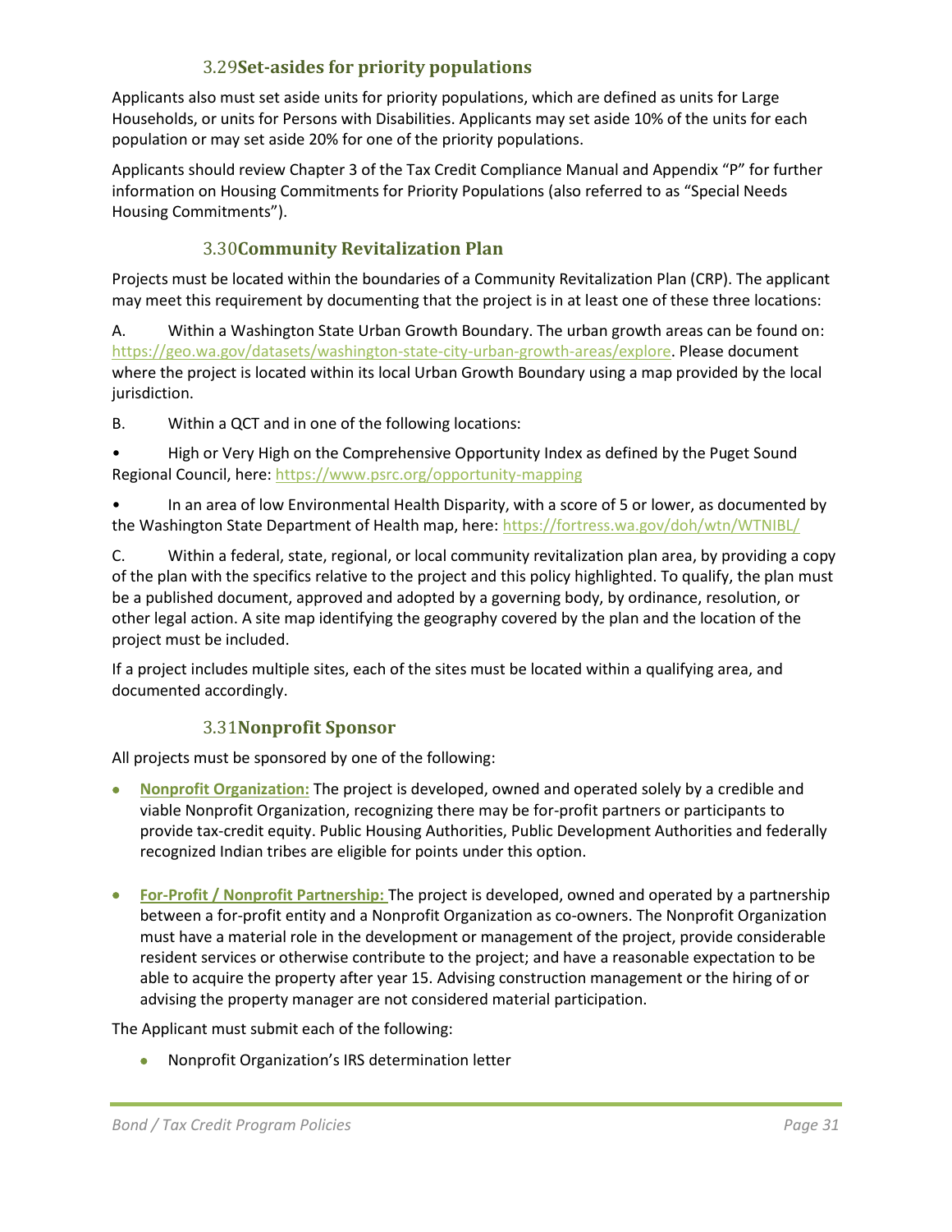### 3.29 Set-asides for priority populations

Applicants also must set aside units for priority populations, which are defined as units for Large Households, or units for Persons with Disabilities. Applicants may set aside 10% of the units for each population or may set aside 20% for one of the priority populations.

Applicants should review Chapter 3 of the Tax Credit Compliance Manual and Appendix "P" for further information on Housing Commitments for Priority Populations (also referred to as "Special Needs Housing Commitments").

### 3.30 Community Revitalization Plan

Projects must be located within the boundaries of a Community Revitalization Plan (CRP). The applicant may meet this requirement by documenting that the project is in at least one of these three locations:

A. Within a Washington State Urban Growth Boundary. The urban growth areas can be found on: https://geo.wa.gov/datasets/washington-state-city-urban-growth-areas/explore. Please document where the project is located within its local Urban Growth Boundary using a map provided by the local jurisdiction.

B. Within a QCT and in one of the following locations:

- High or Very High on the Comprehensive Opportunity Index as defined by the Puget Sound Regional Council, here: https://www.psrc.org/opportunity-mapping
- In an area of low Environmental Health Disparity, with a score of 5 or lower, as documented by the Washington State Department of Health map, here: https://fortress.wa.gov/doh/wtn/WTNIBL/

C. Within a federal, state, regional, or local community revitalization plan area, by providing a copy of the plan with the specifics relative to the project and this policy highlighted. To qualify, the plan must be a published document, approved and adopted by a governing body, by ordinance, resolution, or other legal action. A site map identifying the geography covered by the plan and the location of the project must be included.

If a project includes multiple sites, each of the sites must be located within a qualifying area, and documented accordingly.

### 3.31 Nonprofit Sponsor

All projects must be sponsored by one of the following:

- **Nonprofit Organization:** The project is developed, owned and operated solely by a credible and viable Nonprofit Organization, recognizing there may be for-profit partners or participants to provide tax-credit equity. Public Housing Authorities, Public Development Authorities and federally recognized Indian tribes are eligible for points under this option.

- **For-Profit / Nonprofit Partnership:** The project is developed, owned and operated by a partnership between a for-profit entity and a Nonprofit Organization as co-owners. The Nonprofit Organization must have a material role in the development or management of the project, provide considerable resident services or otherwise contribute to the project; and have a reasonable expectation to be able to acquire the property after year 15. Advising construction management or the hiring of or advising the property manager are not considered material participation.

The Applicant must submit each of the following:

- Nonprofit Organization's IRS determination letter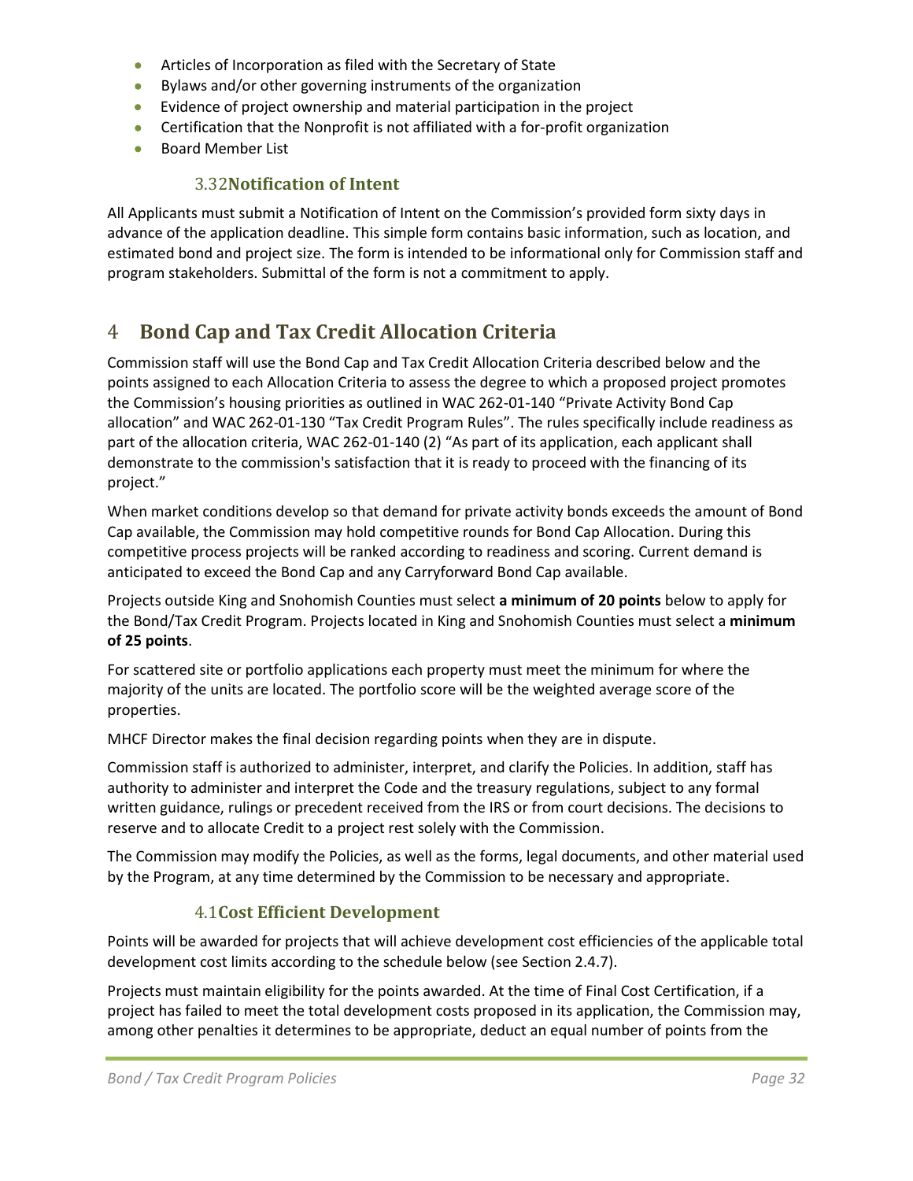- Articles of Incorporation as filed with the Secretary of State
- Bylaws and/or other governing instruments of the organization
- Evidence of project ownership and material participation in the project
- Certification that the Nonprofit is not affiliated with a for-profit organization
- Board Member List

### 3.32 Notification of Intent

All Applicants must submit a Notification of Intent on the Commission's provided form sixty days in advance of the application deadline. This simple form contains basic information, such as location, and estimated bond and project size. The form is intended to be informational only for Commission staff and program stakeholders. Submittal of the form is not a commitment to apply.

# 4 Bond Cap and Tax Credit Allocation Criteria

Commission staff will use the Bond Cap and Tax Credit Allocation Criteria described below and the points assigned to each Allocation Criteria to assess the degree to which a proposed project promotes the Commission's housing priorities as outlined in WAC 262-01-140 "Private Activity Bond Cap allocation" and WAC 262-01-130 "Tax Credit Program Rules". The rules specifically include readiness as part of the allocation criteria, WAC 262-01-140 (2) "As part of its application, each applicant shall demonstrate to the commission's satisfaction that it is ready to proceed with the financing of its project."

When market conditions develop so that demand for private activity bonds exceeds the amount of Bond Cap available, the Commission may hold competitive rounds for Bond Cap Allocation. During this competitive process projects will be ranked according to readiness and scoring. Current demand is anticipated to exceed the Bond Cap and any Carryforward Bond Cap available.

Projects outside King and Snohomish Counties must select **a minimum of 20 points** below to apply for the Bond/Tax Credit Program. Projects located in King and Snohomish Counties must select a **minimum of 25 points**.

For scattered site or portfolio applications each property must meet the minimum for where the majority of the units are located. The portfolio score will be the weighted average score of the properties.

MHCF Director makes the final decision regarding points when they are in dispute.

Commission staff is authorized to administer, interpret, and clarify the Policies. In addition, staff has authority to administer and interpret the Code and the treasury regulations, subject to any formal written guidance, rulings or precedent received from the IRS or from court decisions. The decisions to reserve and to allocate Credit to a project rest solely with the Commission.

The Commission may modify the Policies, as well as the forms, legal documents, and other material used by the Program, at any time determined by the Commission to be necessary and appropriate.

### 4.1 Cost Efficient Development

Points will be awarded for projects that will achieve development cost efficiencies of the applicable total development cost limits according to the schedule below (see Section 2.4.7).

Projects must maintain eligibility for the points awarded. At the time of Final Cost Certification, if a project has failed to meet the total development costs proposed in its application, the Commission may, among other penalties it determines to be appropriate, deduct an equal number of points from the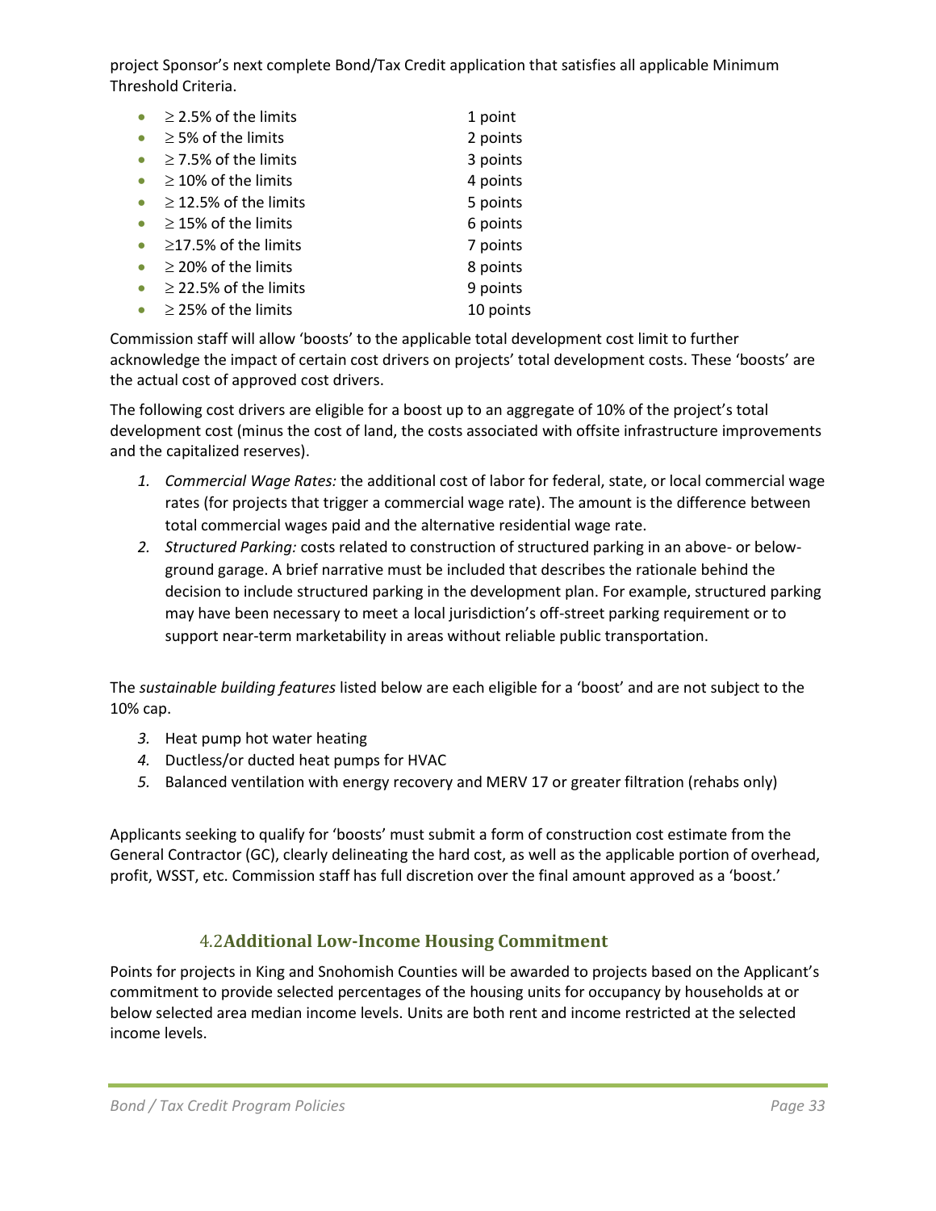project Sponsor's next complete Bond/Tax Credit application that satisfies all applicable Minimum Threshold Criteria.

- ≥ 2.5% of the limits — 1 point
- ≥ 5% of the limits — 2 points
- ≥ 7.5% of the limits — 3 points
- ≥ 10% of the limits — 4 points
- ≥ 12.5% of the limits — 5 points
- ≥ 15% of the limits — 6 points
- ≥17.5% of the limits — 7 points
- ≥ 20% of the limits — 8 points
- ≥ 22.5% of the limits — 9 points
- ≥ 25% of the limits — 10 points

Commission staff will allow 'boosts' to the applicable total development cost limit to further acknowledge the impact of certain cost drivers on projects' total development costs. These 'boosts' are the actual cost of approved cost drivers.

The following cost drivers are eligible for a boost up to an aggregate of 10% of the project's total development cost (minus the cost of land, the costs associated with offsite infrastructure improvements and the capitalized reserves).

1. *Commercial Wage Rates:* the additional cost of labor for federal, state, or local commercial wage rates (for projects that trigger a commercial wage rate). The amount is the difference between total commercial wages paid and the alternative residential wage rate.
2. *Structured Parking:* costs related to construction of structured parking in an above- or below-ground garage. A brief narrative must be included that describes the rationale behind the decision to include structured parking in the development plan. For example, structured parking may have been necessary to meet a local jurisdiction's off-street parking requirement or to support near-term marketability in areas without reliable public transportation.

The *sustainable building features* listed below are each eligible for a 'boost' and are not subject to the 10% cap.

3. Heat pump hot water heating
4. Ductless/or ducted heat pumps for HVAC
5. Balanced ventilation with energy recovery and MERV 17 or greater filtration (rehabs only)

Applicants seeking to qualify for 'boosts' must submit a form of construction cost estimate from the General Contractor (GC), clearly delineating the hard cost, as well as the applicable portion of overhead, profit, WSST, etc. Commission staff has full discretion over the final amount approved as a 'boost.'

### 4.2 Additional Low-Income Housing Commitment

Points for projects in King and Snohomish Counties will be awarded to projects based on the Applicant's commitment to provide selected percentages of the housing units for occupancy by households at or below selected area median income levels. Units are both rent and income restricted at the selected income levels.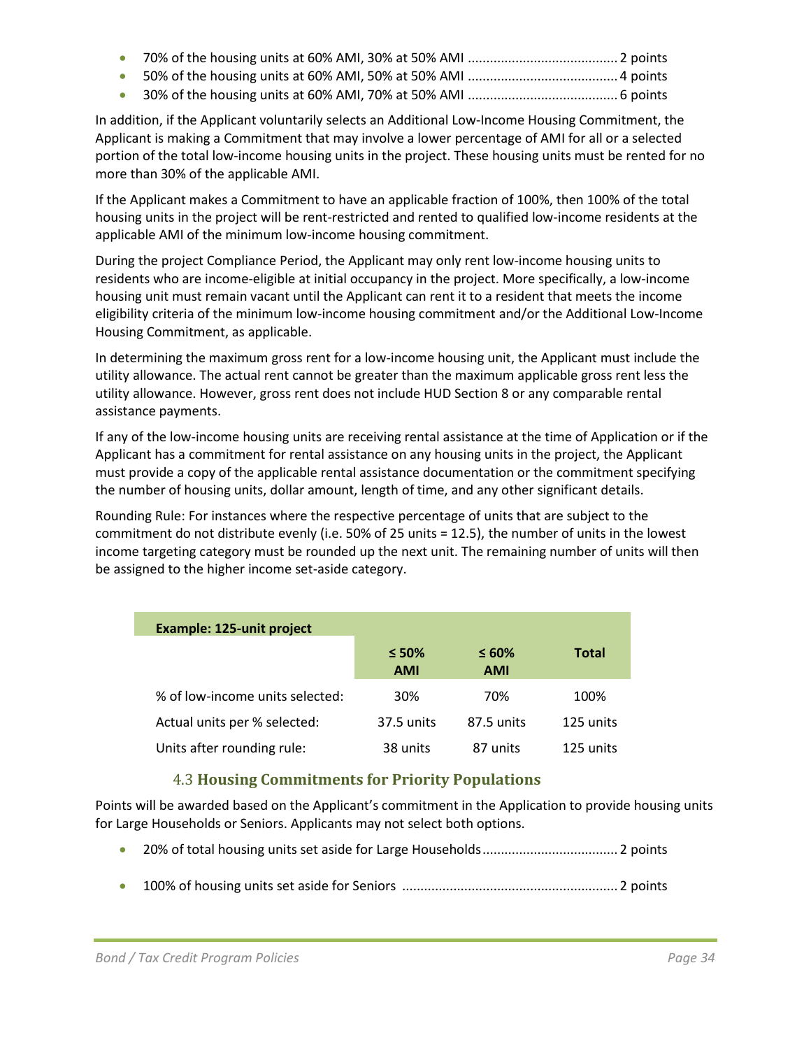- 70% of the housing units at 60% AMI, 30% at 50% AMI ........................................ 2 points
- 50% of the housing units at 60% AMI, 50% at 50% AMI ........................................ 4 points
- 30% of the housing units at 60% AMI, 70% at 50% AMI ........................................ 6 points

In addition, if the Applicant voluntarily selects an Additional Low-Income Housing Commitment, the Applicant is making a Commitment that may involve a lower percentage of AMI for all or a selected portion of the total low-income housing units in the project. These housing units must be rented for no more than 30% of the applicable AMI.

If the Applicant makes a Commitment to have an applicable fraction of 100%, then 100% of the total housing units in the project will be rent-restricted and rented to qualified low-income residents at the applicable AMI of the minimum low-income housing commitment.

During the project Compliance Period, the Applicant may only rent low-income housing units to residents who are income-eligible at initial occupancy in the project. More specifically, a low-income housing unit must remain vacant until the Applicant can rent it to a resident that meets the income eligibility criteria of the minimum low-income housing commitment and/or the Additional Low-Income Housing Commitment, as applicable.

In determining the maximum gross rent for a low-income housing unit, the Applicant must include the utility allowance. The actual rent cannot be greater than the maximum applicable gross rent less the utility allowance. However, gross rent does not include HUD Section 8 or any comparable rental assistance payments.

If any of the low-income housing units are receiving rental assistance at the time of Application or if the Applicant has a commitment for rental assistance on any housing units in the project, the Applicant must provide a copy of the applicable rental assistance documentation or the commitment specifying the number of housing units, dollar amount, length of time, and any other significant details.

Rounding Rule: For instances where the respective percentage of units that are subject to the commitment do not distribute evenly (i.e. 50% of 25 units = 12.5), the number of units in the lowest income targeting category must be rounded up the next unit. The remaining number of units will then be assigned to the higher income set-aside category.

| **Example: 125-unit project** | **≤ 50% AMI** | **≤ 60% AMI** | **Total** |
|---|---|---|---|
| % of low-income units selected: | 30% | 70% | 100% |
| Actual units per % selected: | 37.5 units | 87.5 units | 125 units |
| Units after rounding rule: | 38 units | 87 units | 125 units |

### 4.3 Housing Commitments for Priority Populations

Points will be awarded based on the Applicant's commitment in the Application to provide housing units for Large Households or Seniors. Applicants may not select both options.

- 20% of total housing units set aside for Large Households.................................... 2 points
- 100% of housing units set aside for Seniors .......................................................... 2 points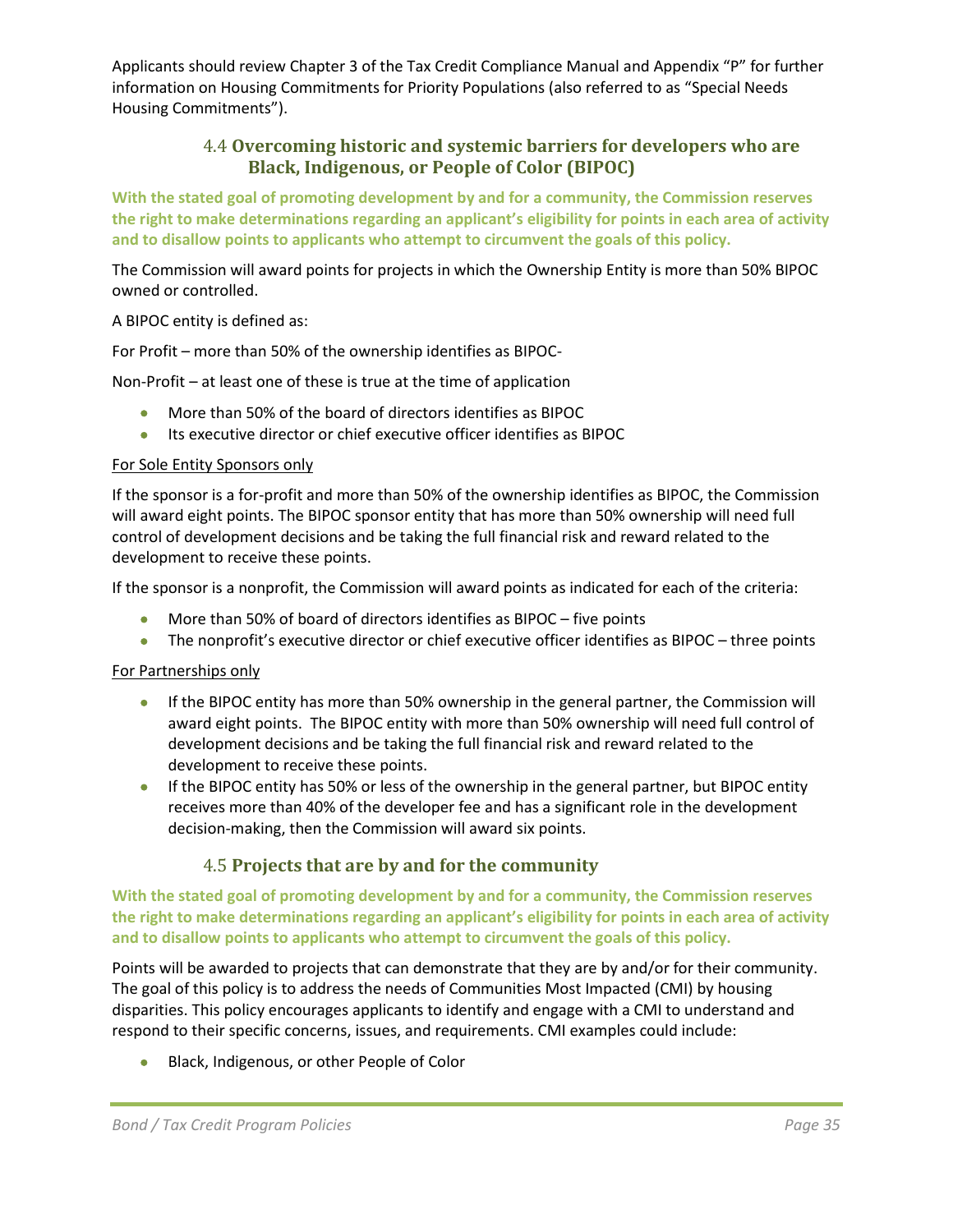Applicants should review Chapter 3 of the Tax Credit Compliance Manual and Appendix "P" for further information on Housing Commitments for Priority Populations (also referred to as "Special Needs Housing Commitments").

### 4.4 Overcoming historic and systemic barriers for developers who are Black, Indigenous, or People of Color (BIPOC)

**With the stated goal of promoting development by and for a community, the Commission reserves the right to make determinations regarding an applicant's eligibility for points in each area of activity and to disallow points to applicants who attempt to circumvent the goals of this policy.**

The Commission will award points for projects in which the Ownership Entity is more than 50% BIPOC owned or controlled.

A BIPOC entity is defined as:

For Profit – more than 50% of the ownership identifies as BIPOC-

Non-Profit – at least one of these is true at the time of application

- More than 50% of the board of directors identifies as BIPOC
- Its executive director or chief executive officer identifies as BIPOC

<u>For Sole Entity Sponsors only</u>

If the sponsor is a for-profit and more than 50% of the ownership identifies as BIPOC, the Commission will award eight points. The BIPOC sponsor entity that has more than 50% ownership will need full control of development decisions and be taking the full financial risk and reward related to the development to receive these points.

If the sponsor is a nonprofit, the Commission will award points as indicated for each of the criteria:

- More than 50% of board of directors identifies as BIPOC – five points
- The nonprofit's executive director or chief executive officer identifies as BIPOC – three points

<u>For Partnerships only</u>

- If the BIPOC entity has more than 50% ownership in the general partner, the Commission will award eight points. The BIPOC entity with more than 50% ownership will need full control of development decisions and be taking the full financial risk and reward related to the development to receive these points.
- If the BIPOC entity has 50% or less of the ownership in the general partner, but BIPOC entity receives more than 40% of the developer fee and has a significant role in the development decision-making, then the Commission will award six points.

### 4.5 Projects that are by and for the community

**With the stated goal of promoting development by and for a community, the Commission reserves the right to make determinations regarding an applicant's eligibility for points in each area of activity and to disallow points to applicants who attempt to circumvent the goals of this policy.**

Points will be awarded to projects that can demonstrate that they are by and/or for their community. The goal of this policy is to address the needs of Communities Most Impacted (CMI) by housing disparities. This policy encourages applicants to identify and engage with a CMI to understand and respond to their specific concerns, issues, and requirements. CMI examples could include:

- Black, Indigenous, or other People of Color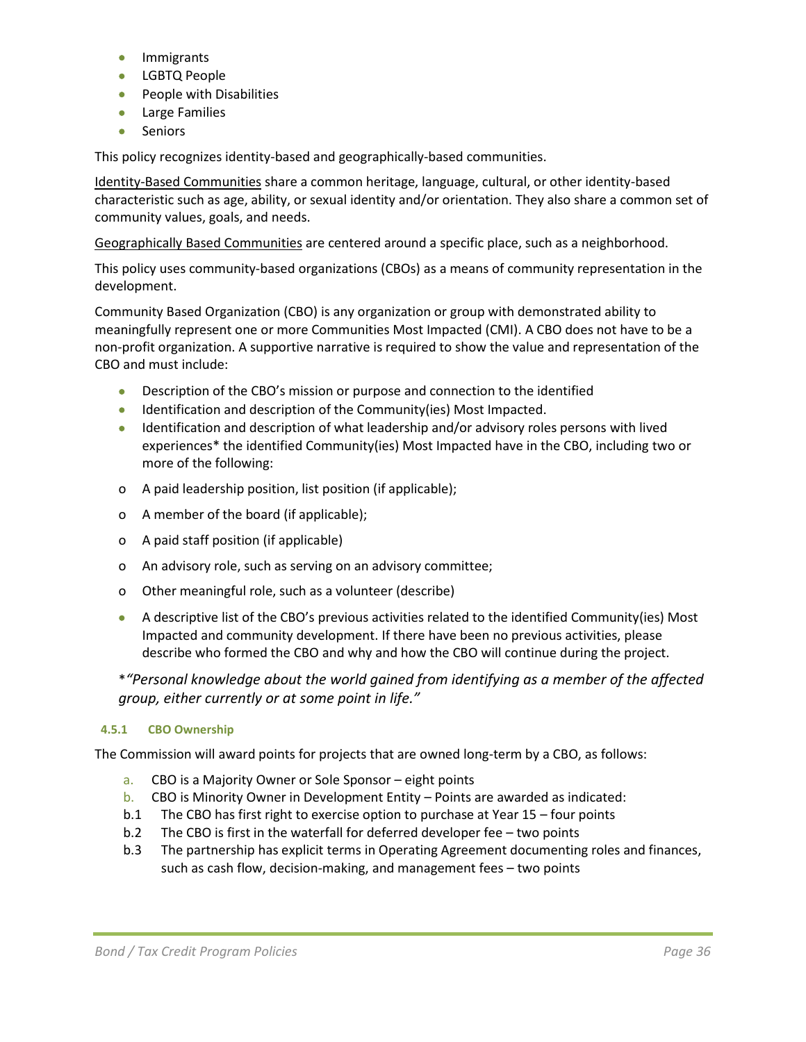- Immigrants
- LGBTQ People
- People with Disabilities
- Large Families
- Seniors

This policy recognizes identity-based and geographically-based communities.

Identity-Based Communities share a common heritage, language, cultural, or other identity-based characteristic such as age, ability, or sexual identity and/or orientation. They also share a common set of community values, goals, and needs.

Geographically Based Communities are centered around a specific place, such as a neighborhood.

This policy uses community-based organizations (CBOs) as a means of community representation in the development.

Community Based Organization (CBO) is any organization or group with demonstrated ability to meaningfully represent one or more Communities Most Impacted (CMI). A CBO does not have to be a non-profit organization. A supportive narrative is required to show the value and representation of the CBO and must include:

- Description of the CBO's mission or purpose and connection to the identified
- Identification and description of the Community(ies) Most Impacted.
- Identification and description of what leadership and/or advisory roles persons with lived experiences* the identified Community(ies) Most Impacted have in the CBO, including two or more of the following:
  - A paid leadership position, list position (if applicable);
  - A member of the board (if applicable);
  - A paid staff position (if applicable)
  - An advisory role, such as serving on an advisory committee;
  - Other meaningful role, such as a volunteer (describe)
- A descriptive list of the CBO's previous activities related to the identified Community(ies) Most Impacted and community development. If there have been no previous activities, please describe who formed the CBO and why and how the CBO will continue during the project.

**"Personal knowledge about the world gained from identifying as a member of the affected group, either currently or at some point in life."*

#### 4.5.1 CBO Ownership

The Commission will award points for projects that are owned long-term by a CBO, as follows:

a. CBO is a Majority Owner or Sole Sponsor – eight points

b. CBO is Minority Owner in Development Entity – Points are awarded as indicated:

b.1 The CBO has first right to exercise option to purchase at Year 15 – four points

b.2 The CBO is first in the waterfall for deferred developer fee – two points

b.3 The partnership has explicit terms in Operating Agreement documenting roles and finances, such as cash flow, decision-making, and management fees – two points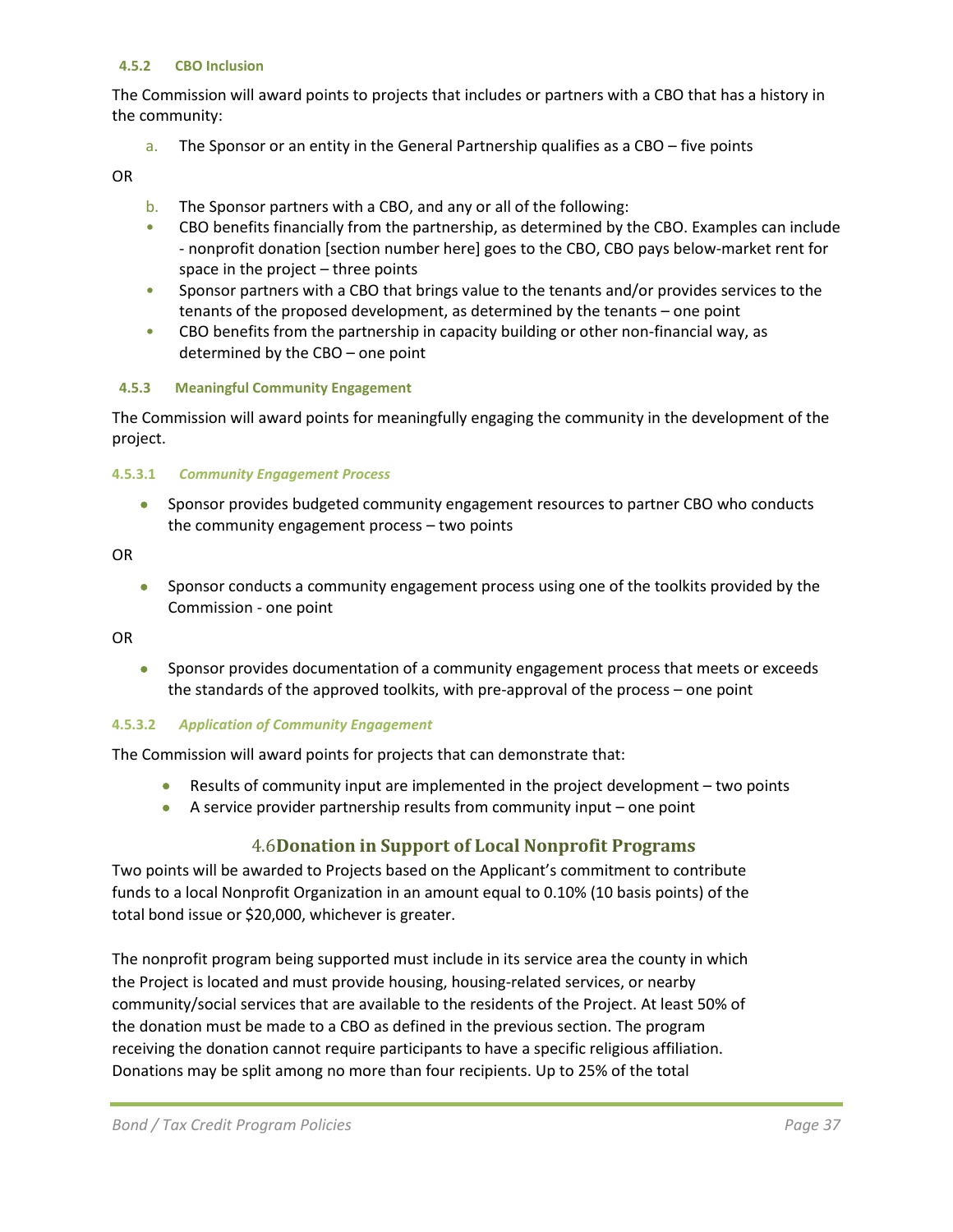#### 4.5.2 CBO Inclusion

The Commission will award points to projects that includes or partners with a CBO that has a history in the community:

a. The Sponsor or an entity in the General Partnership qualifies as a CBO – five points

OR

b. The Sponsor partners with a CBO, and any or all of the following:
- CBO benefits financially from the partnership, as determined by the CBO. Examples can include - nonprofit donation [section number here] goes to the CBO, CBO pays below-market rent for space in the project – three points
- Sponsor partners with a CBO that brings value to the tenants and/or provides services to the tenants of the proposed development, as determined by the tenants – one point
- CBO benefits from the partnership in capacity building or other non-financial way, as determined by the CBO – one point

#### 4.5.3 Meaningful Community Engagement

The Commission will award points for meaningfully engaging the community in the development of the project.

##### 4.5.3.1 *Community Engagement Process*

- Sponsor provides budgeted community engagement resources to partner CBO who conducts the community engagement process – two points

OR

- Sponsor conducts a community engagement process using one of the toolkits provided by the Commission - one point

OR

- Sponsor provides documentation of a community engagement process that meets or exceeds the standards of the approved toolkits, with pre-approval of the process – one point

##### 4.5.3.2 *Application of Community Engagement*

The Commission will award points for projects that can demonstrate that:

- Results of community input are implemented in the project development – two points
- A service provider partnership results from community input – one point

### 4.6 Donation in Support of Local Nonprofit Programs

Two points will be awarded to Projects based on the Applicant's commitment to contribute funds to a local Nonprofit Organization in an amount equal to 0.10% (10 basis points) of the total bond issue or $20,000, whichever is greater.

The nonprofit program being supported must include in its service area the county in which the Project is located and must provide housing, housing-related services, or nearby community/social services that are available to the residents of the Project. At least 50% of the donation must be made to a CBO as defined in the previous section. The program receiving the donation cannot require participants to have a specific religious affiliation. Donations may be split among no more than four recipients. Up to 25% of the total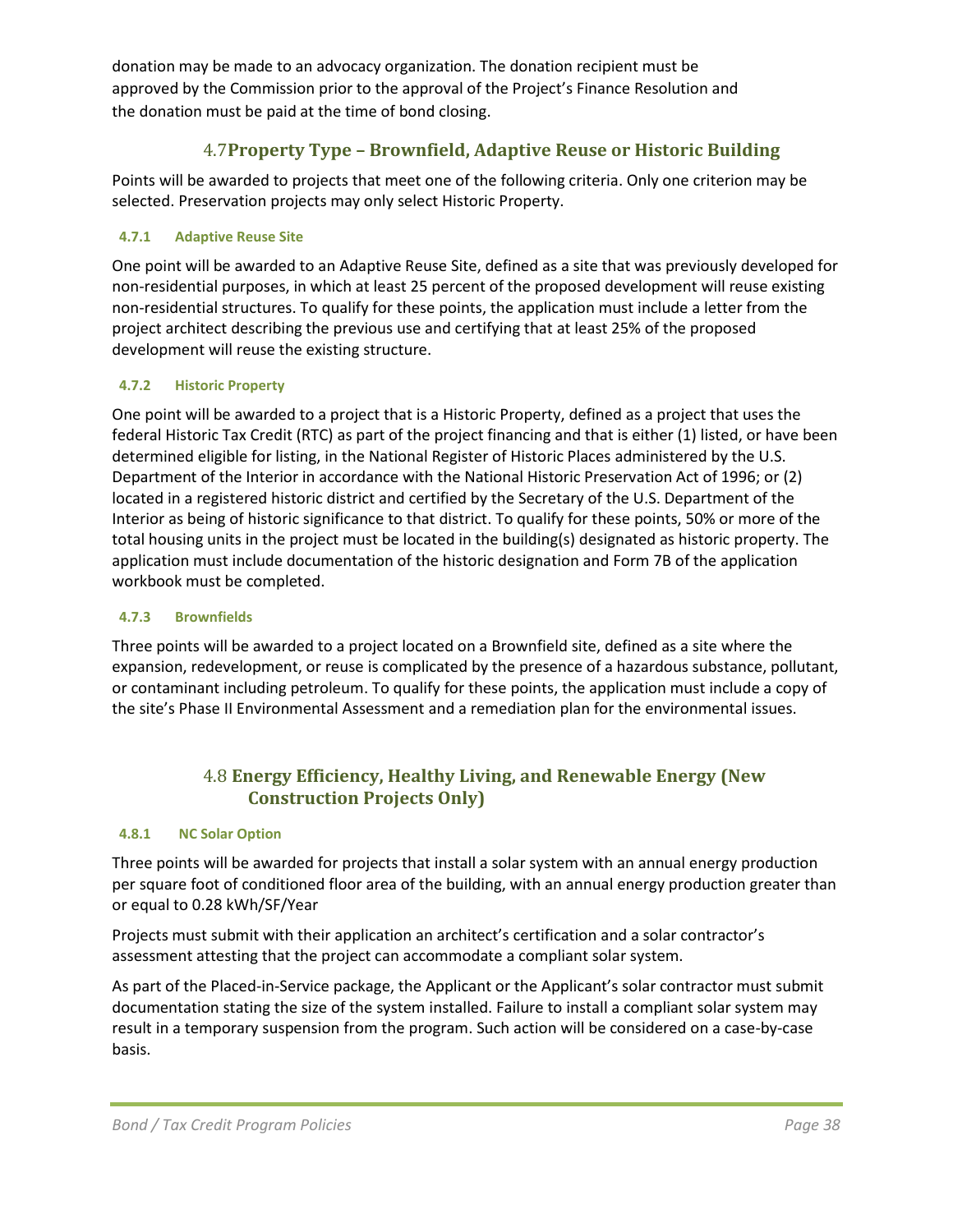donation may be made to an advocacy organization. The donation recipient must be approved by the Commission prior to the approval of the Project's Finance Resolution and the donation must be paid at the time of bond closing.

## 4.7 Property Type – Brownfield, Adaptive Reuse or Historic Building

Points will be awarded to projects that meet one of the following criteria. Only one criterion may be selected. Preservation projects may only select Historic Property.

### 4.7.1 Adaptive Reuse Site

One point will be awarded to an Adaptive Reuse Site, defined as a site that was previously developed for non-residential purposes, in which at least 25 percent of the proposed development will reuse existing non-residential structures. To qualify for these points, the application must include a letter from the project architect describing the previous use and certifying that at least 25% of the proposed development will reuse the existing structure.

### 4.7.2 Historic Property

One point will be awarded to a project that is a Historic Property, defined as a project that uses the federal Historic Tax Credit (RTC) as part of the project financing and that is either (1) listed, or have been determined eligible for listing, in the National Register of Historic Places administered by the U.S. Department of the Interior in accordance with the National Historic Preservation Act of 1996; or (2) located in a registered historic district and certified by the Secretary of the U.S. Department of the Interior as being of historic significance to that district. To qualify for these points, 50% or more of the total housing units in the project must be located in the building(s) designated as historic property. The application must include documentation of the historic designation and Form 7B of the application workbook must be completed.

### 4.7.3 Brownfields

Three points will be awarded to a project located on a Brownfield site, defined as a site where the expansion, redevelopment, or reuse is complicated by the presence of a hazardous substance, pollutant, or contaminant including petroleum. To qualify for these points, the application must include a copy of the site's Phase II Environmental Assessment and a remediation plan for the environmental issues.

## 4.8 Energy Efficiency, Healthy Living, and Renewable Energy (New Construction Projects Only)

### 4.8.1 NC Solar Option

Three points will be awarded for projects that install a solar system with an annual energy production per square foot of conditioned floor area of the building, with an annual energy production greater than or equal to 0.28 kWh/SF/Year

Projects must submit with their application an architect's certification and a solar contractor's assessment attesting that the project can accommodate a compliant solar system.

As part of the Placed-in-Service package, the Applicant or the Applicant's solar contractor must submit documentation stating the size of the system installed. Failure to install a compliant solar system may result in a temporary suspension from the program. Such action will be considered on a case-by-case basis.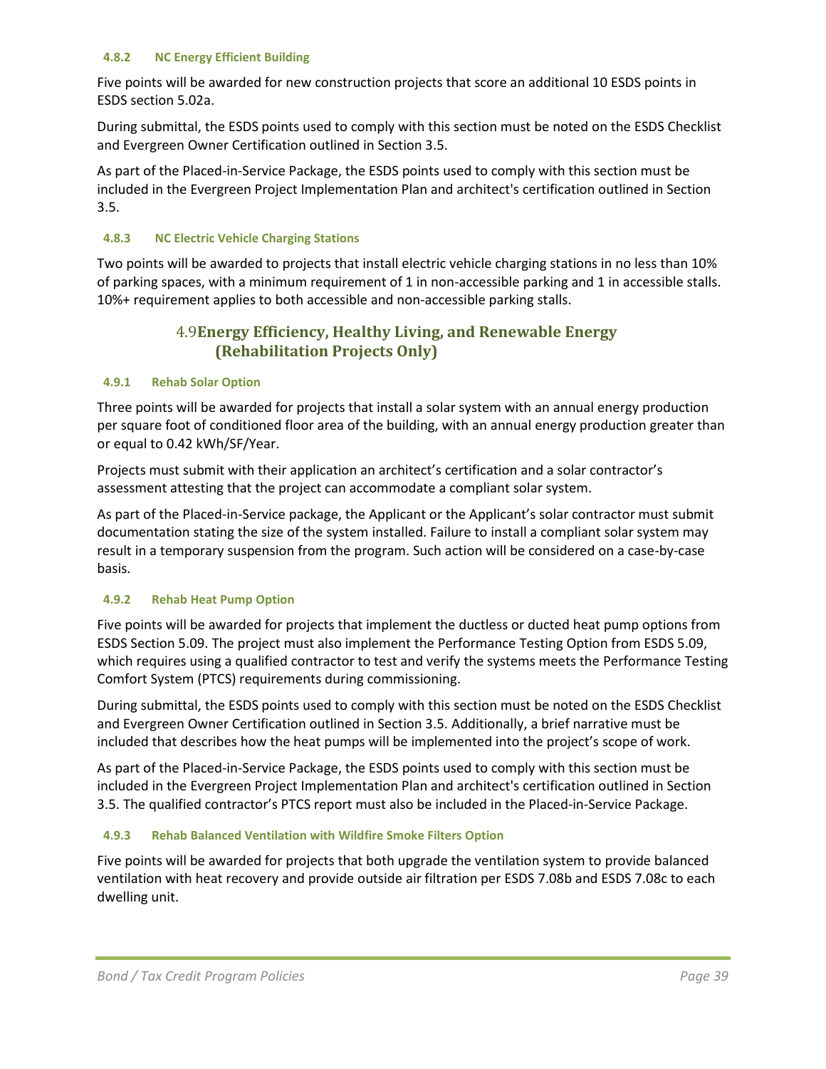#### 4.8.2 NC Energy Efficient Building

Five points will be awarded for new construction projects that score an additional 10 ESDS points in ESDS section 5.02a.

During submittal, the ESDS points used to comply with this section must be noted on the ESDS Checklist and Evergreen Owner Certification outlined in Section 3.5.

As part of the Placed-in-Service Package, the ESDS points used to comply with this section must be included in the Evergreen Project Implementation Plan and architect's certification outlined in Section 3.5.

#### 4.8.3 NC Electric Vehicle Charging Stations

Two points will be awarded to projects that install electric vehicle charging stations in no less than 10% of parking spaces, with a minimum requirement of 1 in non-accessible parking and 1 in accessible stalls. 10%+ requirement applies to both accessible and non-accessible parking stalls.

### 4.9 Energy Efficiency, Healthy Living, and Renewable Energy (Rehabilitation Projects Only)

#### 4.9.1 Rehab Solar Option

Three points will be awarded for projects that install a solar system with an annual energy production per square foot of conditioned floor area of the building, with an annual energy production greater than or equal to 0.42 kWh/SF/Year.

Projects must submit with their application an architect's certification and a solar contractor's assessment attesting that the project can accommodate a compliant solar system.

As part of the Placed-in-Service package, the Applicant or the Applicant's solar contractor must submit documentation stating the size of the system installed. Failure to install a compliant solar system may result in a temporary suspension from the program. Such action will be considered on a case-by-case basis.

#### 4.9.2 Rehab Heat Pump Option

Five points will be awarded for projects that implement the ductless or ducted heat pump options from ESDS Section 5.09. The project must also implement the Performance Testing Option from ESDS 5.09, which requires using a qualified contractor to test and verify the systems meets the Performance Testing Comfort System (PTCS) requirements during commissioning.

During submittal, the ESDS points used to comply with this section must be noted on the ESDS Checklist and Evergreen Owner Certification outlined in Section 3.5. Additionally, a brief narrative must be included that describes how the heat pumps will be implemented into the project's scope of work.

As part of the Placed-in-Service Package, the ESDS points used to comply with this section must be included in the Evergreen Project Implementation Plan and architect's certification outlined in Section 3.5. The qualified contractor's PTCS report must also be included in the Placed-in-Service Package.

#### 4.9.3 Rehab Balanced Ventilation with Wildfire Smoke Filters Option

Five points will be awarded for projects that both upgrade the ventilation system to provide balanced ventilation with heat recovery and provide outside air filtration per ESDS 7.08b and ESDS 7.08c to each dwelling unit.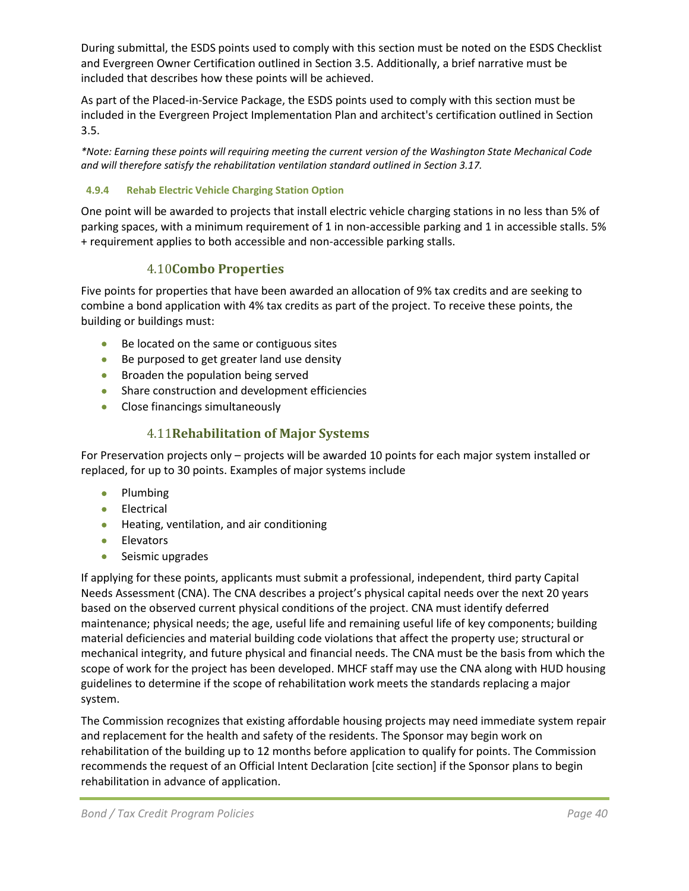During submittal, the ESDS points used to comply with this section must be noted on the ESDS Checklist and Evergreen Owner Certification outlined in Section 3.5. Additionally, a brief narrative must be included that describes how these points will be achieved.

As part of the Placed-in-Service Package, the ESDS points used to comply with this section must be included in the Evergreen Project Implementation Plan and architect's certification outlined in Section 3.5.

*\*Note: Earning these points will requiring meeting the current version of the Washington State Mechanical Code and will therefore satisfy the rehabilitation ventilation standard outlined in Section 3.17.*

#### 4.9.4 Rehab Electric Vehicle Charging Station Option

One point will be awarded to projects that install electric vehicle charging stations in no less than 5% of parking spaces, with a minimum requirement of 1 in non-accessible parking and 1 in accessible stalls. 5% + requirement applies to both accessible and non-accessible parking stalls.

## 4.10 Combo Properties

Five points for properties that have been awarded an allocation of 9% tax credits and are seeking to combine a bond application with 4% tax credits as part of the project. To receive these points, the building or buildings must:

- Be located on the same or contiguous sites
- Be purposed to get greater land use density
- Broaden the population being served
- Share construction and development efficiencies
- Close financings simultaneously

## 4.11 Rehabilitation of Major Systems

For Preservation projects only – projects will be awarded 10 points for each major system installed or replaced, for up to 30 points. Examples of major systems include

- Plumbing
- Electrical
- Heating, ventilation, and air conditioning
- Elevators
- Seismic upgrades

If applying for these points, applicants must submit a professional, independent, third party Capital Needs Assessment (CNA). The CNA describes a project's physical capital needs over the next 20 years based on the observed current physical conditions of the project. CNA must identify deferred maintenance; physical needs; the age, useful life and remaining useful life of key components; building material deficiencies and material building code violations that affect the property use; structural or mechanical integrity, and future physical and financial needs. The CNA must be the basis from which the scope of work for the project has been developed. MHCF staff may use the CNA along with HUD housing guidelines to determine if the scope of rehabilitation work meets the standards replacing a major system.

The Commission recognizes that existing affordable housing projects may need immediate system repair and replacement for the health and safety of the residents. The Sponsor may begin work on rehabilitation of the building up to 12 months before application to qualify for points. The Commission recommends the request of an Official Intent Declaration [cite section] if the Sponsor plans to begin rehabilitation in advance of application.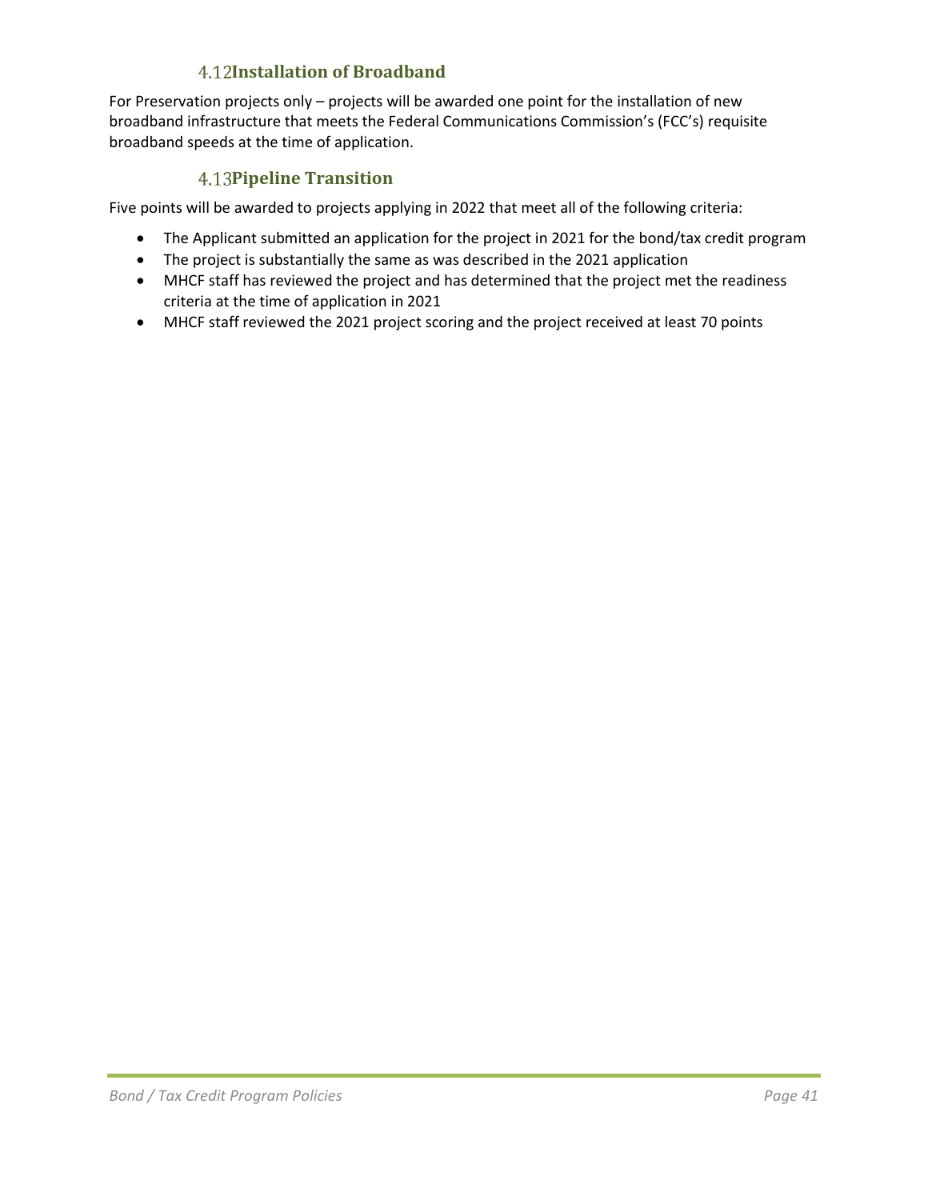### 4.12 Installation of Broadband

For Preservation projects only – projects will be awarded one point for the installation of new broadband infrastructure that meets the Federal Communications Commission's (FCC's) requisite broadband speeds at the time of application.

### 4.13 Pipeline Transition

Five points will be awarded to projects applying in 2022 that meet all of the following criteria:

- The Applicant submitted an application for the project in 2021 for the bond/tax credit program
- The project is substantially the same as was described in the 2021 application
- MHCF staff has reviewed the project and has determined that the project met the readiness criteria at the time of application in 2021
- MHCF staff reviewed the 2021 project scoring and the project received at least 70 points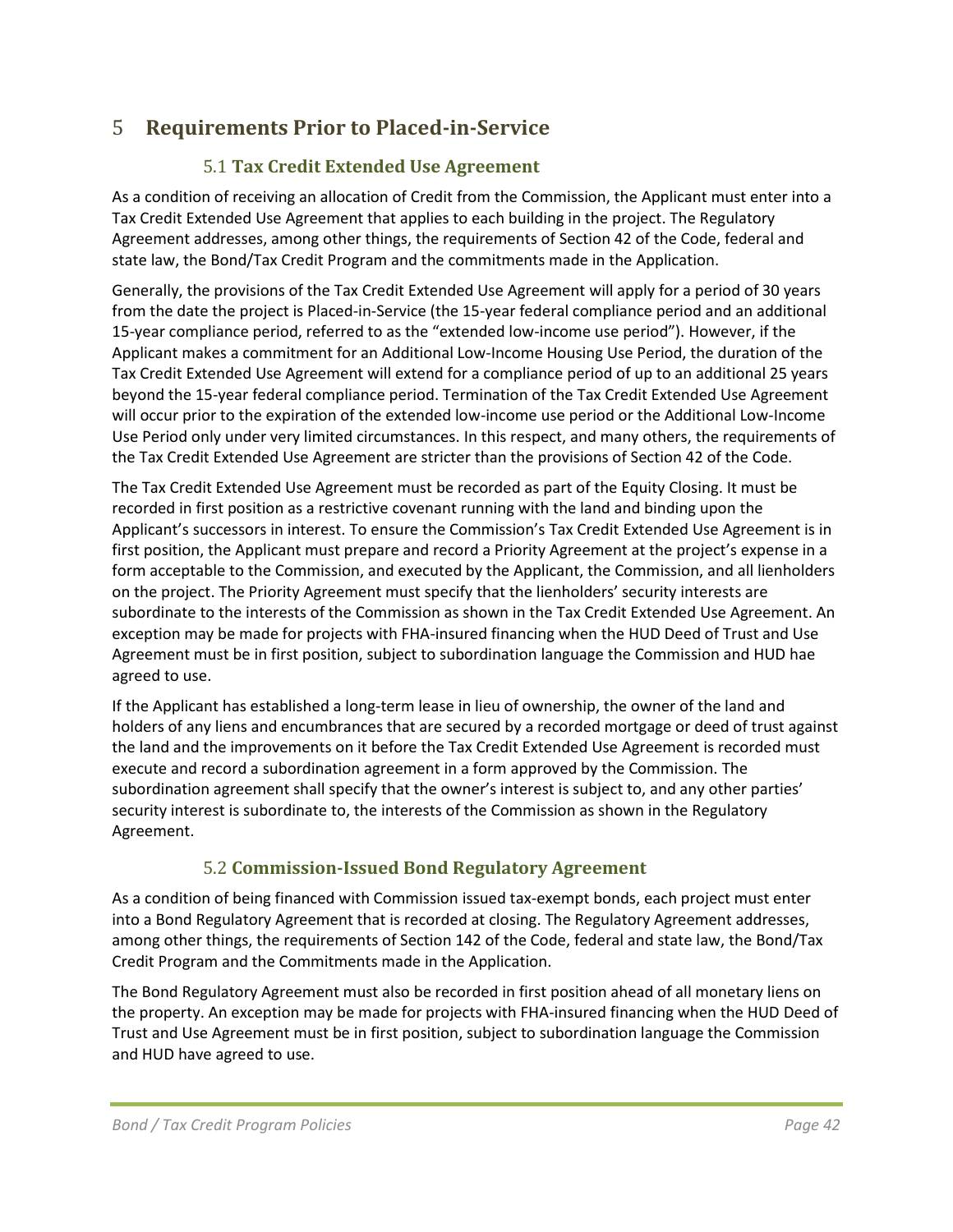# 5 Requirements Prior to Placed-in-Service

## 5.1 Tax Credit Extended Use Agreement

As a condition of receiving an allocation of Credit from the Commission, the Applicant must enter into a Tax Credit Extended Use Agreement that applies to each building in the project. The Regulatory Agreement addresses, among other things, the requirements of Section 42 of the Code, federal and state law, the Bond/Tax Credit Program and the commitments made in the Application.

Generally, the provisions of the Tax Credit Extended Use Agreement will apply for a period of 30 years from the date the project is Placed-in-Service (the 15-year federal compliance period and an additional 15-year compliance period, referred to as the "extended low-income use period"). However, if the Applicant makes a commitment for an Additional Low-Income Housing Use Period, the duration of the Tax Credit Extended Use Agreement will extend for a compliance period of up to an additional 25 years beyond the 15-year federal compliance period. Termination of the Tax Credit Extended Use Agreement will occur prior to the expiration of the extended low-income use period or the Additional Low-Income Use Period only under very limited circumstances. In this respect, and many others, the requirements of the Tax Credit Extended Use Agreement are stricter than the provisions of Section 42 of the Code.

The Tax Credit Extended Use Agreement must be recorded as part of the Equity Closing. It must be recorded in first position as a restrictive covenant running with the land and binding upon the Applicant's successors in interest. To ensure the Commission's Tax Credit Extended Use Agreement is in first position, the Applicant must prepare and record a Priority Agreement at the project's expense in a form acceptable to the Commission, and executed by the Applicant, the Commission, and all lienholders on the project. The Priority Agreement must specify that the lienholders' security interests are subordinate to the interests of the Commission as shown in the Tax Credit Extended Use Agreement. An exception may be made for projects with FHA-insured financing when the HUD Deed of Trust and Use Agreement must be in first position, subject to subordination language the Commission and HUD hae agreed to use.

If the Applicant has established a long-term lease in lieu of ownership, the owner of the land and holders of any liens and encumbrances that are secured by a recorded mortgage or deed of trust against the land and the improvements on it before the Tax Credit Extended Use Agreement is recorded must execute and record a subordination agreement in a form approved by the Commission. The subordination agreement shall specify that the owner's interest is subject to, and any other parties' security interest is subordinate to, the interests of the Commission as shown in the Regulatory Agreement.

## 5.2 Commission-Issued Bond Regulatory Agreement

As a condition of being financed with Commission issued tax-exempt bonds, each project must enter into a Bond Regulatory Agreement that is recorded at closing. The Regulatory Agreement addresses, among other things, the requirements of Section 142 of the Code, federal and state law, the Bond/Tax Credit Program and the Commitments made in the Application.

The Bond Regulatory Agreement must also be recorded in first position ahead of all monetary liens on the property. An exception may be made for projects with FHA-insured financing when the HUD Deed of Trust and Use Agreement must be in first position, subject to subordination language the Commission and HUD have agreed to use.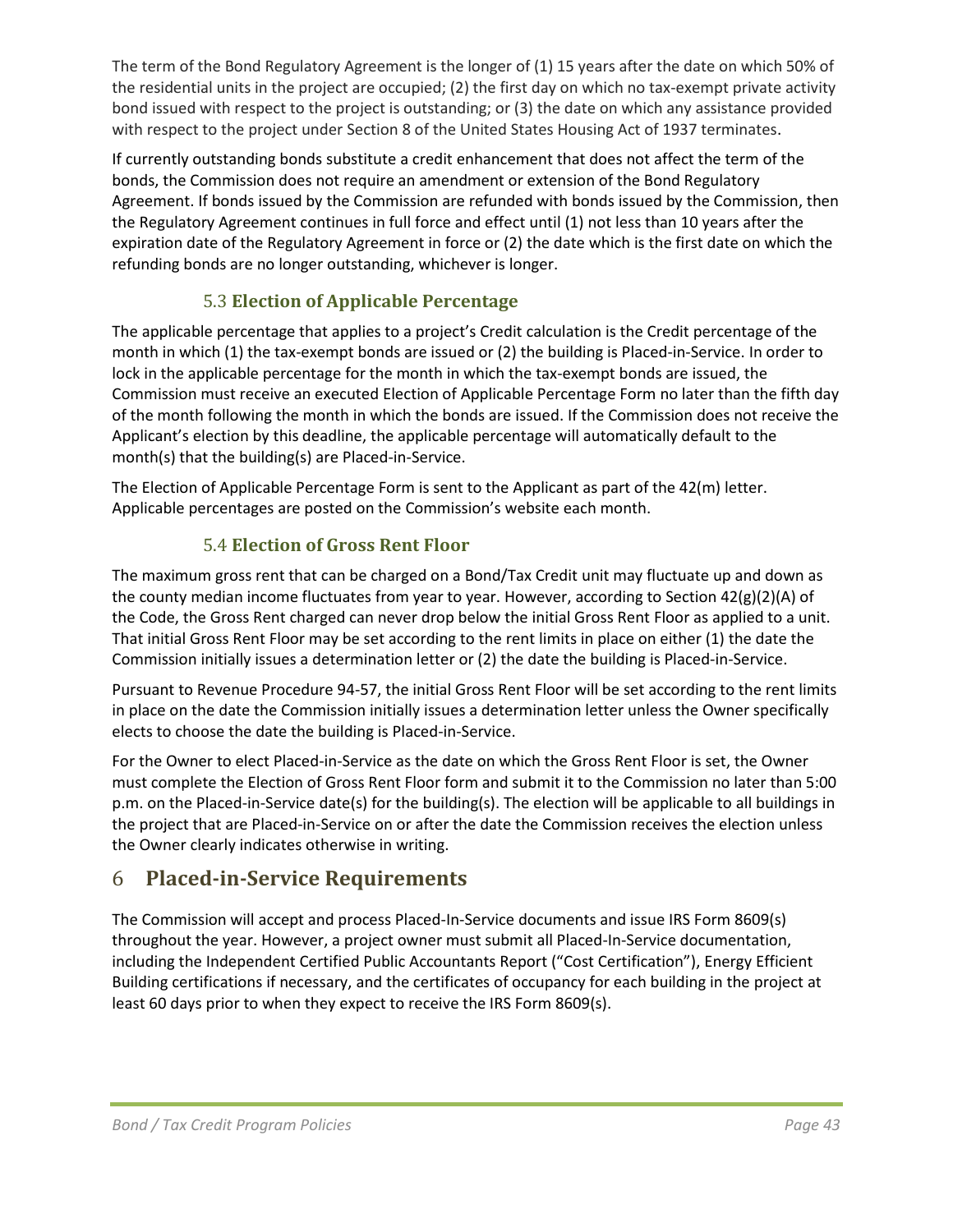The term of the Bond Regulatory Agreement is the longer of (1) 15 years after the date on which 50% of the residential units in the project are occupied; (2) the first day on which no tax-exempt private activity bond issued with respect to the project is outstanding; or (3) the date on which any assistance provided with respect to the project under Section 8 of the United States Housing Act of 1937 terminates.

If currently outstanding bonds substitute a credit enhancement that does not affect the term of the bonds, the Commission does not require an amendment or extension of the Bond Regulatory Agreement. If bonds issued by the Commission are refunded with bonds issued by the Commission, then the Regulatory Agreement continues in full force and effect until (1) not less than 10 years after the expiration date of the Regulatory Agreement in force or (2) the date which is the first date on which the refunding bonds are no longer outstanding, whichever is longer.

### 5.3 Election of Applicable Percentage

The applicable percentage that applies to a project's Credit calculation is the Credit percentage of the month in which (1) the tax-exempt bonds are issued or (2) the building is Placed-in-Service. In order to lock in the applicable percentage for the month in which the tax-exempt bonds are issued, the Commission must receive an executed Election of Applicable Percentage Form no later than the fifth day of the month following the month in which the bonds are issued. If the Commission does not receive the Applicant's election by this deadline, the applicable percentage will automatically default to the month(s) that the building(s) are Placed-in-Service.

The Election of Applicable Percentage Form is sent to the Applicant as part of the 42(m) letter. Applicable percentages are posted on the Commission's website each month.

### 5.4 Election of Gross Rent Floor

The maximum gross rent that can be charged on a Bond/Tax Credit unit may fluctuate up and down as the county median income fluctuates from year to year. However, according to Section 42(g)(2)(A) of the Code, the Gross Rent charged can never drop below the initial Gross Rent Floor as applied to a unit. That initial Gross Rent Floor may be set according to the rent limits in place on either (1) the date the Commission initially issues a determination letter or (2) the date the building is Placed-in-Service.

Pursuant to Revenue Procedure 94-57, the initial Gross Rent Floor will be set according to the rent limits in place on the date the Commission initially issues a determination letter unless the Owner specifically elects to choose the date the building is Placed-in-Service.

For the Owner to elect Placed-in-Service as the date on which the Gross Rent Floor is set, the Owner must complete the Election of Gross Rent Floor form and submit it to the Commission no later than 5:00 p.m. on the Placed-in-Service date(s) for the building(s). The election will be applicable to all buildings in the project that are Placed-in-Service on or after the date the Commission receives the election unless the Owner clearly indicates otherwise in writing.

## 6 Placed-in-Service Requirements

The Commission will accept and process Placed-In-Service documents and issue IRS Form 8609(s) throughout the year. However, a project owner must submit all Placed-In-Service documentation, including the Independent Certified Public Accountants Report ("Cost Certification"), Energy Efficient Building certifications if necessary, and the certificates of occupancy for each building in the project at least 60 days prior to when they expect to receive the IRS Form 8609(s).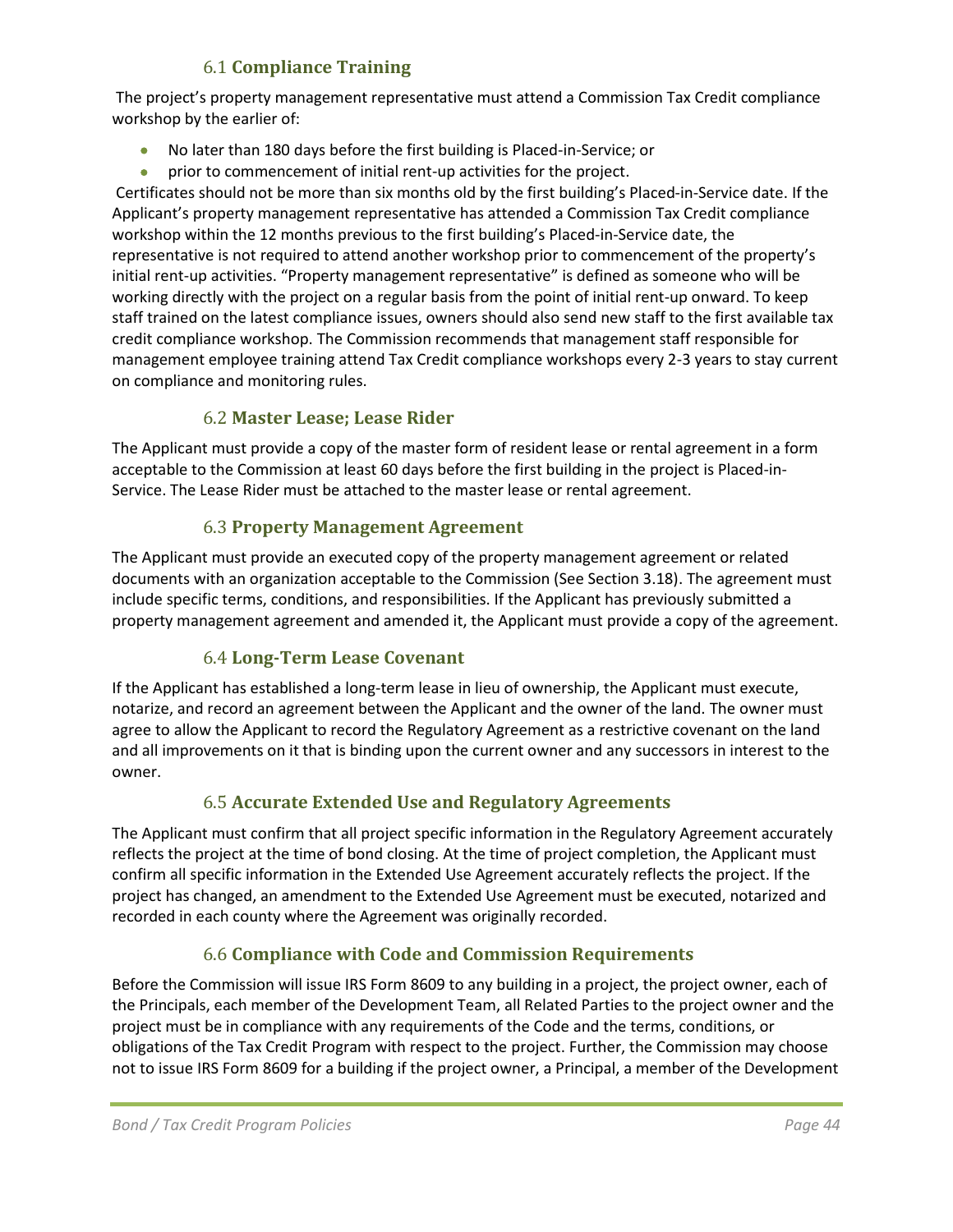### 6.1 **Compliance Training**

The project's property management representative must attend a Commission Tax Credit compliance workshop by the earlier of:

- No later than 180 days before the first building is Placed-in-Service; or
- prior to commencement of initial rent-up activities for the project.

Certificates should not be more than six months old by the first building's Placed-in-Service date. If the Applicant's property management representative has attended a Commission Tax Credit compliance workshop within the 12 months previous to the first building's Placed-in-Service date, the representative is not required to attend another workshop prior to commencement of the property's initial rent-up activities. "Property management representative" is defined as someone who will be working directly with the project on a regular basis from the point of initial rent-up onward. To keep staff trained on the latest compliance issues, owners should also send new staff to the first available tax credit compliance workshop. The Commission recommends that management staff responsible for management employee training attend Tax Credit compliance workshops every 2-3 years to stay current on compliance and monitoring rules.

### 6.2 **Master Lease; Lease Rider**

The Applicant must provide a copy of the master form of resident lease or rental agreement in a form acceptable to the Commission at least 60 days before the first building in the project is Placed-in-Service. The Lease Rider must be attached to the master lease or rental agreement.

### 6.3 **Property Management Agreement**

The Applicant must provide an executed copy of the property management agreement or related documents with an organization acceptable to the Commission (See Section 3.18). The agreement must include specific terms, conditions, and responsibilities. If the Applicant has previously submitted a property management agreement and amended it, the Applicant must provide a copy of the agreement.

### 6.4 **Long-Term Lease Covenant**

If the Applicant has established a long-term lease in lieu of ownership, the Applicant must execute, notarize, and record an agreement between the Applicant and the owner of the land. The owner must agree to allow the Applicant to record the Regulatory Agreement as a restrictive covenant on the land and all improvements on it that is binding upon the current owner and any successors in interest to the owner.

### 6.5 **Accurate Extended Use and Regulatory Agreements**

The Applicant must confirm that all project specific information in the Regulatory Agreement accurately reflects the project at the time of bond closing. At the time of project completion, the Applicant must confirm all specific information in the Extended Use Agreement accurately reflects the project. If the project has changed, an amendment to the Extended Use Agreement must be executed, notarized and recorded in each county where the Agreement was originally recorded.

### 6.6 **Compliance with Code and Commission Requirements**

Before the Commission will issue IRS Form 8609 to any building in a project, the project owner, each of the Principals, each member of the Development Team, all Related Parties to the project owner and the project must be in compliance with any requirements of the Code and the terms, conditions, or obligations of the Tax Credit Program with respect to the project. Further, the Commission may choose not to issue IRS Form 8609 for a building if the project owner, a Principal, a member of the Development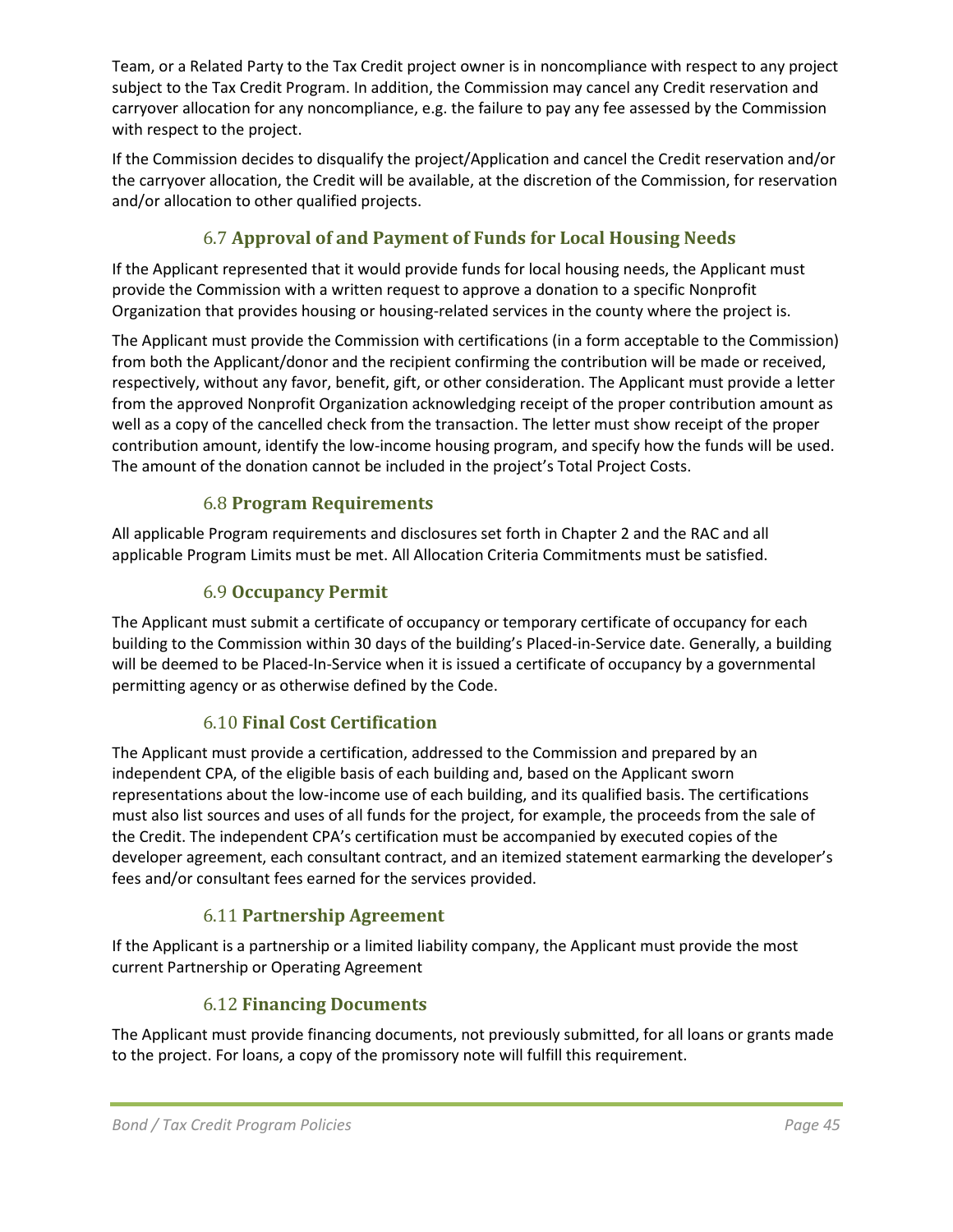Team, or a Related Party to the Tax Credit project owner is in noncompliance with respect to any project subject to the Tax Credit Program. In addition, the Commission may cancel any Credit reservation and carryover allocation for any noncompliance, e.g. the failure to pay any fee assessed by the Commission with respect to the project.

If the Commission decides to disqualify the project/Application and cancel the Credit reservation and/or the carryover allocation, the Credit will be available, at the discretion of the Commission, for reservation and/or allocation to other qualified projects.

### 6.7 Approval of and Payment of Funds for Local Housing Needs

If the Applicant represented that it would provide funds for local housing needs, the Applicant must provide the Commission with a written request to approve a donation to a specific Nonprofit Organization that provides housing or housing-related services in the county where the project is.

The Applicant must provide the Commission with certifications (in a form acceptable to the Commission) from both the Applicant/donor and the recipient confirming the contribution will be made or received, respectively, without any favor, benefit, gift, or other consideration. The Applicant must provide a letter from the approved Nonprofit Organization acknowledging receipt of the proper contribution amount as well as a copy of the cancelled check from the transaction. The letter must show receipt of the proper contribution amount, identify the low-income housing program, and specify how the funds will be used. The amount of the donation cannot be included in the project's Total Project Costs.

### 6.8 Program Requirements

All applicable Program requirements and disclosures set forth in Chapter 2 and the RAC and all applicable Program Limits must be met. All Allocation Criteria Commitments must be satisfied.

### 6.9 Occupancy Permit

The Applicant must submit a certificate of occupancy or temporary certificate of occupancy for each building to the Commission within 30 days of the building's Placed-in-Service date. Generally, a building will be deemed to be Placed-In-Service when it is issued a certificate of occupancy by a governmental permitting agency or as otherwise defined by the Code.

### 6.10 Final Cost Certification

The Applicant must provide a certification, addressed to the Commission and prepared by an independent CPA, of the eligible basis of each building and, based on the Applicant sworn representations about the low-income use of each building, and its qualified basis. The certifications must also list sources and uses of all funds for the project, for example, the proceeds from the sale of the Credit. The independent CPA's certification must be accompanied by executed copies of the developer agreement, each consultant contract, and an itemized statement earmarking the developer's fees and/or consultant fees earned for the services provided.

### 6.11 Partnership Agreement

If the Applicant is a partnership or a limited liability company, the Applicant must provide the most current Partnership or Operating Agreement

### 6.12 Financing Documents

The Applicant must provide financing documents, not previously submitted, for all loans or grants made to the project. For loans, a copy of the promissory note will fulfill this requirement.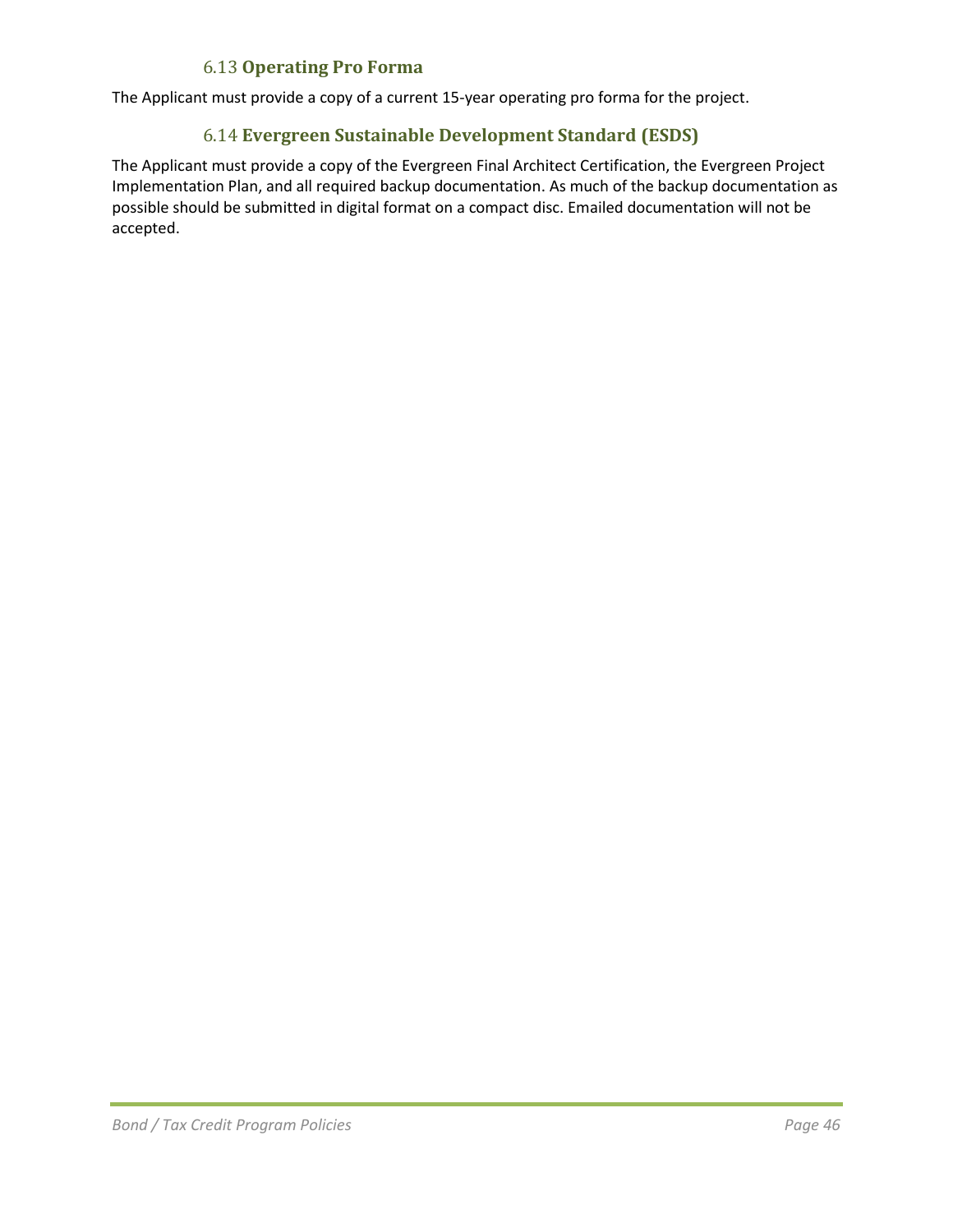### 6.13 **Operating Pro Forma**

The Applicant must provide a copy of a current 15-year operating pro forma for the project.

### 6.14 **Evergreen Sustainable Development Standard (ESDS)**

The Applicant must provide a copy of the Evergreen Final Architect Certification, the Evergreen Project Implementation Plan, and all required backup documentation. As much of the backup documentation as possible should be submitted in digital format on a compact disc. Emailed documentation will not be accepted.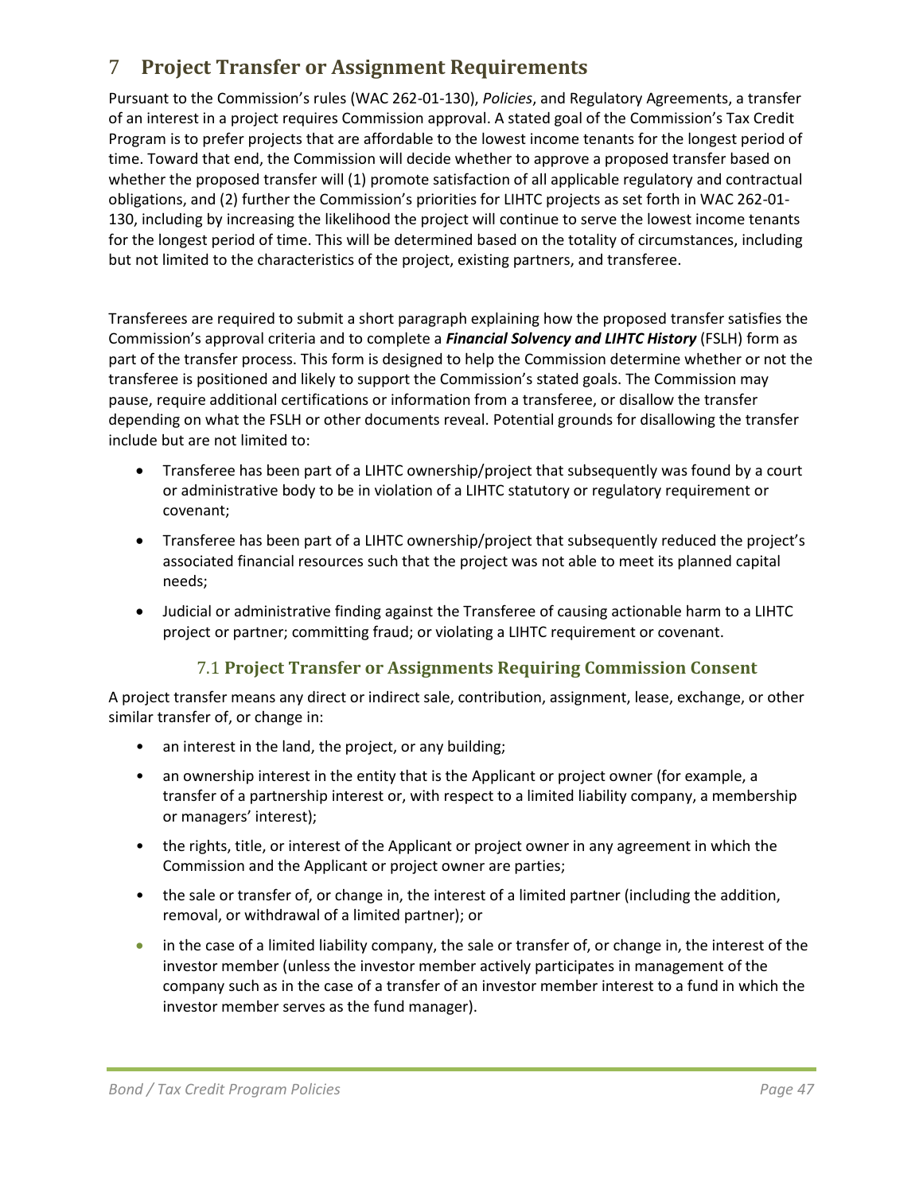# 7 Project Transfer or Assignment Requirements

Pursuant to the Commission's rules (WAC 262-01-130), *Policies*, and Regulatory Agreements, a transfer of an interest in a project requires Commission approval. A stated goal of the Commission's Tax Credit Program is to prefer projects that are affordable to the lowest income tenants for the longest period of time. Toward that end, the Commission will decide whether to approve a proposed transfer based on whether the proposed transfer will (1) promote satisfaction of all applicable regulatory and contractual obligations, and (2) further the Commission's priorities for LIHTC projects as set forth in WAC 262-01-130, including by increasing the likelihood the project will continue to serve the lowest income tenants for the longest period of time. This will be determined based on the totality of circumstances, including but not limited to the characteristics of the project, existing partners, and transferee.

Transferees are required to submit a short paragraph explaining how the proposed transfer satisfies the Commission's approval criteria and to complete a ***Financial Solvency and LIHTC History*** (FSLH) form as part of the transfer process. This form is designed to help the Commission determine whether or not the transferee is positioned and likely to support the Commission's stated goals. The Commission may pause, require additional certifications or information from a transferee, or disallow the transfer depending on what the FSLH or other documents reveal. Potential grounds for disallowing the transfer include but are not limited to:

- Transferee has been part of a LIHTC ownership/project that subsequently was found by a court or administrative body to be in violation of a LIHTC statutory or regulatory requirement or covenant;
- Transferee has been part of a LIHTC ownership/project that subsequently reduced the project's associated financial resources such that the project was not able to meet its planned capital needs;
- Judicial or administrative finding against the Transferee of causing actionable harm to a LIHTC project or partner; committing fraud; or violating a LIHTC requirement or covenant.

## 7.1 Project Transfer or Assignments Requiring Commission Consent

A project transfer means any direct or indirect sale, contribution, assignment, lease, exchange, or other similar transfer of, or change in:

- an interest in the land, the project, or any building;
- an ownership interest in the entity that is the Applicant or project owner (for example, a transfer of a partnership interest or, with respect to a limited liability company, a membership or managers' interest);
- the rights, title, or interest of the Applicant or project owner in any agreement in which the Commission and the Applicant or project owner are parties;
- the sale or transfer of, or change in, the interest of a limited partner (including the addition, removal, or withdrawal of a limited partner); or
- in the case of a limited liability company, the sale or transfer of, or change in, the interest of the investor member (unless the investor member actively participates in management of the company such as in the case of a transfer of an investor member interest to a fund in which the investor member serves as the fund manager).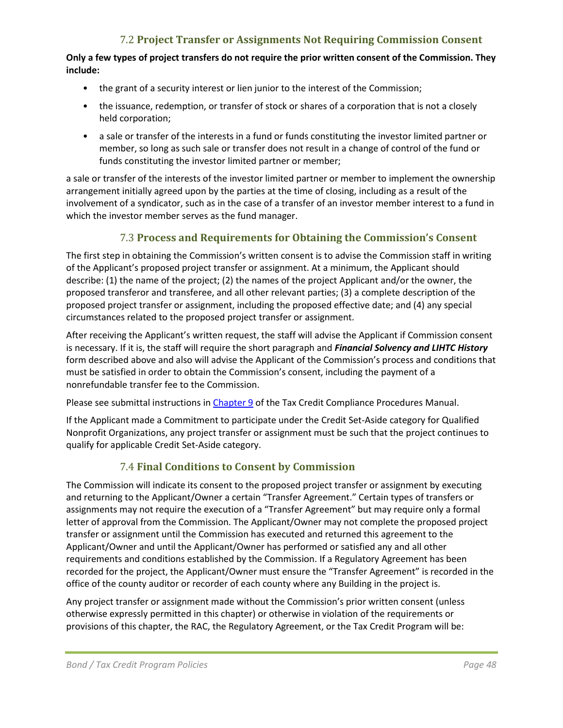### 7.2 Project Transfer or Assignments Not Requiring Commission Consent

**Only a few types of project transfers do not require the prior written consent of the Commission. They include:**

- the grant of a security interest or lien junior to the interest of the Commission;
- the issuance, redemption, or transfer of stock or shares of a corporation that is not a closely held corporation;
- a sale or transfer of the interests in a fund or funds constituting the investor limited partner or member, so long as such sale or transfer does not result in a change of control of the fund or funds constituting the investor limited partner or member;

a sale or transfer of the interests of the investor limited partner or member to implement the ownership arrangement initially agreed upon by the parties at the time of closing, including as a result of the involvement of a syndicator, such as in the case of a transfer of an investor member interest to a fund in which the investor member serves as the fund manager.

### 7.3 Process and Requirements for Obtaining the Commission's Consent

The first step in obtaining the Commission's written consent is to advise the Commission staff in writing of the Applicant's proposed project transfer or assignment. At a minimum, the Applicant should describe: (1) the name of the project; (2) the names of the project Applicant and/or the owner, the proposed transferor and transferee, and all other relevant parties; (3) a complete description of the proposed project transfer or assignment, including the proposed effective date; and (4) any special circumstances related to the proposed project transfer or assignment.

After receiving the Applicant's written request, the staff will advise the Applicant if Commission consent is necessary. If it is, the staff will require the short paragraph and ***Financial Solvency and LIHTC History*** form described above and also will advise the Applicant of the Commission's process and conditions that must be satisfied in order to obtain the Commission's consent, including the payment of a nonrefundable transfer fee to the Commission.

Please see submittal instructions in Chapter 9 of the Tax Credit Compliance Procedures Manual.

If the Applicant made a Commitment to participate under the Credit Set-Aside category for Qualified Nonprofit Organizations, any project transfer or assignment must be such that the project continues to qualify for applicable Credit Set-Aside category.

### 7.4 Final Conditions to Consent by Commission

The Commission will indicate its consent to the proposed project transfer or assignment by executing and returning to the Applicant/Owner a certain "Transfer Agreement." Certain types of transfers or assignments may not require the execution of a "Transfer Agreement" but may require only a formal letter of approval from the Commission. The Applicant/Owner may not complete the proposed project transfer or assignment until the Commission has executed and returned this agreement to the Applicant/Owner and until the Applicant/Owner has performed or satisfied any and all other requirements and conditions established by the Commission. If a Regulatory Agreement has been recorded for the project, the Applicant/Owner must ensure the "Transfer Agreement" is recorded in the office of the county auditor or recorder of each county where any Building in the project is.

Any project transfer or assignment made without the Commission's prior written consent (unless otherwise expressly permitted in this chapter) or otherwise in violation of the requirements or provisions of this chapter, the RAC, the Regulatory Agreement, or the Tax Credit Program will be: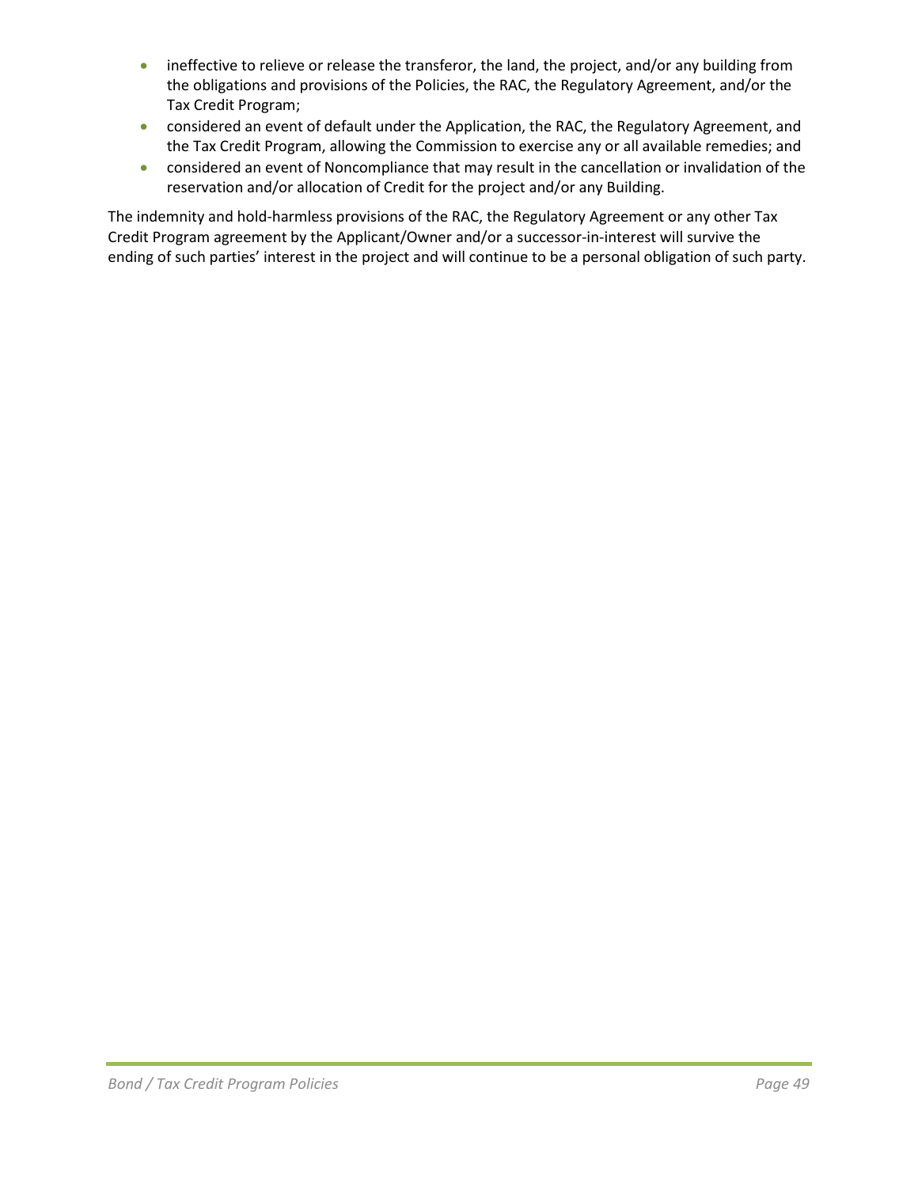- ineffective to relieve or release the transferor, the land, the project, and/or any building from the obligations and provisions of the Policies, the RAC, the Regulatory Agreement, and/or the Tax Credit Program;
- considered an event of default under the Application, the RAC, the Regulatory Agreement, and the Tax Credit Program, allowing the Commission to exercise any or all available remedies; and
- considered an event of Noncompliance that may result in the cancellation or invalidation of the reservation and/or allocation of Credit for the project and/or any Building.

The indemnity and hold-harmless provisions of the RAC, the Regulatory Agreement or any other Tax Credit Program agreement by the Applicant/Owner and/or a successor-in-interest will survive the ending of such parties' interest in the project and will continue to be a personal obligation of such party.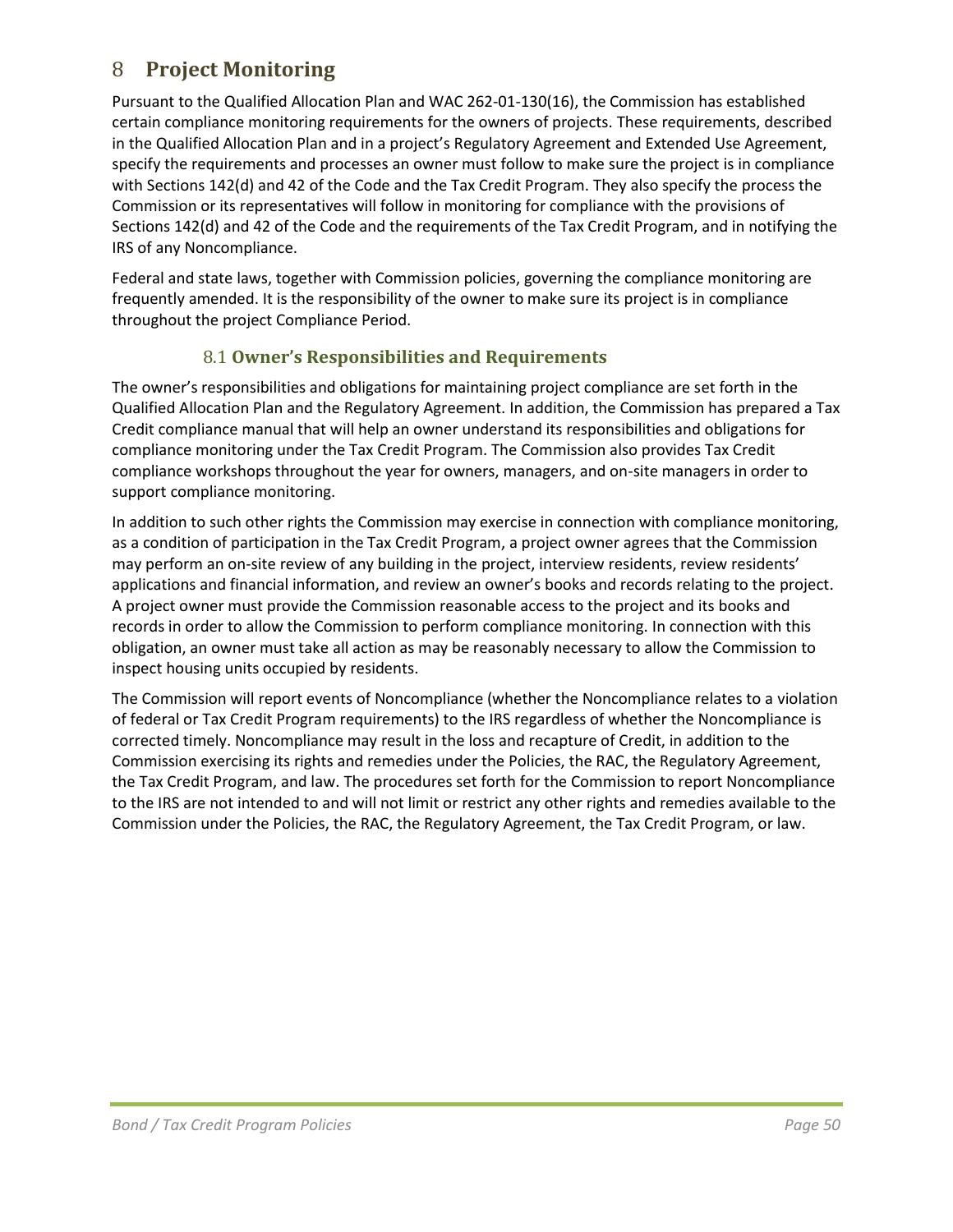# 8 Project Monitoring

Pursuant to the Qualified Allocation Plan and WAC 262-01-130(16), the Commission has established certain compliance monitoring requirements for the owners of projects. These requirements, described in the Qualified Allocation Plan and in a project's Regulatory Agreement and Extended Use Agreement, specify the requirements and processes an owner must follow to make sure the project is in compliance with Sections 142(d) and 42 of the Code and the Tax Credit Program. They also specify the process the Commission or its representatives will follow in monitoring for compliance with the provisions of Sections 142(d) and 42 of the Code and the requirements of the Tax Credit Program, and in notifying the IRS of any Noncompliance.

Federal and state laws, together with Commission policies, governing the compliance monitoring are frequently amended. It is the responsibility of the owner to make sure its project is in compliance throughout the project Compliance Period.

## 8.1 Owner's Responsibilities and Requirements

The owner's responsibilities and obligations for maintaining project compliance are set forth in the Qualified Allocation Plan and the Regulatory Agreement. In addition, the Commission has prepared a Tax Credit compliance manual that will help an owner understand its responsibilities and obligations for compliance monitoring under the Tax Credit Program. The Commission also provides Tax Credit compliance workshops throughout the year for owners, managers, and on-site managers in order to support compliance monitoring.

In addition to such other rights the Commission may exercise in connection with compliance monitoring, as a condition of participation in the Tax Credit Program, a project owner agrees that the Commission may perform an on-site review of any building in the project, interview residents, review residents' applications and financial information, and review an owner's books and records relating to the project. A project owner must provide the Commission reasonable access to the project and its books and records in order to allow the Commission to perform compliance monitoring. In connection with this obligation, an owner must take all action as may be reasonably necessary to allow the Commission to inspect housing units occupied by residents.

The Commission will report events of Noncompliance (whether the Noncompliance relates to a violation of federal or Tax Credit Program requirements) to the IRS regardless of whether the Noncompliance is corrected timely. Noncompliance may result in the loss and recapture of Credit, in addition to the Commission exercising its rights and remedies under the Policies, the RAC, the Regulatory Agreement, the Tax Credit Program, and law. The procedures set forth for the Commission to report Noncompliance to the IRS are not intended to and will not limit or restrict any other rights and remedies available to the Commission under the Policies, the RAC, the Regulatory Agreement, the Tax Credit Program, or law.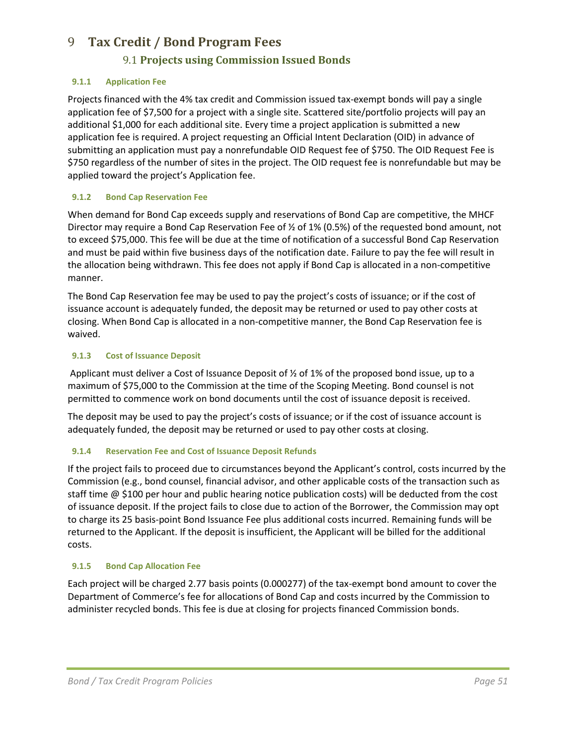# 9 Tax Credit / Bond Program Fees

## 9.1 Projects using Commission Issued Bonds

### 9.1.1 Application Fee

Projects financed with the 4% tax credit and Commission issued tax-exempt bonds will pay a single application fee of $7,500 for a project with a single site. Scattered site/portfolio projects will pay an additional $1,000 for each additional site. Every time a project application is submitted a new application fee is required. A project requesting an Official Intent Declaration (OID) in advance of submitting an application must pay a nonrefundable OID Request fee of $750. The OID Request Fee is $750 regardless of the number of sites in the project. The OID request fee is nonrefundable but may be applied toward the project's Application fee.

### 9.1.2 Bond Cap Reservation Fee

When demand for Bond Cap exceeds supply and reservations of Bond Cap are competitive, the MHCF Director may require a Bond Cap Reservation Fee of ½ of 1% (0.5%) of the requested bond amount, not to exceed $75,000. This fee will be due at the time of notification of a successful Bond Cap Reservation and must be paid within five business days of the notification date. Failure to pay the fee will result in the allocation being withdrawn. This fee does not apply if Bond Cap is allocated in a non-competitive manner.

The Bond Cap Reservation fee may be used to pay the project's costs of issuance; or if the cost of issuance account is adequately funded, the deposit may be returned or used to pay other costs at closing. When Bond Cap is allocated in a non-competitive manner, the Bond Cap Reservation fee is waived.

### 9.1.3 Cost of Issuance Deposit

Applicant must deliver a Cost of Issuance Deposit of ½ of 1% of the proposed bond issue, up to a maximum of $75,000 to the Commission at the time of the Scoping Meeting. Bond counsel is not permitted to commence work on bond documents until the cost of issuance deposit is received.

The deposit may be used to pay the project's costs of issuance; or if the cost of issuance account is adequately funded, the deposit may be returned or used to pay other costs at closing.

### 9.1.4 Reservation Fee and Cost of Issuance Deposit Refunds

If the project fails to proceed due to circumstances beyond the Applicant's control, costs incurred by the Commission (e.g., bond counsel, financial advisor, and other applicable costs of the transaction such as staff time @ $100 per hour and public hearing notice publication costs) will be deducted from the cost of issuance deposit. If the project fails to close due to action of the Borrower, the Commission may opt to charge its 25 basis-point Bond Issuance Fee plus additional costs incurred. Remaining funds will be returned to the Applicant. If the deposit is insufficient, the Applicant will be billed for the additional costs.

### 9.1.5 Bond Cap Allocation Fee

Each project will be charged 2.77 basis points (0.000277) of the tax-exempt bond amount to cover the Department of Commerce's fee for allocations of Bond Cap and costs incurred by the Commission to administer recycled bonds. This fee is due at closing for projects financed Commission bonds.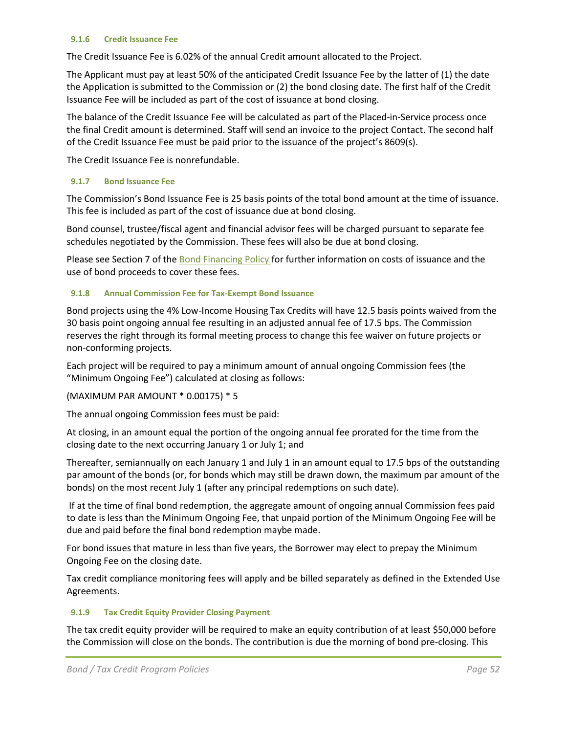#### 9.1.6 Credit Issuance Fee

The Credit Issuance Fee is 6.02% of the annual Credit amount allocated to the Project.

The Applicant must pay at least 50% of the anticipated Credit Issuance Fee by the latter of (1) the date the Application is submitted to the Commission or (2) the bond closing date. The first half of the Credit Issuance Fee will be included as part of the cost of issuance at bond closing.

The balance of the Credit Issuance Fee will be calculated as part of the Placed-in-Service process once the final Credit amount is determined. Staff will send an invoice to the project Contact. The second half of the Credit Issuance Fee must be paid prior to the issuance of the project's 8609(s).

The Credit Issuance Fee is nonrefundable.

#### 9.1.7 Bond Issuance Fee

The Commission's Bond Issuance Fee is 25 basis points of the total bond amount at the time of issuance. This fee is included as part of the cost of issuance due at bond closing.

Bond counsel, trustee/fiscal agent and financial advisor fees will be charged pursuant to separate fee schedules negotiated by the Commission. These fees will also be due at bond closing.

Please see Section 7 of the Bond Financing Policy for further information on costs of issuance and the use of bond proceeds to cover these fees.

#### 9.1.8 Annual Commission Fee for Tax-Exempt Bond Issuance

Bond projects using the 4% Low-Income Housing Tax Credits will have 12.5 basis points waived from the 30 basis point ongoing annual fee resulting in an adjusted annual fee of 17.5 bps. The Commission reserves the right through its formal meeting process to change this fee waiver on future projects or non-conforming projects.

Each project will be required to pay a minimum amount of annual ongoing Commission fees (the "Minimum Ongoing Fee") calculated at closing as follows:

(MAXIMUM PAR AMOUNT * 0.00175) * 5

The annual ongoing Commission fees must be paid:

At closing, in an amount equal the portion of the ongoing annual fee prorated for the time from the closing date to the next occurring January 1 or July 1; and

Thereafter, semiannually on each January 1 and July 1 in an amount equal to 17.5 bps of the outstanding par amount of the bonds (or, for bonds which may still be drawn down, the maximum par amount of the bonds) on the most recent July 1 (after any principal redemptions on such date).

If at the time of final bond redemption, the aggregate amount of ongoing annual Commission fees paid to date is less than the Minimum Ongoing Fee, that unpaid portion of the Minimum Ongoing Fee will be due and paid before the final bond redemption maybe made.

For bond issues that mature in less than five years, the Borrower may elect to prepay the Minimum Ongoing Fee on the closing date.

Tax credit compliance monitoring fees will apply and be billed separately as defined in the Extended Use Agreements.

#### 9.1.9 Tax Credit Equity Provider Closing Payment

The tax credit equity provider will be required to make an equity contribution of at least $50,000 before the Commission will close on the bonds. The contribution is due the morning of bond pre-closing. This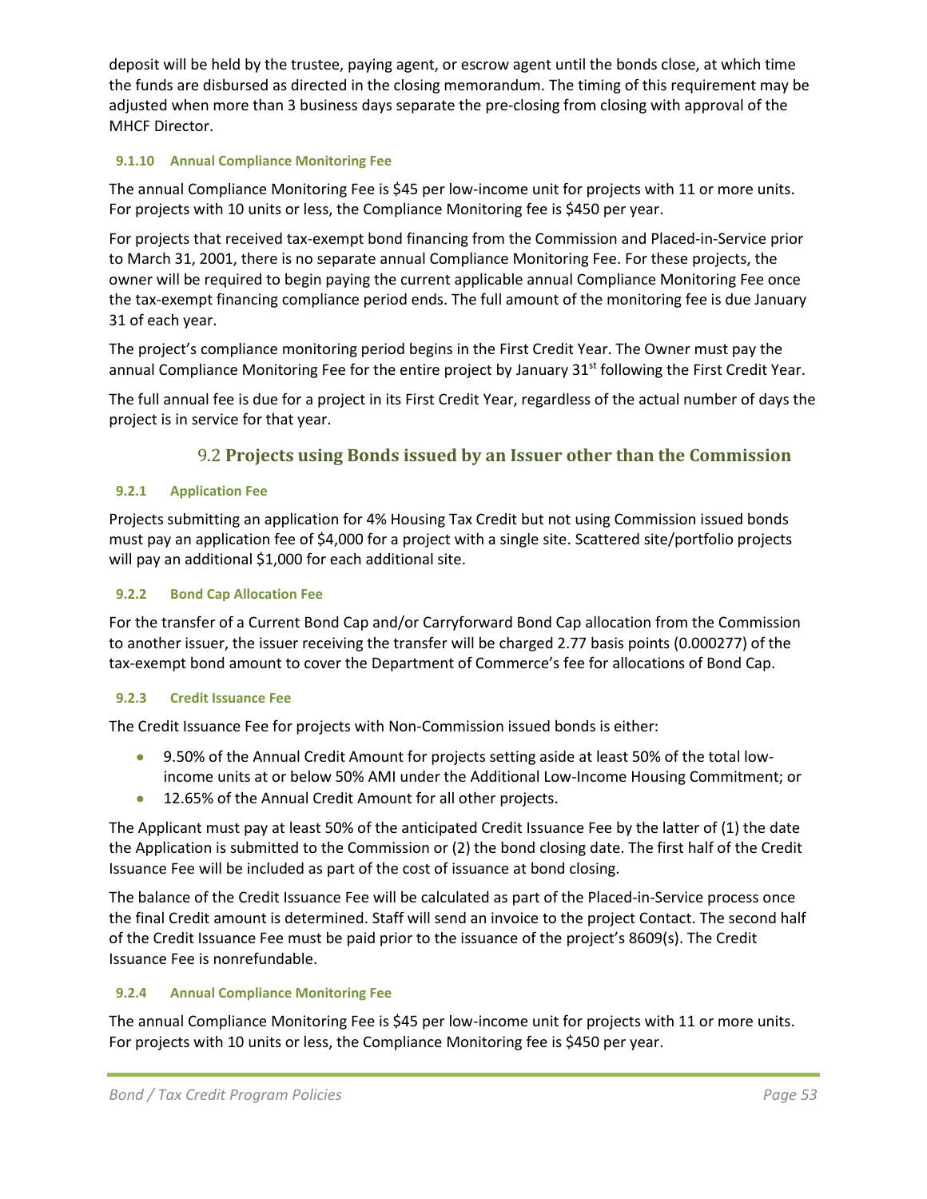deposit will be held by the trustee, paying agent, or escrow agent until the bonds close, at which time the funds are disbursed as directed in the closing memorandum. The timing of this requirement may be adjusted when more than 3 business days separate the pre-closing from closing with approval of the MHCF Director.

#### 9.1.10 Annual Compliance Monitoring Fee

The annual Compliance Monitoring Fee is $45 per low-income unit for projects with 11 or more units. For projects with 10 units or less, the Compliance Monitoring fee is $450 per year.

For projects that received tax-exempt bond financing from the Commission and Placed-in-Service prior to March 31, 2001, there is no separate annual Compliance Monitoring Fee. For these projects, the owner will be required to begin paying the current applicable annual Compliance Monitoring Fee once the tax-exempt financing compliance period ends. The full amount of the monitoring fee is due January 31 of each year.

The project's compliance monitoring period begins in the First Credit Year. The Owner must pay the annual Compliance Monitoring Fee for the entire project by January 31st following the First Credit Year.

The full annual fee is due for a project in its First Credit Year, regardless of the actual number of days the project is in service for that year.

### 9.2 Projects using Bonds issued by an Issuer other than the Commission

#### 9.2.1 Application Fee

Projects submitting an application for 4% Housing Tax Credit but not using Commission issued bonds must pay an application fee of $4,000 for a project with a single site. Scattered site/portfolio projects will pay an additional $1,000 for each additional site.

#### 9.2.2 Bond Cap Allocation Fee

For the transfer of a Current Bond Cap and/or Carryforward Bond Cap allocation from the Commission to another issuer, the issuer receiving the transfer will be charged 2.77 basis points (0.000277) of the tax-exempt bond amount to cover the Department of Commerce's fee for allocations of Bond Cap.

#### 9.2.3 Credit Issuance Fee

The Credit Issuance Fee for projects with Non-Commission issued bonds is either:

- 9.50% of the Annual Credit Amount for projects setting aside at least 50% of the total low-income units at or below 50% AMI under the Additional Low-Income Housing Commitment; or
- 12.65% of the Annual Credit Amount for all other projects.

The Applicant must pay at least 50% of the anticipated Credit Issuance Fee by the latter of (1) the date the Application is submitted to the Commission or (2) the bond closing date. The first half of the Credit Issuance Fee will be included as part of the cost of issuance at bond closing.

The balance of the Credit Issuance Fee will be calculated as part of the Placed-in-Service process once the final Credit amount is determined. Staff will send an invoice to the project Contact. The second half of the Credit Issuance Fee must be paid prior to the issuance of the project's 8609(s). The Credit Issuance Fee is nonrefundable.

#### 9.2.4 Annual Compliance Monitoring Fee

The annual Compliance Monitoring Fee is $45 per low-income unit for projects with 11 or more units. For projects with 10 units or less, the Compliance Monitoring fee is $450 per year.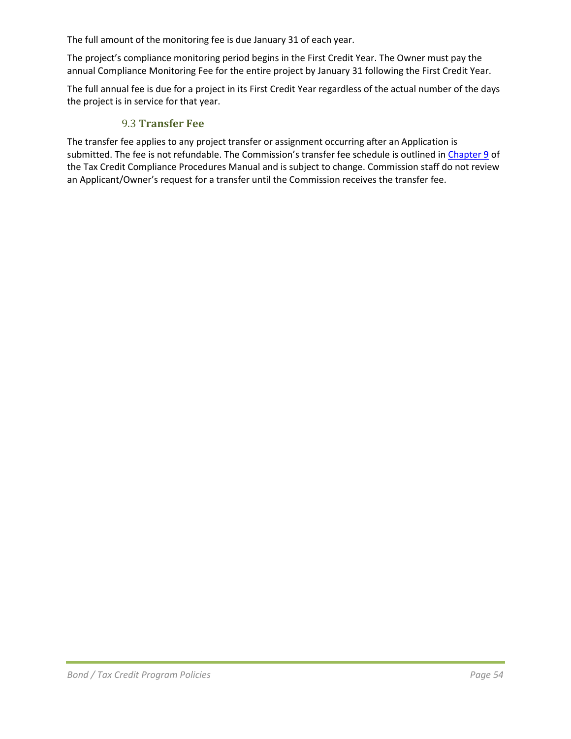The full amount of the monitoring fee is due January 31 of each year.

The project's compliance monitoring period begins in the First Credit Year. The Owner must pay the annual Compliance Monitoring Fee for the entire project by January 31 following the First Credit Year.

The full annual fee is due for a project in its First Credit Year regardless of the actual number of the days the project is in service for that year.

### 9.3 **Transfer Fee**

The transfer fee applies to any project transfer or assignment occurring after an Application is submitted. The fee is not refundable. The Commission's transfer fee schedule is outlined in Chapter 9 of the Tax Credit Compliance Procedures Manual and is subject to change. Commission staff do not review an Applicant/Owner's request for a transfer until the Commission receives the transfer fee.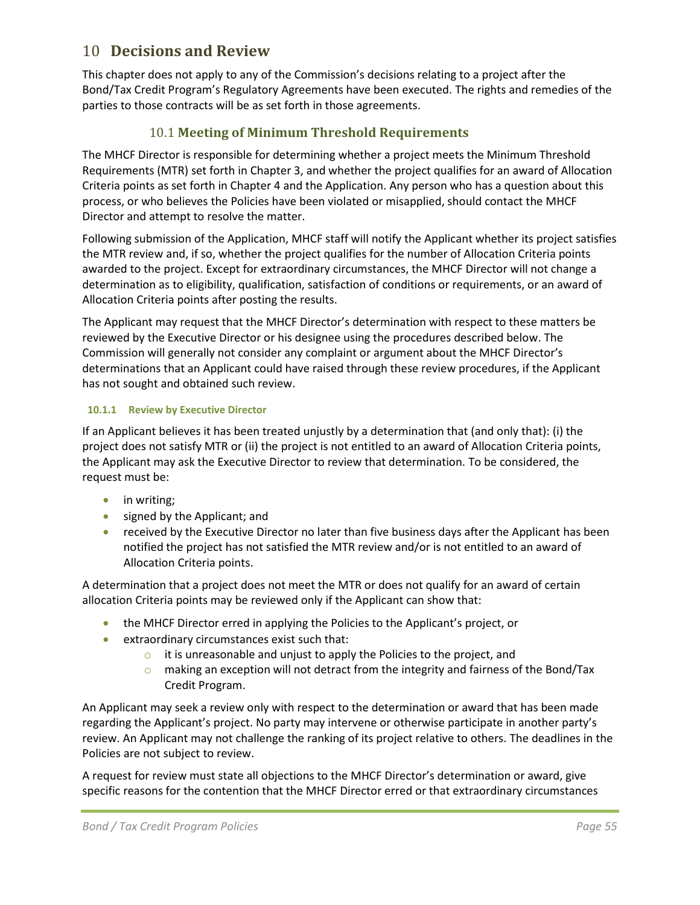# 10 Decisions and Review

This chapter does not apply to any of the Commission's decisions relating to a project after the Bond/Tax Credit Program's Regulatory Agreements have been executed. The rights and remedies of the parties to those contracts will be as set forth in those agreements.

## 10.1 Meeting of Minimum Threshold Requirements

The MHCF Director is responsible for determining whether a project meets the Minimum Threshold Requirements (MTR) set forth in Chapter 3, and whether the project qualifies for an award of Allocation Criteria points as set forth in Chapter 4 and the Application. Any person who has a question about this process, or who believes the Policies have been violated or misapplied, should contact the MHCF Director and attempt to resolve the matter.

Following submission of the Application, MHCF staff will notify the Applicant whether its project satisfies the MTR review and, if so, whether the project qualifies for the number of Allocation Criteria points awarded to the project. Except for extraordinary circumstances, the MHCF Director will not change a determination as to eligibility, qualification, satisfaction of conditions or requirements, or an award of Allocation Criteria points after posting the results.

The Applicant may request that the MHCF Director's determination with respect to these matters be reviewed by the Executive Director or his designee using the procedures described below. The Commission will generally not consider any complaint or argument about the MHCF Director's determinations that an Applicant could have raised through these review procedures, if the Applicant has not sought and obtained such review.

### 10.1.1 Review by Executive Director

If an Applicant believes it has been treated unjustly by a determination that (and only that): (i) the project does not satisfy MTR or (ii) the project is not entitled to an award of Allocation Criteria points, the Applicant may ask the Executive Director to review that determination. To be considered, the request must be:

- in writing;
- signed by the Applicant; and
- received by the Executive Director no later than five business days after the Applicant has been notified the project has not satisfied the MTR review and/or is not entitled to an award of Allocation Criteria points.

A determination that a project does not meet the MTR or does not qualify for an award of certain allocation Criteria points may be reviewed only if the Applicant can show that:

- the MHCF Director erred in applying the Policies to the Applicant's project, or
- extraordinary circumstances exist such that:
  - it is unreasonable and unjust to apply the Policies to the project, and
  - making an exception will not detract from the integrity and fairness of the Bond/Tax Credit Program.

An Applicant may seek a review only with respect to the determination or award that has been made regarding the Applicant's project. No party may intervene or otherwise participate in another party's review. An Applicant may not challenge the ranking of its project relative to others. The deadlines in the Policies are not subject to review.

A request for review must state all objections to the MHCF Director's determination or award, give specific reasons for the contention that the MHCF Director erred or that extraordinary circumstances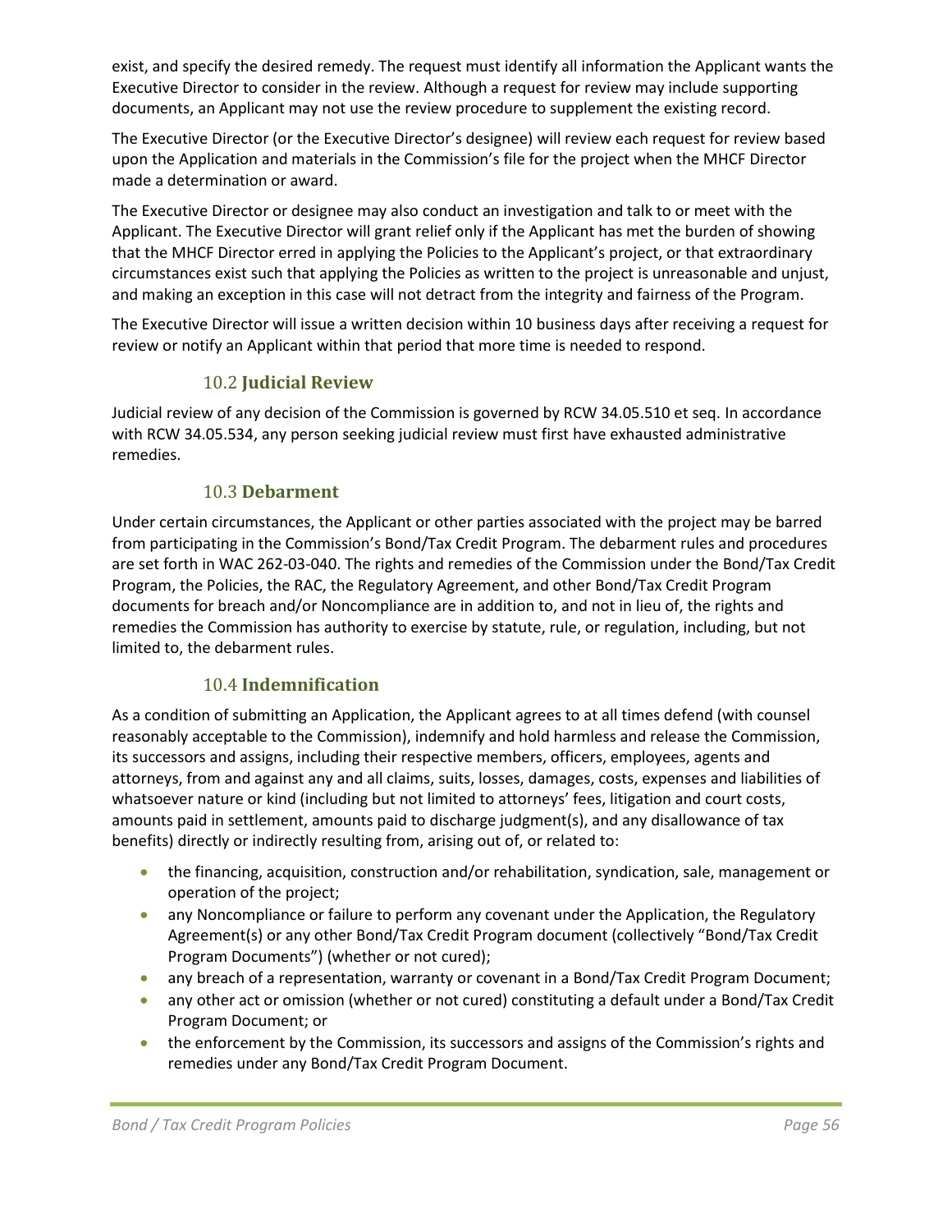exist, and specify the desired remedy. The request must identify all information the Applicant wants the Executive Director to consider in the review. Although a request for review may include supporting documents, an Applicant may not use the review procedure to supplement the existing record.

The Executive Director (or the Executive Director's designee) will review each request for review based upon the Application and materials in the Commission's file for the project when the MHCF Director made a determination or award.

The Executive Director or designee may also conduct an investigation and talk to or meet with the Applicant. The Executive Director will grant relief only if the Applicant has met the burden of showing that the MHCF Director erred in applying the Policies to the Applicant's project, or that extraordinary circumstances exist such that applying the Policies as written to the project is unreasonable and unjust, and making an exception in this case will not detract from the integrity and fairness of the Program.

The Executive Director will issue a written decision within 10 business days after receiving a request for review or notify an Applicant within that period that more time is needed to respond.

### 10.2 **Judicial Review**

Judicial review of any decision of the Commission is governed by RCW 34.05.510 et seq. In accordance with RCW 34.05.534, any person seeking judicial review must first have exhausted administrative remedies.

### 10.3 **Debarment**

Under certain circumstances, the Applicant or other parties associated with the project may be barred from participating in the Commission's Bond/Tax Credit Program. The debarment rules and procedures are set forth in WAC 262-03-040. The rights and remedies of the Commission under the Bond/Tax Credit Program, the Policies, the RAC, the Regulatory Agreement, and other Bond/Tax Credit Program documents for breach and/or Noncompliance are in addition to, and not in lieu of, the rights and remedies the Commission has authority to exercise by statute, rule, or regulation, including, but not limited to, the debarment rules.

### 10.4 **Indemnification**

As a condition of submitting an Application, the Applicant agrees to at all times defend (with counsel reasonably acceptable to the Commission), indemnify and hold harmless and release the Commission, its successors and assigns, including their respective members, officers, employees, agents and attorneys, from and against any and all claims, suits, losses, damages, costs, expenses and liabilities of whatsoever nature or kind (including but not limited to attorneys' fees, litigation and court costs, amounts paid in settlement, amounts paid to discharge judgment(s), and any disallowance of tax benefits) directly or indirectly resulting from, arising out of, or related to:

- the financing, acquisition, construction and/or rehabilitation, syndication, sale, management or operation of the project;
- any Noncompliance or failure to perform any covenant under the Application, the Regulatory Agreement(s) or any other Bond/Tax Credit Program document (collectively "Bond/Tax Credit Program Documents") (whether or not cured);
- any breach of a representation, warranty or covenant in a Bond/Tax Credit Program Document;
- any other act or omission (whether or not cured) constituting a default under a Bond/Tax Credit Program Document; or
- the enforcement by the Commission, its successors and assigns of the Commission's rights and remedies under any Bond/Tax Credit Program Document.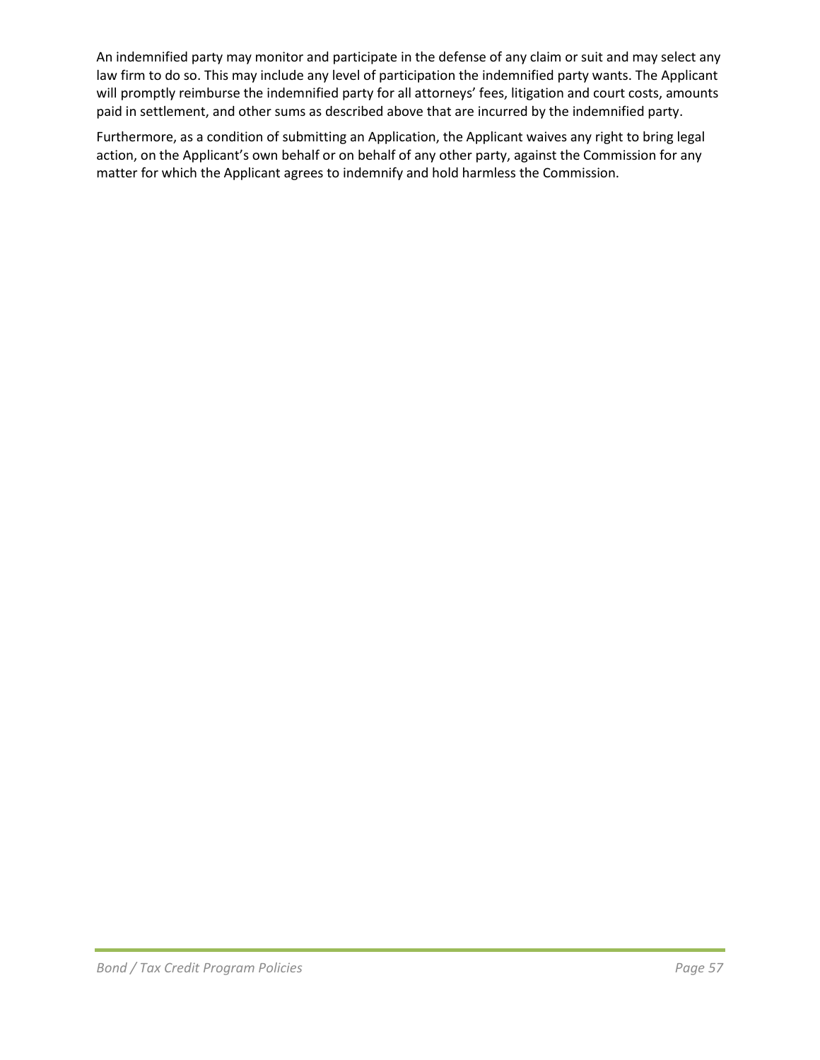An indemnified party may monitor and participate in the defense of any claim or suit and may select any law firm to do so. This may include any level of participation the indemnified party wants. The Applicant will promptly reimburse the indemnified party for all attorneys' fees, litigation and court costs, amounts paid in settlement, and other sums as described above that are incurred by the indemnified party.

Furthermore, as a condition of submitting an Application, the Applicant waives any right to bring legal action, on the Applicant's own behalf or on behalf of any other party, against the Commission for any matter for which the Applicant agrees to indemnify and hold harmless the Commission.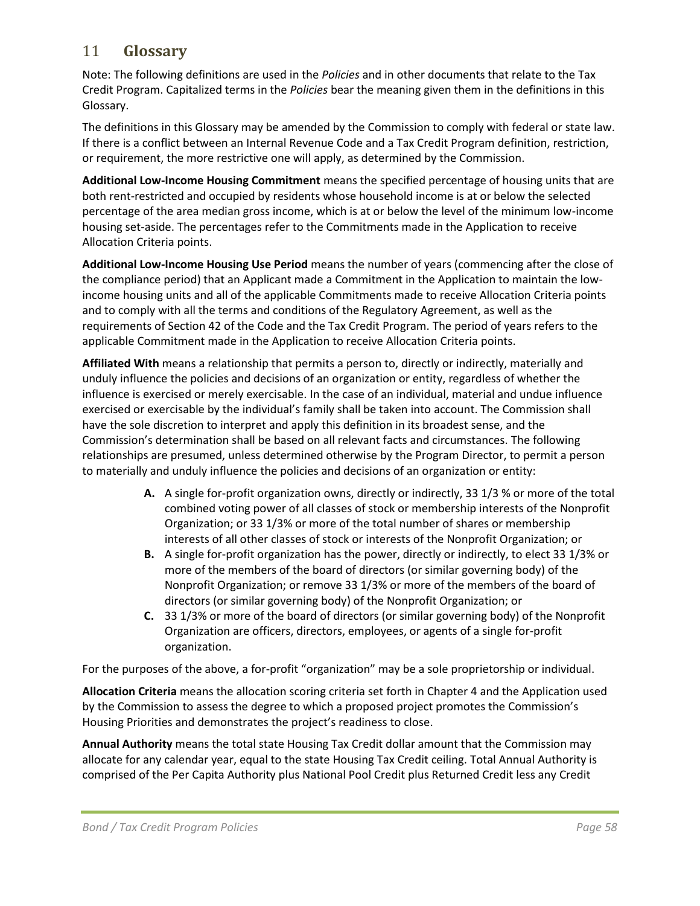# 11 Glossary

Note: The following definitions are used in the *Policies* and in other documents that relate to the Tax Credit Program. Capitalized terms in the *Policies* bear the meaning given them in the definitions in this Glossary.

The definitions in this Glossary may be amended by the Commission to comply with federal or state law. If there is a conflict between an Internal Revenue Code and a Tax Credit Program definition, restriction, or requirement, the more restrictive one will apply, as determined by the Commission.

**Additional Low-Income Housing Commitment** means the specified percentage of housing units that are both rent-restricted and occupied by residents whose household income is at or below the selected percentage of the area median gross income, which is at or below the level of the minimum low-income housing set-aside. The percentages refer to the Commitments made in the Application to receive Allocation Criteria points.

**Additional Low-Income Housing Use Period** means the number of years (commencing after the close of the compliance period) that an Applicant made a Commitment in the Application to maintain the low-income housing units and all of the applicable Commitments made to receive Allocation Criteria points and to comply with all the terms and conditions of the Regulatory Agreement, as well as the requirements of Section 42 of the Code and the Tax Credit Program. The period of years refers to the applicable Commitment made in the Application to receive Allocation Criteria points.

**Affiliated With** means a relationship that permits a person to, directly or indirectly, materially and unduly influence the policies and decisions of an organization or entity, regardless of whether the influence is exercised or merely exercisable. In the case of an individual, material and undue influence exercised or exercisable by the individual's family shall be taken into account. The Commission shall have the sole discretion to interpret and apply this definition in its broadest sense, and the Commission's determination shall be based on all relevant facts and circumstances. The following relationships are presumed, unless determined otherwise by the Program Director, to permit a person to materially and unduly influence the policies and decisions of an organization or entity:

- **A.** A single for-profit organization owns, directly or indirectly, 33 1/3 % or more of the total combined voting power of all classes of stock or membership interests of the Nonprofit Organization; or 33 1/3% or more of the total number of shares or membership interests of all other classes of stock or interests of the Nonprofit Organization; or
- **B.** A single for-profit organization has the power, directly or indirectly, to elect 33 1/3% or more of the members of the board of directors (or similar governing body) of the Nonprofit Organization; or remove 33 1/3% or more of the members of the board of directors (or similar governing body) of the Nonprofit Organization; or
- **C.** 33 1/3% or more of the board of directors (or similar governing body) of the Nonprofit Organization are officers, directors, employees, or agents of a single for-profit organization.

For the purposes of the above, a for-profit "organization" may be a sole proprietorship or individual.

**Allocation Criteria** means the allocation scoring criteria set forth in Chapter 4 and the Application used by the Commission to assess the degree to which a proposed project promotes the Commission's Housing Priorities and demonstrates the project's readiness to close.

**Annual Authority** means the total state Housing Tax Credit dollar amount that the Commission may allocate for any calendar year, equal to the state Housing Tax Credit ceiling. Total Annual Authority is comprised of the Per Capita Authority plus National Pool Credit plus Returned Credit less any Credit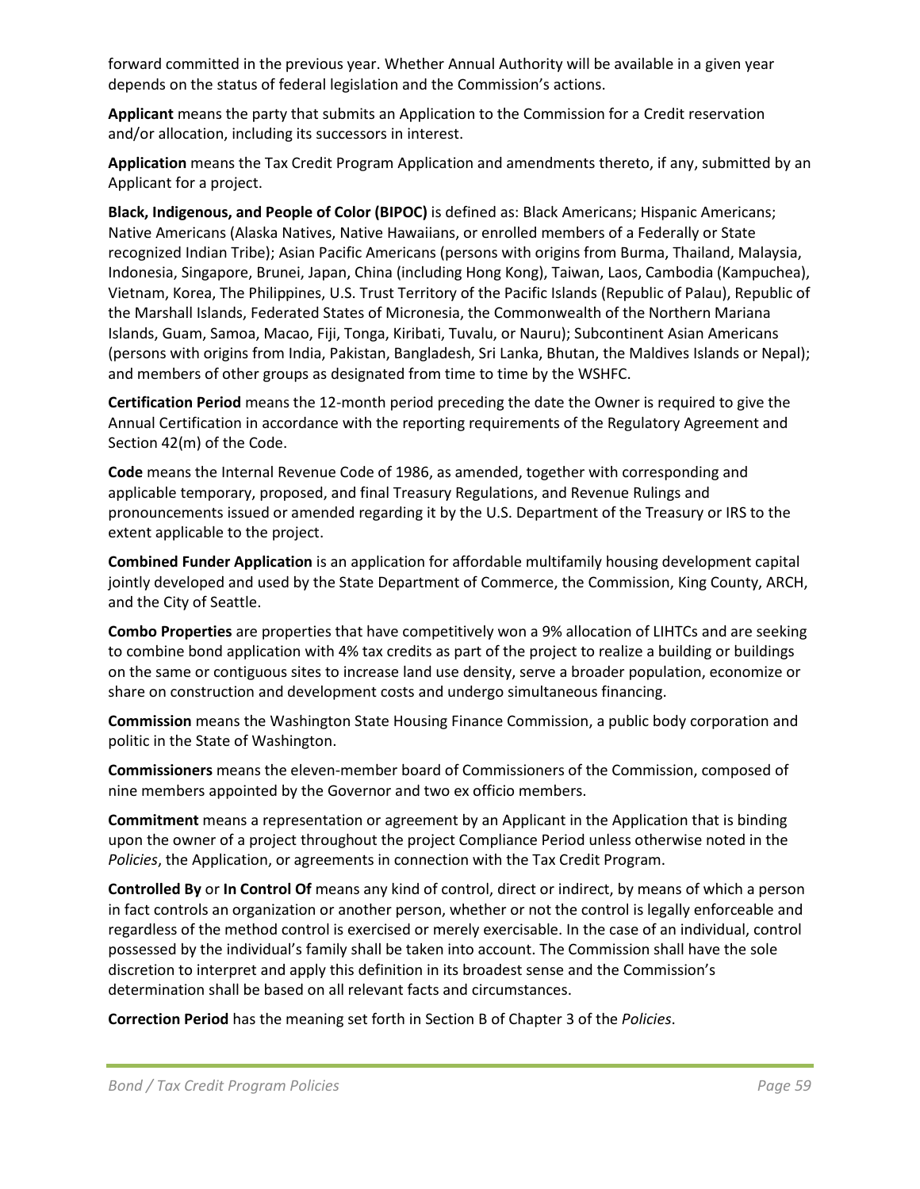forward committed in the previous year. Whether Annual Authority will be available in a given year depends on the status of federal legislation and the Commission's actions.

**Applicant** means the party that submits an Application to the Commission for a Credit reservation and/or allocation, including its successors in interest.

**Application** means the Tax Credit Program Application and amendments thereto, if any, submitted by an Applicant for a project.

**Black, Indigenous, and People of Color (BIPOC)** is defined as: Black Americans; Hispanic Americans; Native Americans (Alaska Natives, Native Hawaiians, or enrolled members of a Federally or State recognized Indian Tribe); Asian Pacific Americans (persons with origins from Burma, Thailand, Malaysia, Indonesia, Singapore, Brunei, Japan, China (including Hong Kong), Taiwan, Laos, Cambodia (Kampuchea), Vietnam, Korea, The Philippines, U.S. Trust Territory of the Pacific Islands (Republic of Palau), Republic of the Marshall Islands, Federated States of Micronesia, the Commonwealth of the Northern Mariana Islands, Guam, Samoa, Macao, Fiji, Tonga, Kiribati, Tuvalu, or Nauru); Subcontinent Asian Americans (persons with origins from India, Pakistan, Bangladesh, Sri Lanka, Bhutan, the Maldives Islands or Nepal); and members of other groups as designated from time to time by the WSHFC.

**Certification Period** means the 12-month period preceding the date the Owner is required to give the Annual Certification in accordance with the reporting requirements of the Regulatory Agreement and Section 42(m) of the Code.

**Code** means the Internal Revenue Code of 1986, as amended, together with corresponding and applicable temporary, proposed, and final Treasury Regulations, and Revenue Rulings and pronouncements issued or amended regarding it by the U.S. Department of the Treasury or IRS to the extent applicable to the project.

**Combined Funder Application** is an application for affordable multifamily housing development capital jointly developed and used by the State Department of Commerce, the Commission, King County, ARCH, and the City of Seattle.

**Combo Properties** are properties that have competitively won a 9% allocation of LIHTCs and are seeking to combine bond application with 4% tax credits as part of the project to realize a building or buildings on the same or contiguous sites to increase land use density, serve a broader population, economize or share on construction and development costs and undergo simultaneous financing.

**Commission** means the Washington State Housing Finance Commission, a public body corporation and politic in the State of Washington.

**Commissioners** means the eleven-member board of Commissioners of the Commission, composed of nine members appointed by the Governor and two ex officio members.

**Commitment** means a representation or agreement by an Applicant in the Application that is binding upon the owner of a project throughout the project Compliance Period unless otherwise noted in the *Policies*, the Application, or agreements in connection with the Tax Credit Program.

**Controlled By** or **In Control Of** means any kind of control, direct or indirect, by means of which a person in fact controls an organization or another person, whether or not the control is legally enforceable and regardless of the method control is exercised or merely exercisable. In the case of an individual, control possessed by the individual's family shall be taken into account. The Commission shall have the sole discretion to interpret and apply this definition in its broadest sense and the Commission's determination shall be based on all relevant facts and circumstances.

**Correction Period** has the meaning set forth in Section B of Chapter 3 of the *Policies*.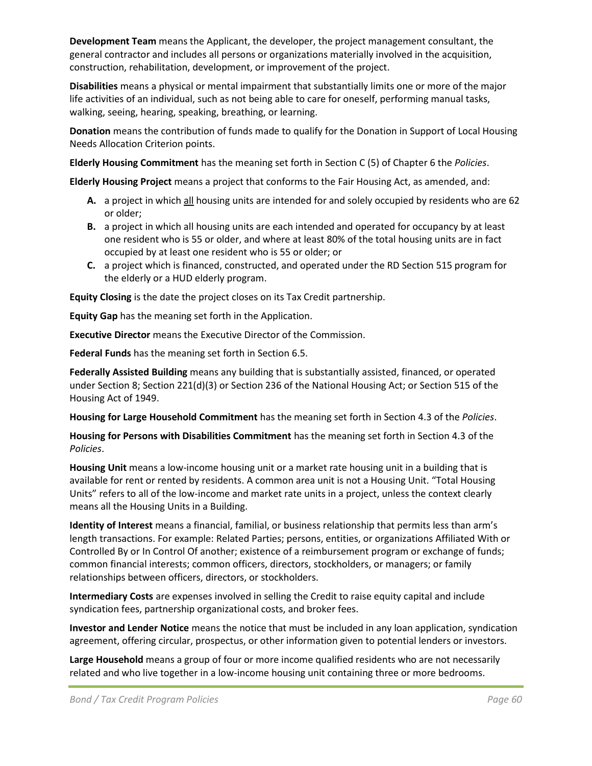**Development Team** means the Applicant, the developer, the project management consultant, the general contractor and includes all persons or organizations materially involved in the acquisition, construction, rehabilitation, development, or improvement of the project.

**Disabilities** means a physical or mental impairment that substantially limits one or more of the major life activities of an individual, such as not being able to care for oneself, performing manual tasks, walking, seeing, hearing, speaking, breathing, or learning.

**Donation** means the contribution of funds made to qualify for the Donation in Support of Local Housing Needs Allocation Criterion points.

**Elderly Housing Commitment** has the meaning set forth in Section C (5) of Chapter 6 the *Policies*.

**Elderly Housing Project** means a project that conforms to the Fair Housing Act, as amended, and:

- **A.** a project in which all housing units are intended for and solely occupied by residents who are 62 or older;
- **B.** a project in which all housing units are each intended and operated for occupancy by at least one resident who is 55 or older, and where at least 80% of the total housing units are in fact occupied by at least one resident who is 55 or older; or
- **C.** a project which is financed, constructed, and operated under the RD Section 515 program for the elderly or a HUD elderly program.

**Equity Closing** is the date the project closes on its Tax Credit partnership.

**Equity Gap** has the meaning set forth in the Application.

**Executive Director** means the Executive Director of the Commission.

**Federal Funds** has the meaning set forth in Section 6.5.

**Federally Assisted Building** means any building that is substantially assisted, financed, or operated under Section 8; Section 221(d)(3) or Section 236 of the National Housing Act; or Section 515 of the Housing Act of 1949.

**Housing for Large Household Commitment** has the meaning set forth in Section 4.3 of the *Policies*.

**Housing for Persons with Disabilities Commitment** has the meaning set forth in Section 4.3 of the *Policies*.

**Housing Unit** means a low-income housing unit or a market rate housing unit in a building that is available for rent or rented by residents. A common area unit is not a Housing Unit. "Total Housing Units" refers to all of the low-income and market rate units in a project, unless the context clearly means all the Housing Units in a Building.

**Identity of Interest** means a financial, familial, or business relationship that permits less than arm's length transactions. For example: Related Parties; persons, entities, or organizations Affiliated With or Controlled By or In Control Of another; existence of a reimbursement program or exchange of funds; common financial interests; common officers, directors, stockholders, or managers; or family relationships between officers, directors, or stockholders.

**Intermediary Costs** are expenses involved in selling the Credit to raise equity capital and include syndication fees, partnership organizational costs, and broker fees.

**Investor and Lender Notice** means the notice that must be included in any loan application, syndication agreement, offering circular, prospectus, or other information given to potential lenders or investors.

**Large Household** means a group of four or more income qualified residents who are not necessarily related and who live together in a low-income housing unit containing three or more bedrooms.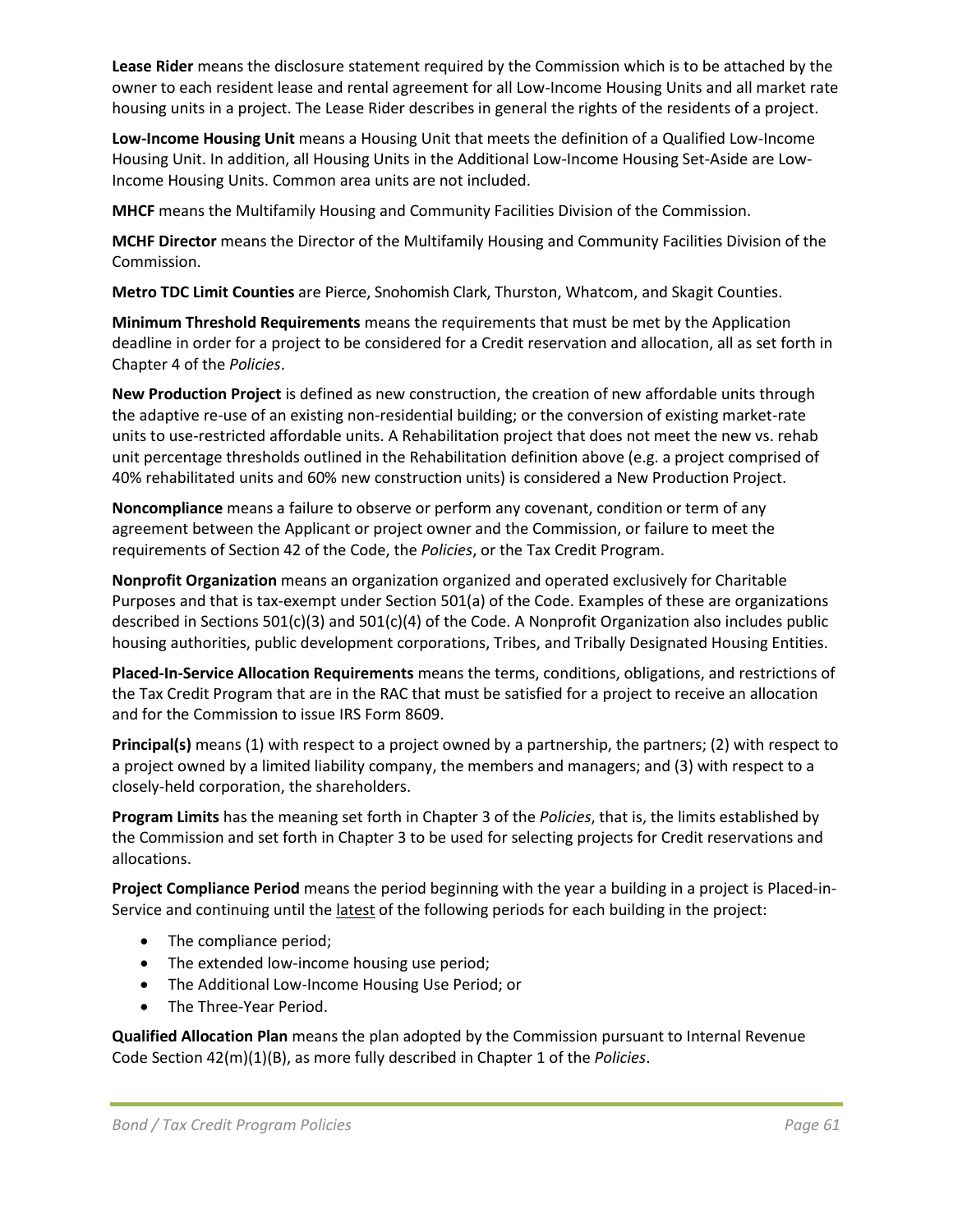**Lease Rider** means the disclosure statement required by the Commission which is to be attached by the owner to each resident lease and rental agreement for all Low-Income Housing Units and all market rate housing units in a project. The Lease Rider describes in general the rights of the residents of a project.

**Low-Income Housing Unit** means a Housing Unit that meets the definition of a Qualified Low-Income Housing Unit. In addition, all Housing Units in the Additional Low-Income Housing Set-Aside are Low-Income Housing Units. Common area units are not included.

**MHCF** means the Multifamily Housing and Community Facilities Division of the Commission.

**MCHF Director** means the Director of the Multifamily Housing and Community Facilities Division of the Commission.

**Metro TDC Limit Counties** are Pierce, Snohomish Clark, Thurston, Whatcom, and Skagit Counties.

**Minimum Threshold Requirements** means the requirements that must be met by the Application deadline in order for a project to be considered for a Credit reservation and allocation, all as set forth in Chapter 4 of the *Policies*.

**New Production Project** is defined as new construction, the creation of new affordable units through the adaptive re-use of an existing non-residential building; or the conversion of existing market-rate units to use-restricted affordable units. A Rehabilitation project that does not meet the new vs. rehab unit percentage thresholds outlined in the Rehabilitation definition above (e.g. a project comprised of 40% rehabilitated units and 60% new construction units) is considered a New Production Project.

**Noncompliance** means a failure to observe or perform any covenant, condition or term of any agreement between the Applicant or project owner and the Commission, or failure to meet the requirements of Section 42 of the Code, the *Policies*, or the Tax Credit Program.

**Nonprofit Organization** means an organization organized and operated exclusively for Charitable Purposes and that is tax-exempt under Section 501(a) of the Code. Examples of these are organizations described in Sections 501(c)(3) and 501(c)(4) of the Code. A Nonprofit Organization also includes public housing authorities, public development corporations, Tribes, and Tribally Designated Housing Entities.

**Placed-In-Service Allocation Requirements** means the terms, conditions, obligations, and restrictions of the Tax Credit Program that are in the RAC that must be satisfied for a project to receive an allocation and for the Commission to issue IRS Form 8609.

**Principal(s)** means (1) with respect to a project owned by a partnership, the partners; (2) with respect to a project owned by a limited liability company, the members and managers; and (3) with respect to a closely-held corporation, the shareholders.

**Program Limits** has the meaning set forth in Chapter 3 of the *Policies*, that is, the limits established by the Commission and set forth in Chapter 3 to be used for selecting projects for Credit reservations and allocations.

**Project Compliance Period** means the period beginning with the year a building in a project is Placed-in-Service and continuing until the latest of the following periods for each building in the project:

- The compliance period;
- The extended low-income housing use period;
- The Additional Low-Income Housing Use Period; or
- The Three-Year Period.

**Qualified Allocation Plan** means the plan adopted by the Commission pursuant to Internal Revenue Code Section 42(m)(1)(B), as more fully described in Chapter 1 of the *Policies*.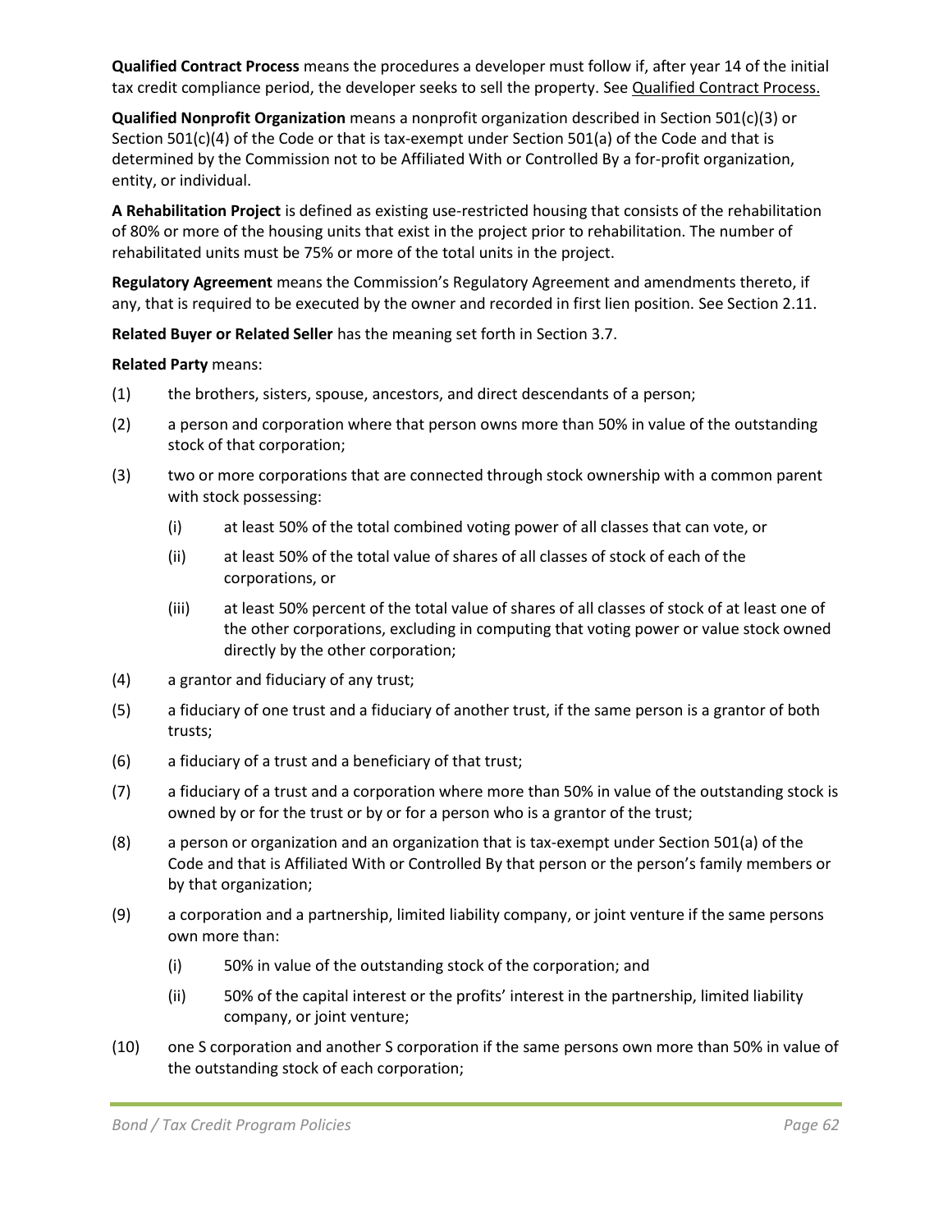**Qualified Contract Process** means the procedures a developer must follow if, after year 14 of the initial tax credit compliance period, the developer seeks to sell the property. See Qualified Contract Process.

**Qualified Nonprofit Organization** means a nonprofit organization described in Section 501(c)(3) or Section 501(c)(4) of the Code or that is tax-exempt under Section 501(a) of the Code and that is determined by the Commission not to be Affiliated With or Controlled By a for-profit organization, entity, or individual.

**A Rehabilitation Project** is defined as existing use-restricted housing that consists of the rehabilitation of 80% or more of the housing units that exist in the project prior to rehabilitation. The number of rehabilitated units must be 75% or more of the total units in the project.

**Regulatory Agreement** means the Commission's Regulatory Agreement and amendments thereto, if any, that is required to be executed by the owner and recorded in first lien position. See Section 2.11.

**Related Buyer or Related Seller** has the meaning set forth in Section 3.7.

**Related Party** means:

(1) the brothers, sisters, spouse, ancestors, and direct descendants of a person;

(2) a person and corporation where that person owns more than 50% in value of the outstanding stock of that corporation;

(3) two or more corporations that are connected through stock ownership with a common parent with stock possessing:

  (i) at least 50% of the total combined voting power of all classes that can vote, or

  (ii) at least 50% of the total value of shares of all classes of stock of each of the corporations, or

  (iii) at least 50% percent of the total value of shares of all classes of stock of at least one of the other corporations, excluding in computing that voting power or value stock owned directly by the other corporation;

(4) a grantor and fiduciary of any trust;

(5) a fiduciary of one trust and a fiduciary of another trust, if the same person is a grantor of both trusts;

(6) a fiduciary of a trust and a beneficiary of that trust;

(7) a fiduciary of a trust and a corporation where more than 50% in value of the outstanding stock is owned by or for the trust or by or for a person who is a grantor of the trust;

(8) a person or organization and an organization that is tax-exempt under Section 501(a) of the Code and that is Affiliated With or Controlled By that person or the person's family members or by that organization;

(9) a corporation and a partnership, limited liability company, or joint venture if the same persons own more than:

  (i) 50% in value of the outstanding stock of the corporation; and

  (ii) 50% of the capital interest or the profits' interest in the partnership, limited liability company, or joint venture;

(10) one S corporation and another S corporation if the same persons own more than 50% in value of the outstanding stock of each corporation;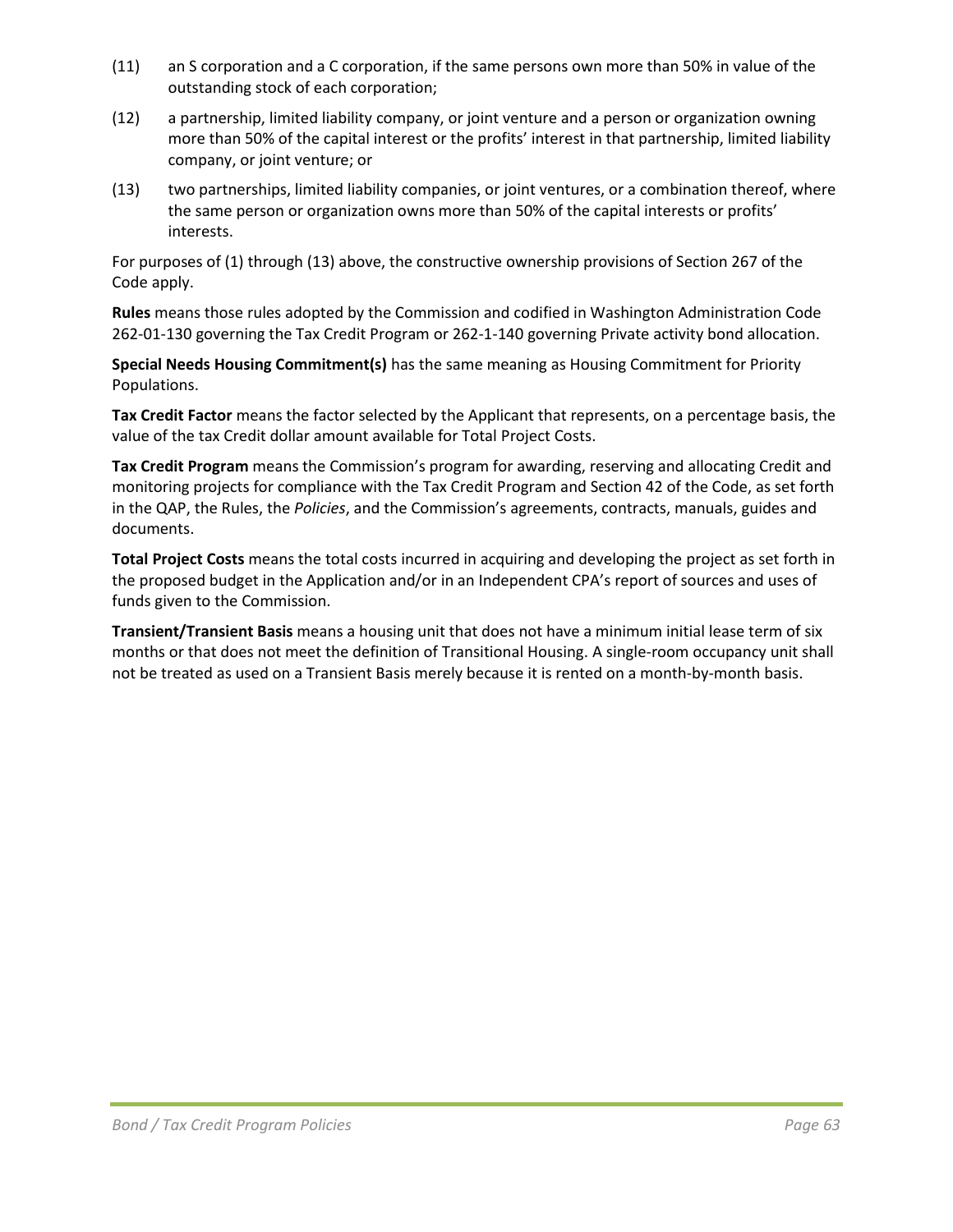(11) an S corporation and a C corporation, if the same persons own more than 50% in value of the outstanding stock of each corporation;

(12) a partnership, limited liability company, or joint venture and a person or organization owning more than 50% of the capital interest or the profits' interest in that partnership, limited liability company, or joint venture; or

(13) two partnerships, limited liability companies, or joint ventures, or a combination thereof, where the same person or organization owns more than 50% of the capital interests or profits' interests.

For purposes of (1) through (13) above, the constructive ownership provisions of Section 267 of the Code apply.

**Rules** means those rules adopted by the Commission and codified in Washington Administration Code 262-01-130 governing the Tax Credit Program or 262-1-140 governing Private activity bond allocation.

**Special Needs Housing Commitment(s)** has the same meaning as Housing Commitment for Priority Populations.

**Tax Credit Factor** means the factor selected by the Applicant that represents, on a percentage basis, the value of the tax Credit dollar amount available for Total Project Costs.

**Tax Credit Program** means the Commission's program for awarding, reserving and allocating Credit and monitoring projects for compliance with the Tax Credit Program and Section 42 of the Code, as set forth in the QAP, the Rules, the *Policies*, and the Commission's agreements, contracts, manuals, guides and documents.

**Total Project Costs** means the total costs incurred in acquiring and developing the project as set forth in the proposed budget in the Application and/or in an Independent CPA's report of sources and uses of funds given to the Commission.

**Transient/Transient Basis** means a housing unit that does not have a minimum initial lease term of six months or that does not meet the definition of Transitional Housing. A single-room occupancy unit shall not be treated as used on a Transient Basis merely because it is rented on a month-by-month basis.